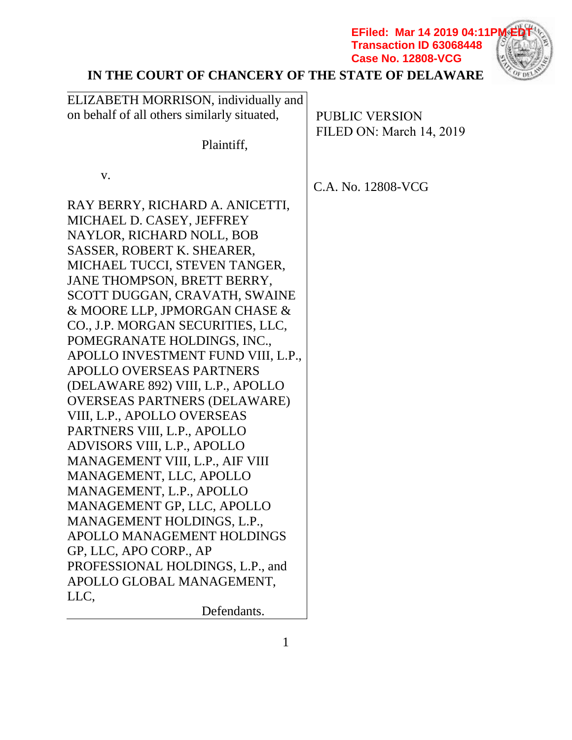EFiled: Mar 14 2019 04:11PM EDT
Transaction ID 63068448
Case No. 12808-VCG

# IN THE COURT OF CHANCERY OF THE STATE OF DELAWARE

| | |
|---|---|
| ELIZABETH MORRISON, individually and on behalf of all others similarly situated,<br><br>Plaintiff,<br><br>v.<br><br>RAY BERRY, RICHARD A. ANICETTI, MICHAEL D. CASEY, JEFFREY NAYLOR, RICHARD NOLL, BOB SASSER, ROBERT K. SHEARER, MICHAEL TUCCI, STEVEN TANGER, JANE THOMPSON, BRETT BERRY, SCOTT DUGGAN, CRAVATH, SWAINE & MOORE LLP, JPMORGAN CHASE & CO., J.P. MORGAN SECURITIES, LLC, POMEGRANATE HOLDINGS, INC., APOLLO INVESTMENT FUND VIII, L.P., APOLLO OVERSEAS PARTNERS (DELAWARE 892) VIII, L.P., APOLLO OVERSEAS PARTNERS (DELAWARE) VIII, L.P., APOLLO OVERSEAS PARTNERS VIII, L.P., APOLLO ADVISORS VIII, L.P., APOLLO MANAGEMENT VIII, L.P., AIF VIII MANAGEMENT, LLC, APOLLO MANAGEMENT, L.P., APOLLO MANAGEMENT GP, LLC, APOLLO MANAGEMENT HOLDINGS, L.P., APOLLO MANAGEMENT HOLDINGS GP, LLC, APO CORP., AP PROFESSIONAL HOLDINGS, L.P., and APOLLO GLOBAL MANAGEMENT, LLC,<br><br>Defendants. | PUBLIC VERSION<br>FILED ON: March 14, 2019<br><br>C.A. No. 12808-VCG |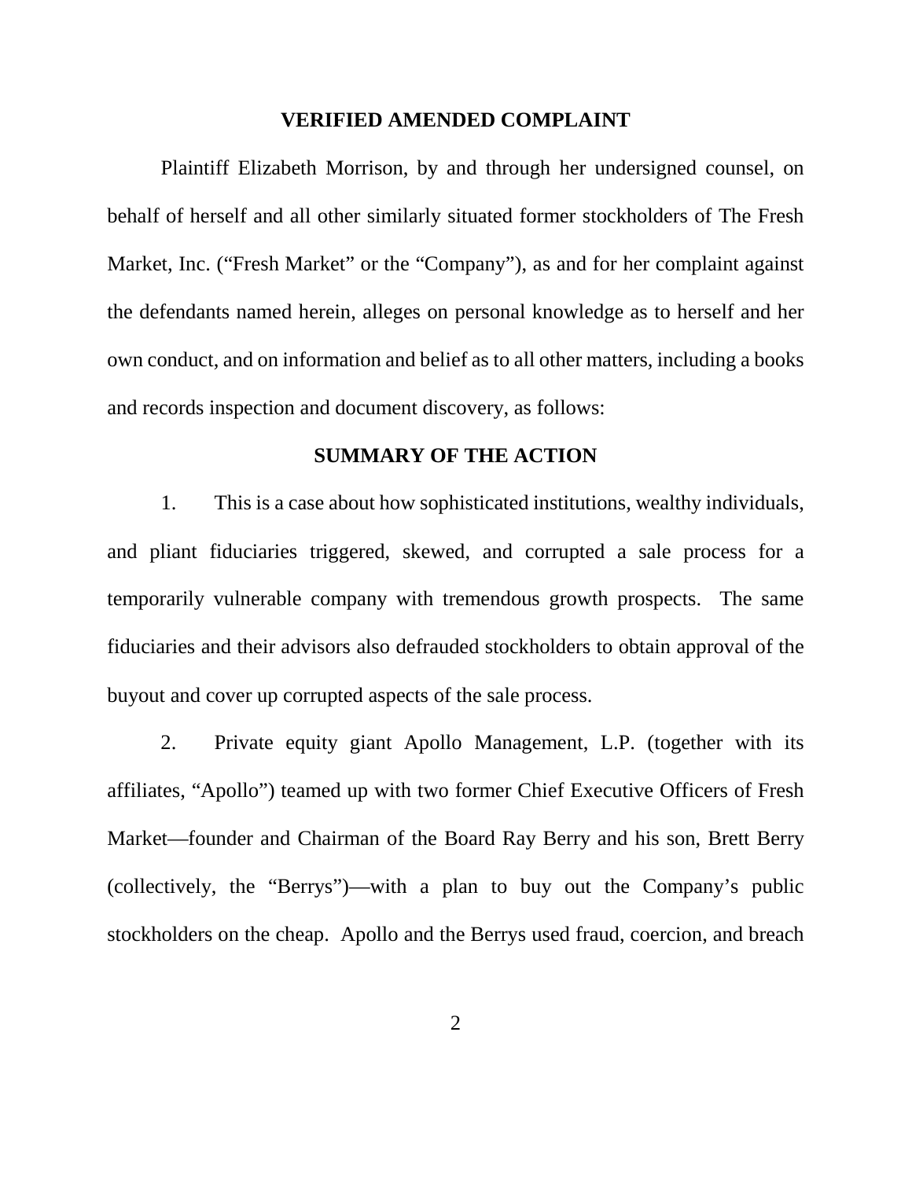# VERIFIED AMENDED COMPLAINT

Plaintiff Elizabeth Morrison, by and through her undersigned counsel, on behalf of herself and all other similarly situated former stockholders of The Fresh Market, Inc. ("Fresh Market" or the "Company"), as and for her complaint against the defendants named herein, alleges on personal knowledge as to herself and her own conduct, and on information and belief as to all other matters, including a books and records inspection and document discovery, as follows:

## SUMMARY OF THE ACTION

1. This is a case about how sophisticated institutions, wealthy individuals, and pliant fiduciaries triggered, skewed, and corrupted a sale process for a temporarily vulnerable company with tremendous growth prospects. The same fiduciaries and their advisors also defrauded stockholders to obtain approval of the buyout and cover up corrupted aspects of the sale process.

2. Private equity giant Apollo Management, L.P. (together with its affiliates, "Apollo") teamed up with two former Chief Executive Officers of Fresh Market—founder and Chairman of the Board Ray Berry and his son, Brett Berry (collectively, the "Berrys")—with a plan to buy out the Company's public stockholders on the cheap. Apollo and the Berrys used fraud, coercion, and breach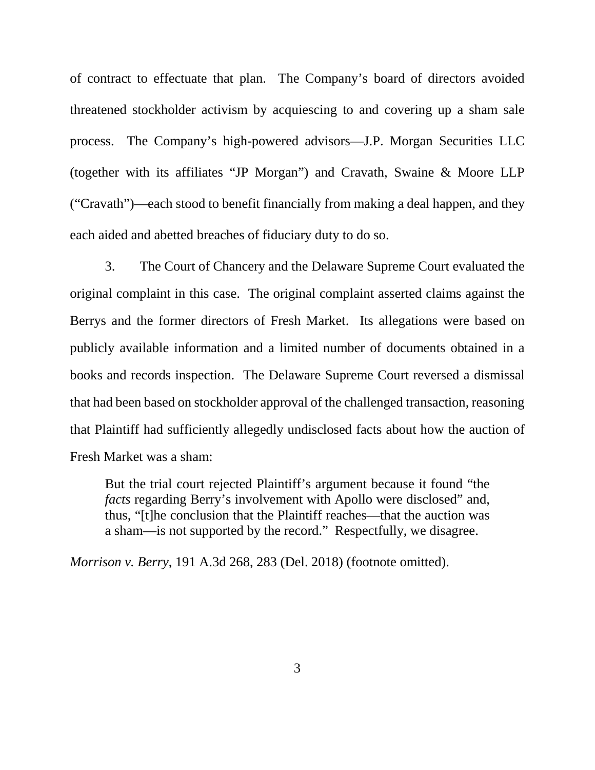of contract to effectuate that plan. The Company's board of directors avoided threatened stockholder activism by acquiescing to and covering up a sham sale process. The Company's high-powered advisors—J.P. Morgan Securities LLC (together with its affiliates "JP Morgan") and Cravath, Swaine & Moore LLP ("Cravath")—each stood to benefit financially from making a deal happen, and they each aided and abetted breaches of fiduciary duty to do so.

3. The Court of Chancery and the Delaware Supreme Court evaluated the original complaint in this case. The original complaint asserted claims against the Berrys and the former directors of Fresh Market. Its allegations were based on publicly available information and a limited number of documents obtained in a books and records inspection. The Delaware Supreme Court reversed a dismissal that had been based on stockholder approval of the challenged transaction, reasoning that Plaintiff had sufficiently allegedly undisclosed facts about how the auction of Fresh Market was a sham:

> But the trial court rejected Plaintiff's argument because it found "the *facts* regarding Berry's involvement with Apollo were disclosed" and, thus, "[t]he conclusion that the Plaintiff reaches—that the auction was a sham—is not supported by the record." Respectfully, we disagree.

*Morrison v. Berry*, 191 A.3d 268, 283 (Del. 2018) (footnote omitted).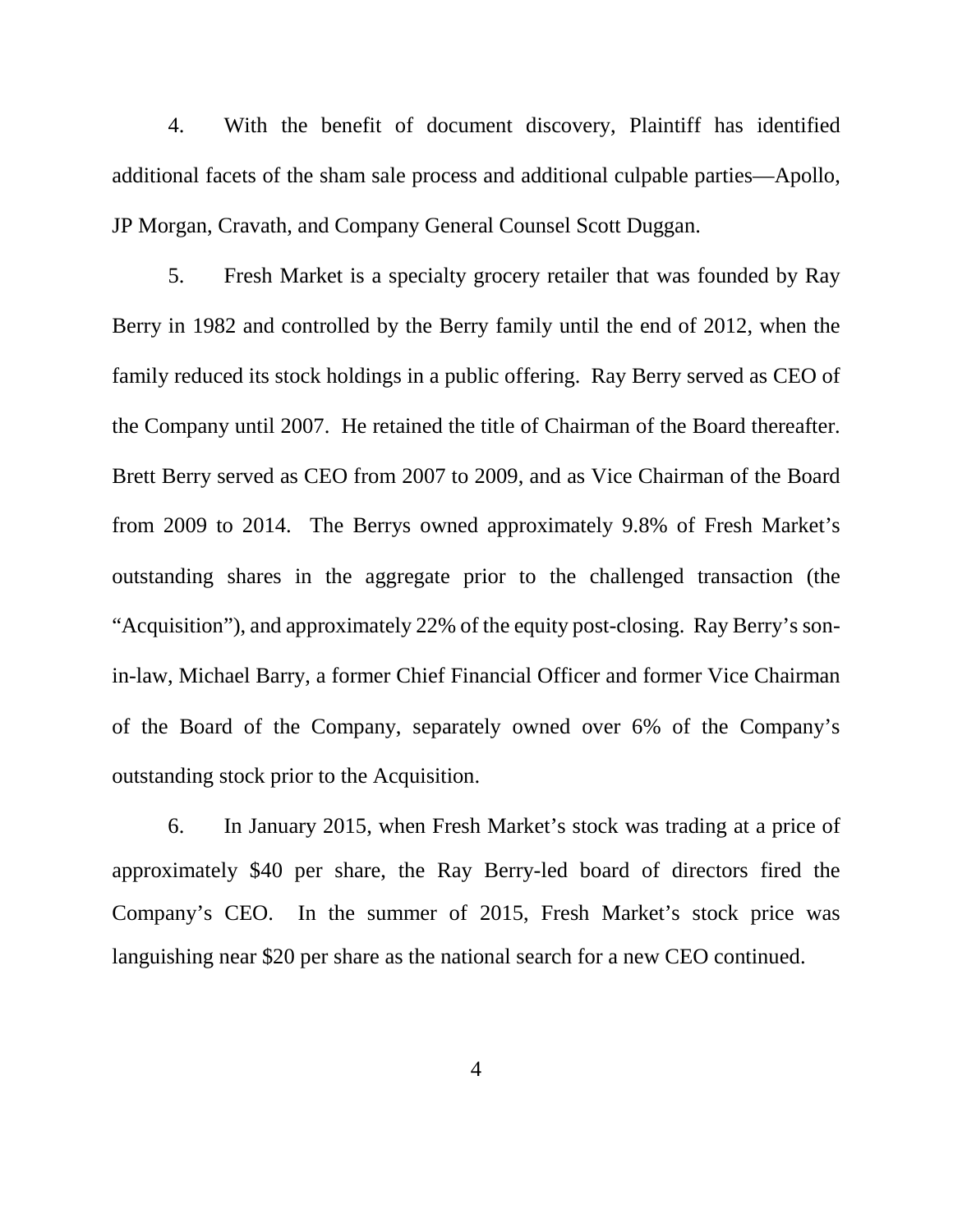4. With the benefit of document discovery, Plaintiff has identified additional facets of the sham sale process and additional culpable parties—Apollo, JP Morgan, Cravath, and Company General Counsel Scott Duggan.

5. Fresh Market is a specialty grocery retailer that was founded by Ray Berry in 1982 and controlled by the Berry family until the end of 2012, when the family reduced its stock holdings in a public offering. Ray Berry served as CEO of the Company until 2007. He retained the title of Chairman of the Board thereafter. Brett Berry served as CEO from 2007 to 2009, and as Vice Chairman of the Board from 2009 to 2014. The Berrys owned approximately 9.8% of Fresh Market's outstanding shares in the aggregate prior to the challenged transaction (the "Acquisition"), and approximately 22% of the equity post-closing. Ray Berry's son-in-law, Michael Barry, a former Chief Financial Officer and former Vice Chairman of the Board of the Company, separately owned over 6% of the Company's outstanding stock prior to the Acquisition.

6. In January 2015, when Fresh Market's stock was trading at a price of approximately $40 per share, the Ray Berry-led board of directors fired the Company's CEO. In the summer of 2015, Fresh Market's stock price was languishing near $20 per share as the national search for a new CEO continued.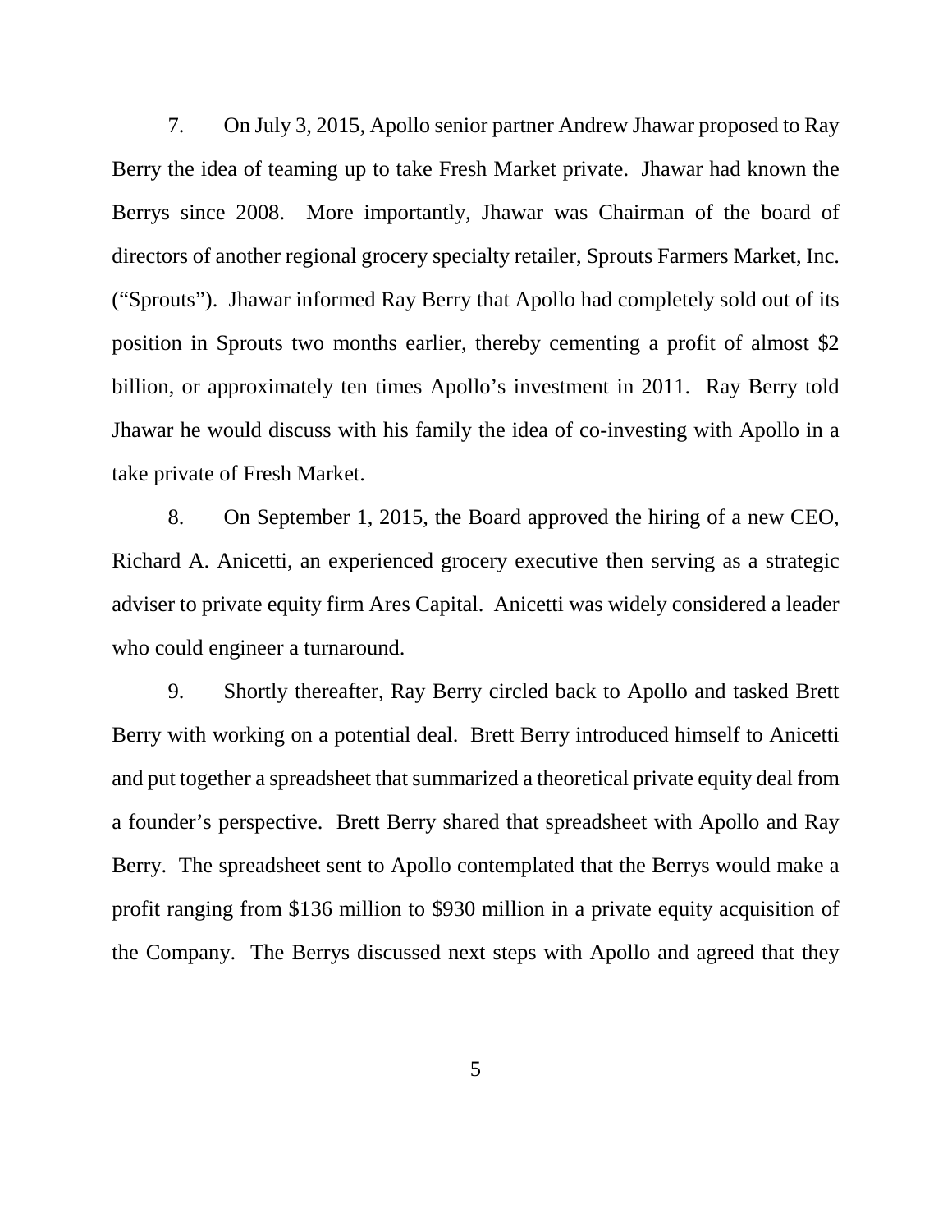7. On July 3, 2015, Apollo senior partner Andrew Jhawar proposed to Ray Berry the idea of teaming up to take Fresh Market private. Jhawar had known the Berrys since 2008. More importantly, Jhawar was Chairman of the board of directors of another regional grocery specialty retailer, Sprouts Farmers Market, Inc. ("Sprouts"). Jhawar informed Ray Berry that Apollo had completely sold out of its position in Sprouts two months earlier, thereby cementing a profit of almost $2 billion, or approximately ten times Apollo's investment in 2011. Ray Berry told Jhawar he would discuss with his family the idea of co-investing with Apollo in a take private of Fresh Market.

8. On September 1, 2015, the Board approved the hiring of a new CEO, Richard A. Anicetti, an experienced grocery executive then serving as a strategic adviser to private equity firm Ares Capital. Anicetti was widely considered a leader who could engineer a turnaround.

9. Shortly thereafter, Ray Berry circled back to Apollo and tasked Brett Berry with working on a potential deal. Brett Berry introduced himself to Anicetti and put together a spreadsheet that summarized a theoretical private equity deal from a founder's perspective. Brett Berry shared that spreadsheet with Apollo and Ray Berry. The spreadsheet sent to Apollo contemplated that the Berrys would make a profit ranging from $136 million to $930 million in a private equity acquisition of the Company. The Berrys discussed next steps with Apollo and agreed that they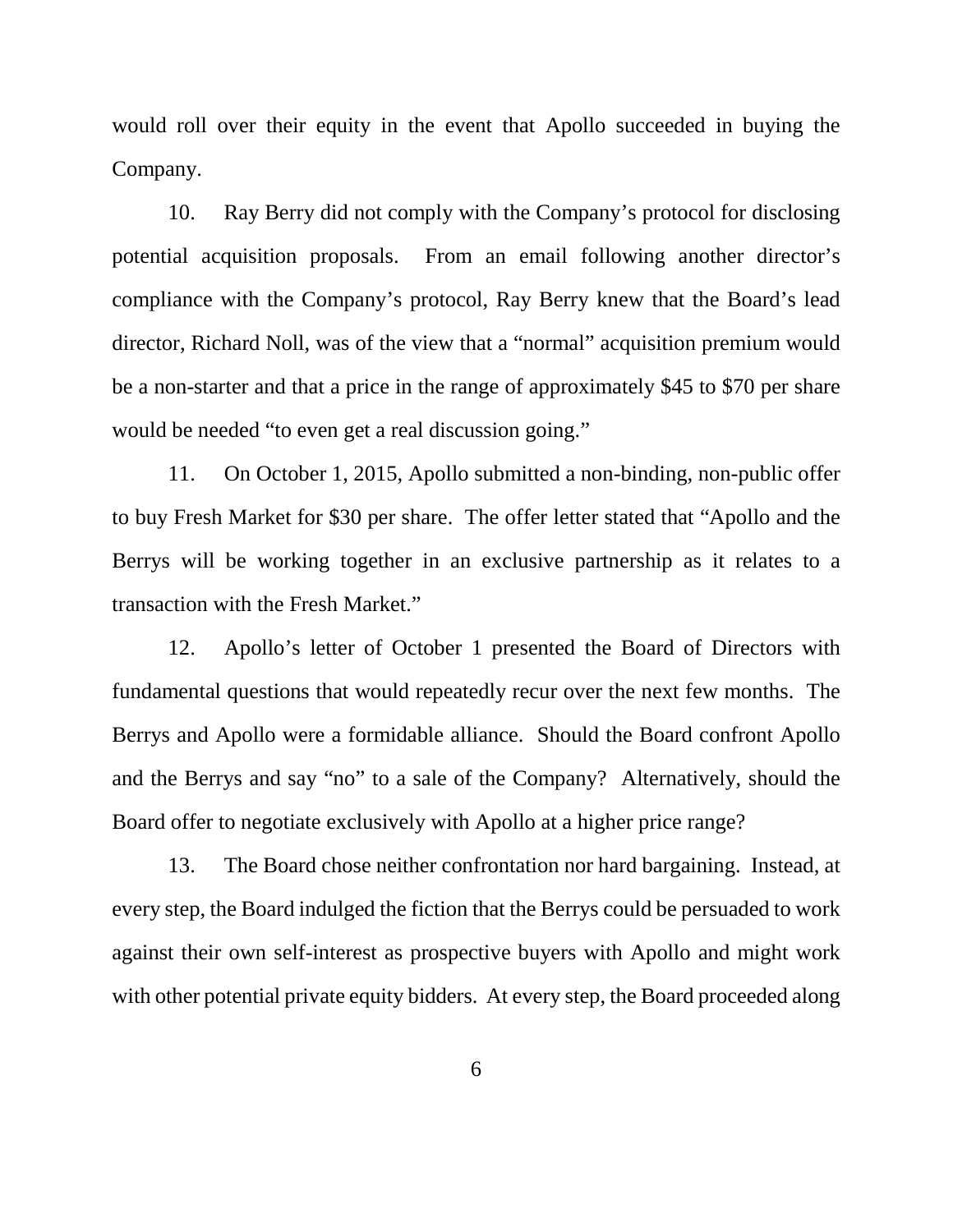would roll over their equity in the event that Apollo succeeded in buying the Company.

10. Ray Berry did not comply with the Company's protocol for disclosing potential acquisition proposals. From an email following another director's compliance with the Company's protocol, Ray Berry knew that the Board's lead director, Richard Noll, was of the view that a "normal" acquisition premium would be a non-starter and that a price in the range of approximately $45 to $70 per share would be needed "to even get a real discussion going."

11. On October 1, 2015, Apollo submitted a non-binding, non-public offer to buy Fresh Market for $30 per share. The offer letter stated that "Apollo and the Berrys will be working together in an exclusive partnership as it relates to a transaction with the Fresh Market."

12. Apollo's letter of October 1 presented the Board of Directors with fundamental questions that would repeatedly recur over the next few months. The Berrys and Apollo were a formidable alliance. Should the Board confront Apollo and the Berrys and say "no" to a sale of the Company? Alternatively, should the Board offer to negotiate exclusively with Apollo at a higher price range?

13. The Board chose neither confrontation nor hard bargaining. Instead, at every step, the Board indulged the fiction that the Berrys could be persuaded to work against their own self-interest as prospective buyers with Apollo and might work with other potential private equity bidders. At every step, the Board proceeded along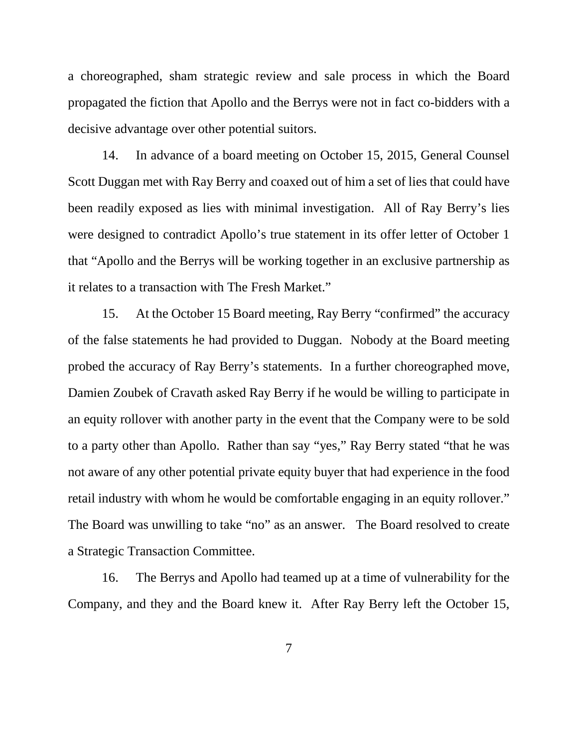a choreographed, sham strategic review and sale process in which the Board propagated the fiction that Apollo and the Berrys were not in fact co-bidders with a decisive advantage over other potential suitors.

14. In advance of a board meeting on October 15, 2015, General Counsel Scott Duggan met with Ray Berry and coaxed out of him a set of lies that could have been readily exposed as lies with minimal investigation. All of Ray Berry's lies were designed to contradict Apollo's true statement in its offer letter of October 1 that "Apollo and the Berrys will be working together in an exclusive partnership as it relates to a transaction with The Fresh Market."

15. At the October 15 Board meeting, Ray Berry "confirmed" the accuracy of the false statements he had provided to Duggan. Nobody at the Board meeting probed the accuracy of Ray Berry's statements. In a further choreographed move, Damien Zoubek of Cravath asked Ray Berry if he would be willing to participate in an equity rollover with another party in the event that the Company were to be sold to a party other than Apollo. Rather than say "yes," Ray Berry stated "that he was not aware of any other potential private equity buyer that had experience in the food retail industry with whom he would be comfortable engaging in an equity rollover." The Board was unwilling to take "no" as an answer. The Board resolved to create a Strategic Transaction Committee.

16. The Berrys and Apollo had teamed up at a time of vulnerability for the Company, and they and the Board knew it. After Ray Berry left the October 15,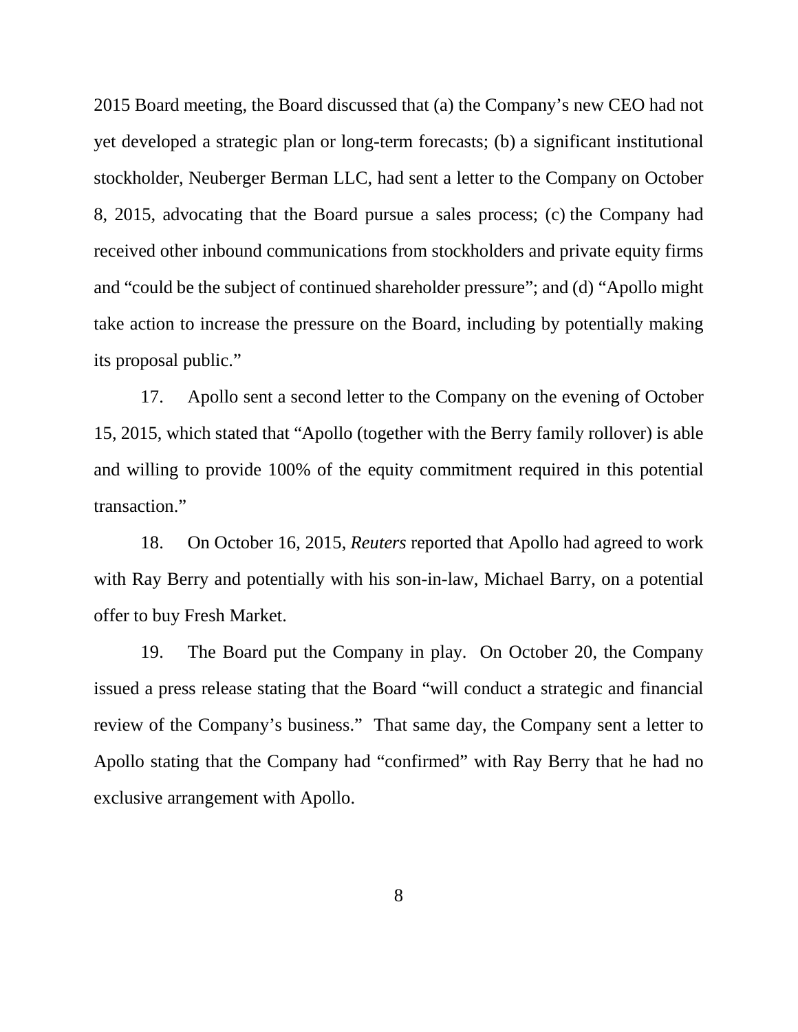2015 Board meeting, the Board discussed that (a) the Company's new CEO had not yet developed a strategic plan or long-term forecasts; (b) a significant institutional stockholder, Neuberger Berman LLC, had sent a letter to the Company on October 8, 2015, advocating that the Board pursue a sales process; (c) the Company had received other inbound communications from stockholders and private equity firms and "could be the subject of continued shareholder pressure"; and (d) "Apollo might take action to increase the pressure on the Board, including by potentially making its proposal public."

17. Apollo sent a second letter to the Company on the evening of October 15, 2015, which stated that "Apollo (together with the Berry family rollover) is able and willing to provide 100% of the equity commitment required in this potential transaction."

18. On October 16, 2015, *Reuters* reported that Apollo had agreed to work with Ray Berry and potentially with his son-in-law, Michael Barry, on a potential offer to buy Fresh Market.

19. The Board put the Company in play. On October 20, the Company issued a press release stating that the Board "will conduct a strategic and financial review of the Company's business." That same day, the Company sent a letter to Apollo stating that the Company had "confirmed" with Ray Berry that he had no exclusive arrangement with Apollo.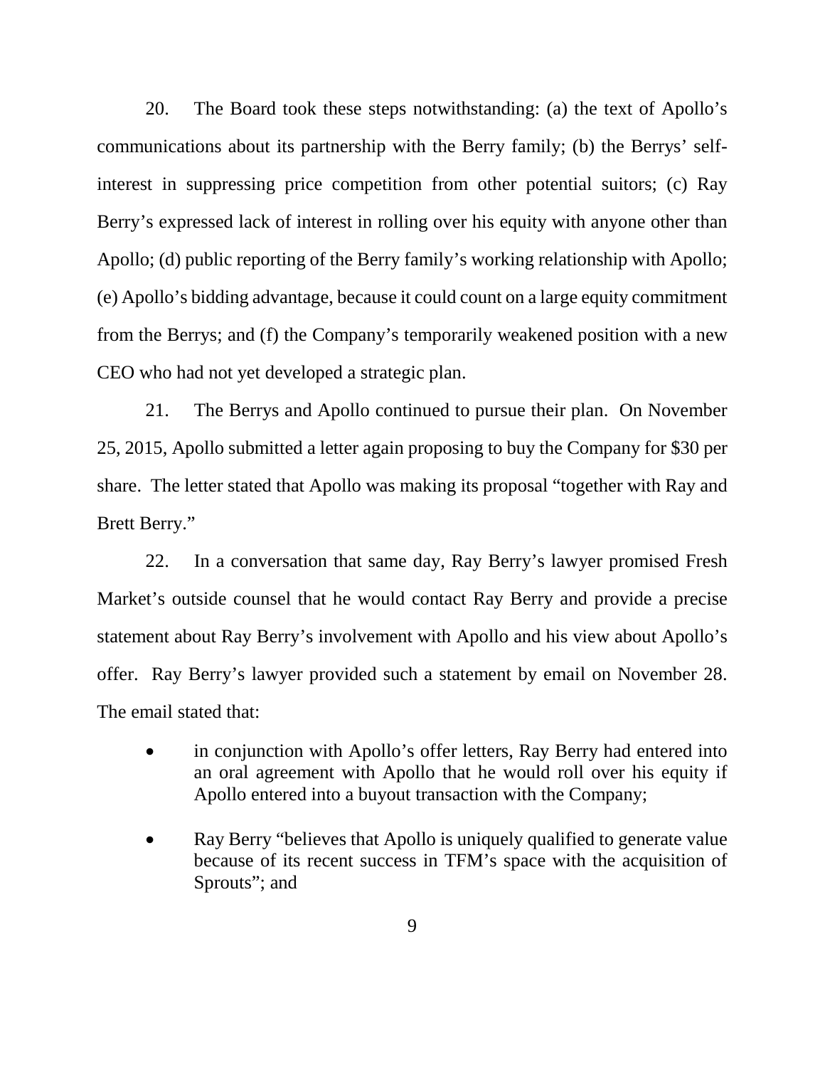20. The Board took these steps notwithstanding: (a) the text of Apollo's communications about its partnership with the Berry family; (b) the Berrys' self-interest in suppressing price competition from other potential suitors; (c) Ray Berry's expressed lack of interest in rolling over his equity with anyone other than Apollo; (d) public reporting of the Berry family's working relationship with Apollo; (e) Apollo's bidding advantage, because it could count on a large equity commitment from the Berrys; and (f) the Company's temporarily weakened position with a new CEO who had not yet developed a strategic plan.

21. The Berrys and Apollo continued to pursue their plan. On November 25, 2015, Apollo submitted a letter again proposing to buy the Company for $30 per share. The letter stated that Apollo was making its proposal "together with Ray and Brett Berry."

22. In a conversation that same day, Ray Berry's lawyer promised Fresh Market's outside counsel that he would contact Ray Berry and provide a precise statement about Ray Berry's involvement with Apollo and his view about Apollo's offer. Ray Berry's lawyer provided such a statement by email on November 28. The email stated that:

- in conjunction with Apollo's offer letters, Ray Berry had entered into an oral agreement with Apollo that he would roll over his equity if Apollo entered into a buyout transaction with the Company;

- Ray Berry "believes that Apollo is uniquely qualified to generate value because of its recent success in TFM's space with the acquisition of Sprouts"; and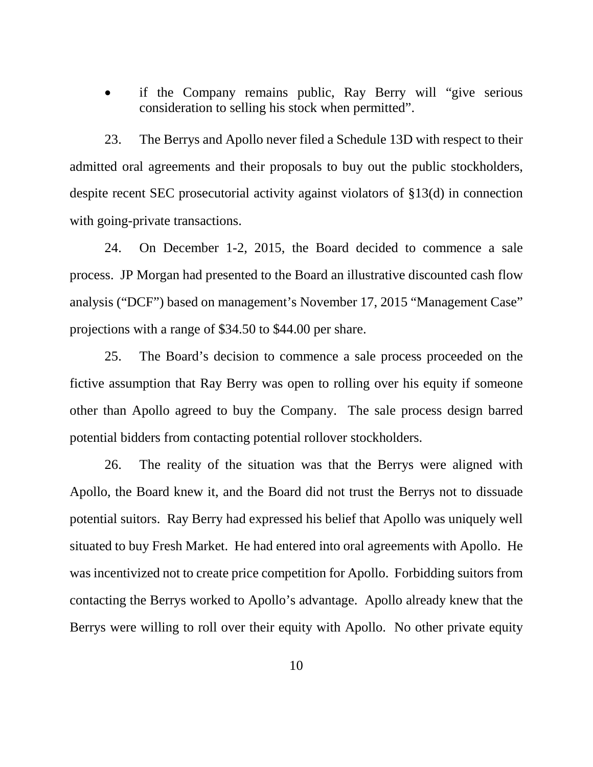- if the Company remains public, Ray Berry will "give serious consideration to selling his stock when permitted".

23. The Berrys and Apollo never filed a Schedule 13D with respect to their admitted oral agreements and their proposals to buy out the public stockholders, despite recent SEC prosecutorial activity against violators of §13(d) in connection with going-private transactions.

24. On December 1-2, 2015, the Board decided to commence a sale process. JP Morgan had presented to the Board an illustrative discounted cash flow analysis ("DCF") based on management's November 17, 2015 "Management Case" projections with a range of $34.50 to $44.00 per share.

25. The Board's decision to commence a sale process proceeded on the fictive assumption that Ray Berry was open to rolling over his equity if someone other than Apollo agreed to buy the Company. The sale process design barred potential bidders from contacting potential rollover stockholders.

26. The reality of the situation was that the Berrys were aligned with Apollo, the Board knew it, and the Board did not trust the Berrys not to dissuade potential suitors. Ray Berry had expressed his belief that Apollo was uniquely well situated to buy Fresh Market. He had entered into oral agreements with Apollo. He was incentivized not to create price competition for Apollo. Forbidding suitors from contacting the Berrys worked to Apollo's advantage. Apollo already knew that the Berrys were willing to roll over their equity with Apollo. No other private equity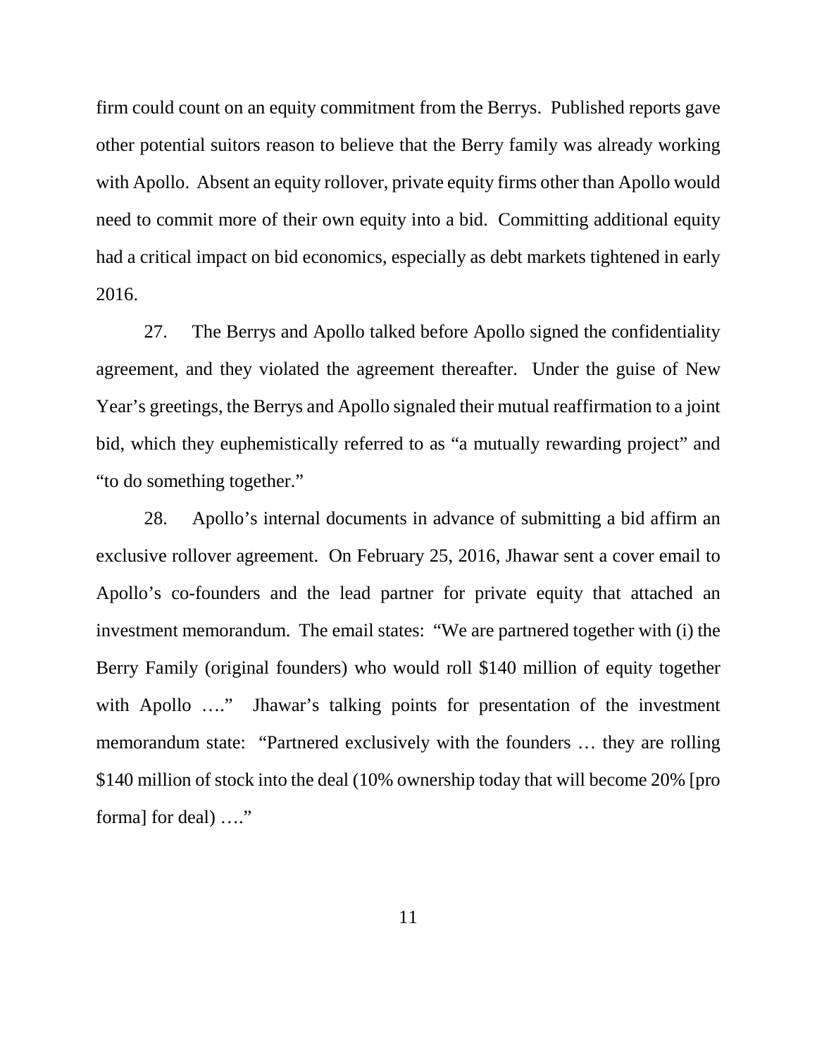firm could count on an equity commitment from the Berrys. Published reports gave other potential suitors reason to believe that the Berry family was already working with Apollo. Absent an equity rollover, private equity firms other than Apollo would need to commit more of their own equity into a bid. Committing additional equity had a critical impact on bid economics, especially as debt markets tightened in early 2016.

27. The Berrys and Apollo talked before Apollo signed the confidentiality agreement, and they violated the agreement thereafter. Under the guise of New Year's greetings, the Berrys and Apollo signaled their mutual reaffirmation to a joint bid, which they euphemistically referred to as "a mutually rewarding project" and "to do something together."

28. Apollo's internal documents in advance of submitting a bid affirm an exclusive rollover agreement. On February 25, 2016, Jhawar sent a cover email to Apollo's co-founders and the lead partner for private equity that attached an investment memorandum. The email states: "We are partnered together with (i) the Berry Family (original founders) who would roll $140 million of equity together with Apollo …." Jhawar's talking points for presentation of the investment memorandum state: "Partnered exclusively with the founders … they are rolling $140 million of stock into the deal (10% ownership today that will become 20% [pro forma] for deal) …."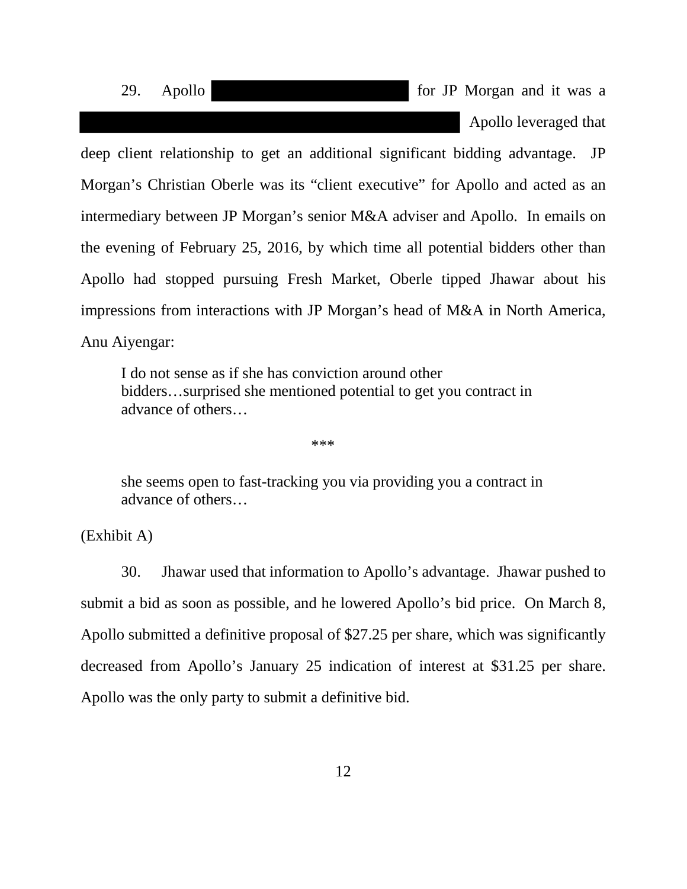29. Apollo ████████████████ for JP Morgan and it was a ████████████████████████████████████████ Apollo leveraged that deep client relationship to get an additional significant bidding advantage. JP Morgan's Christian Oberle was its "client executive" for Apollo and acted as an intermediary between JP Morgan's senior M&A adviser and Apollo. In emails on the evening of February 25, 2016, by which time all potential bidders other than Apollo had stopped pursuing Fresh Market, Oberle tipped Jhawar about his impressions from interactions with JP Morgan's head of M&A in North America, Anu Aiyengar:

> I do not sense as if she has conviction around other bidders…surprised she mentioned potential to get you contract in advance of others…
>
> ***
>
> she seems open to fast-tracking you via providing you a contract in advance of others…

(Exhibit A)

30. Jhawar used that information to Apollo's advantage. Jhawar pushed to submit a bid as soon as possible, and he lowered Apollo's bid price. On March 8, Apollo submitted a definitive proposal of $27.25 per share, which was significantly decreased from Apollo's January 25 indication of interest at $31.25 per share. Apollo was the only party to submit a definitive bid.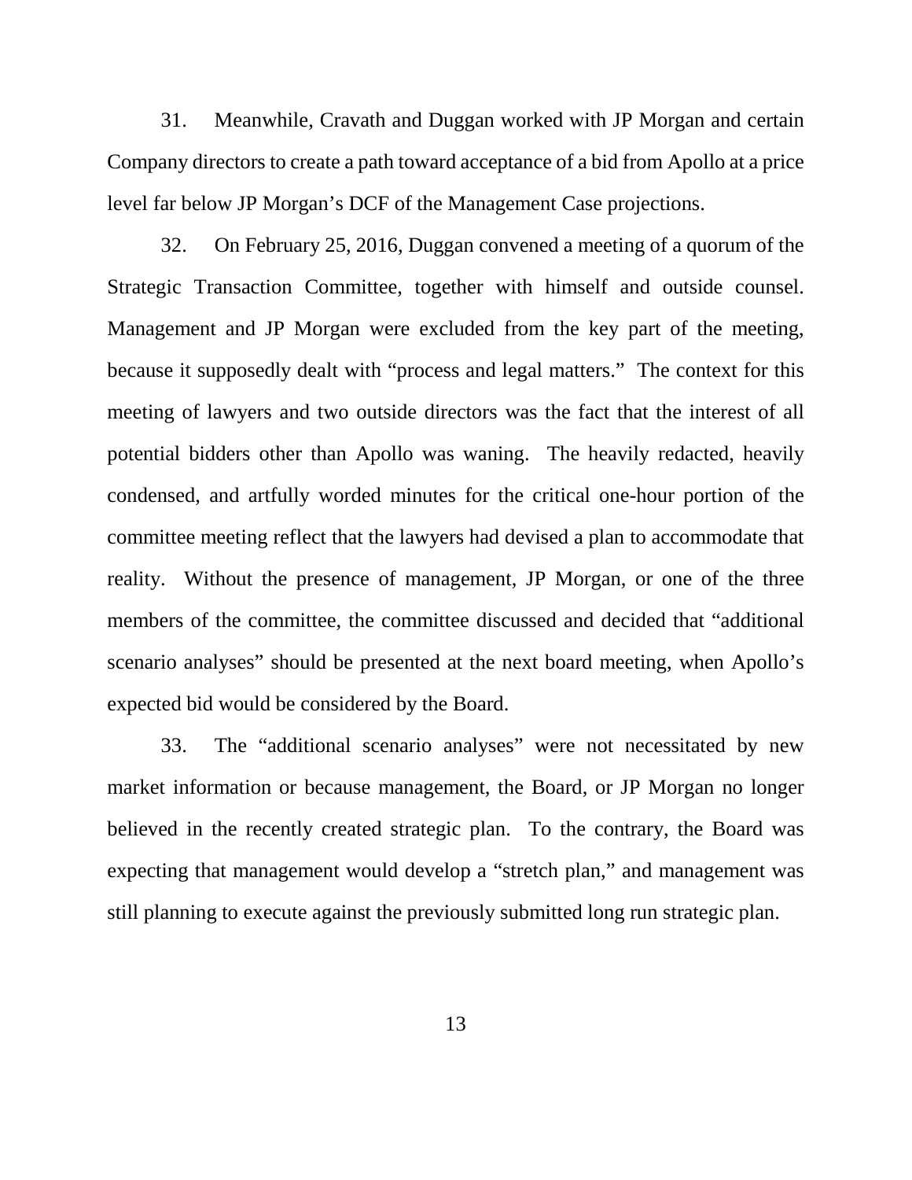31. Meanwhile, Cravath and Duggan worked with JP Morgan and certain Company directors to create a path toward acceptance of a bid from Apollo at a price level far below JP Morgan's DCF of the Management Case projections.

32. On February 25, 2016, Duggan convened a meeting of a quorum of the Strategic Transaction Committee, together with himself and outside counsel. Management and JP Morgan were excluded from the key part of the meeting, because it supposedly dealt with "process and legal matters." The context for this meeting of lawyers and two outside directors was the fact that the interest of all potential bidders other than Apollo was waning. The heavily redacted, heavily condensed, and artfully worded minutes for the critical one-hour portion of the committee meeting reflect that the lawyers had devised a plan to accommodate that reality. Without the presence of management, JP Morgan, or one of the three members of the committee, the committee discussed and decided that "additional scenario analyses" should be presented at the next board meeting, when Apollo's expected bid would be considered by the Board.

33. The "additional scenario analyses" were not necessitated by new market information or because management, the Board, or JP Morgan no longer believed in the recently created strategic plan. To the contrary, the Board was expecting that management would develop a "stretch plan," and management was still planning to execute against the previously submitted long run strategic plan.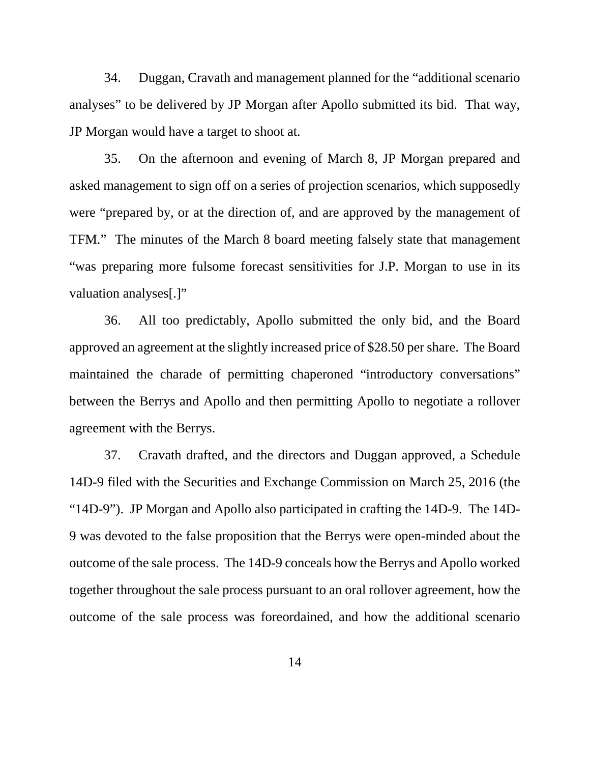34. Duggan, Cravath and management planned for the "additional scenario analyses" to be delivered by JP Morgan after Apollo submitted its bid. That way, JP Morgan would have a target to shoot at.

35. On the afternoon and evening of March 8, JP Morgan prepared and asked management to sign off on a series of projection scenarios, which supposedly were "prepared by, or at the direction of, and are approved by the management of TFM." The minutes of the March 8 board meeting falsely state that management "was preparing more fulsome forecast sensitivities for J.P. Morgan to use in its valuation analyses[.]"

36. All too predictably, Apollo submitted the only bid, and the Board approved an agreement at the slightly increased price of $28.50 per share. The Board maintained the charade of permitting chaperoned "introductory conversations" between the Berrys and Apollo and then permitting Apollo to negotiate a rollover agreement with the Berrys.

37. Cravath drafted, and the directors and Duggan approved, a Schedule 14D-9 filed with the Securities and Exchange Commission on March 25, 2016 (the "14D-9"). JP Morgan and Apollo also participated in crafting the 14D-9. The 14D-9 was devoted to the false proposition that the Berrys were open-minded about the outcome of the sale process. The 14D-9 conceals how the Berrys and Apollo worked together throughout the sale process pursuant to an oral rollover agreement, how the outcome of the sale process was foreordained, and how the additional scenario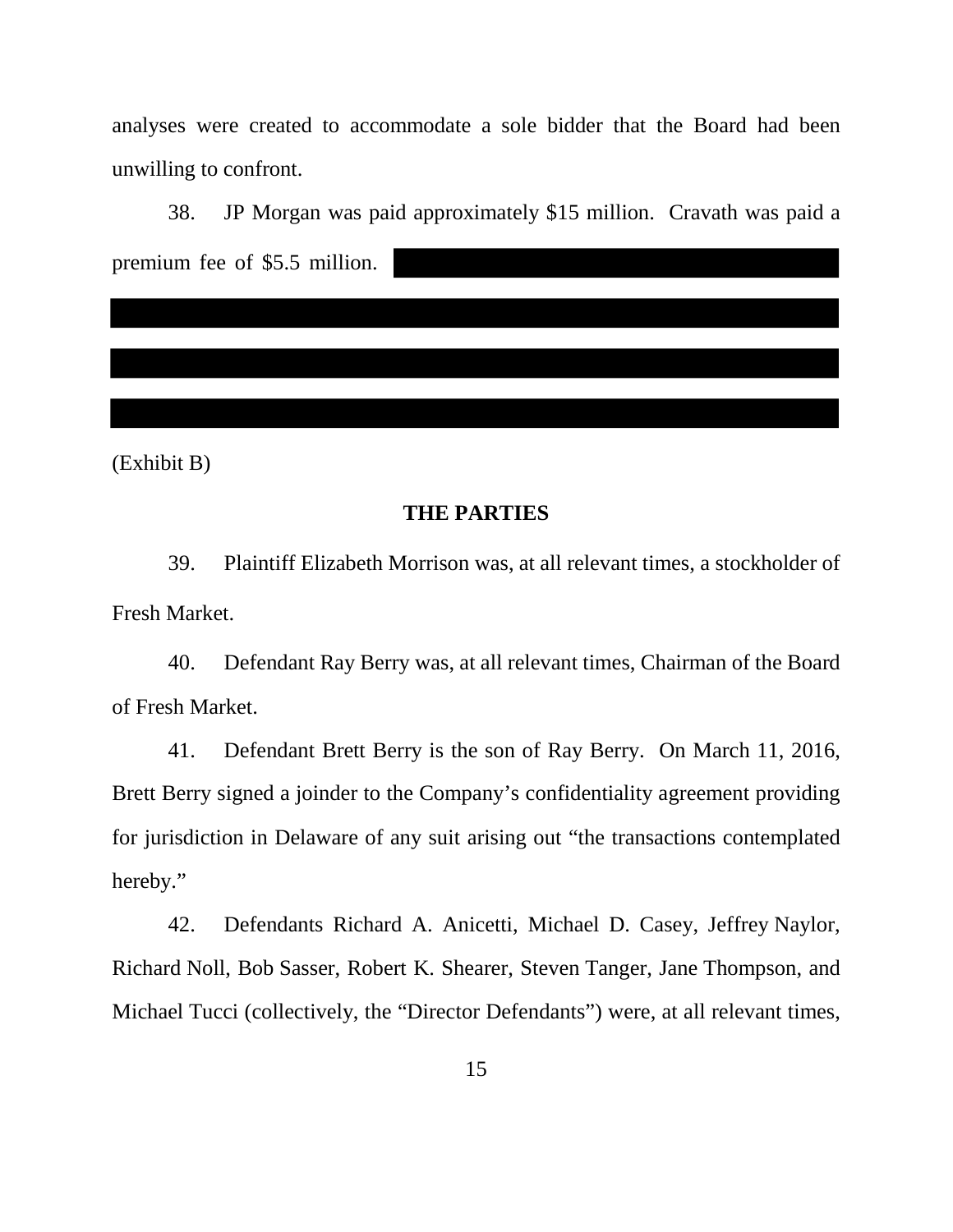analyses were created to accommodate a sole bidder that the Board had been unwilling to confront.

38. JP Morgan was paid approximately $15 million. Cravath was paid a premium fee of $5.5 million.

(Exhibit B)

## THE PARTIES

39. Plaintiff Elizabeth Morrison was, at all relevant times, a stockholder of Fresh Market.

40. Defendant Ray Berry was, at all relevant times, Chairman of the Board of Fresh Market.

41. Defendant Brett Berry is the son of Ray Berry. On March 11, 2016, Brett Berry signed a joinder to the Company's confidentiality agreement providing for jurisdiction in Delaware of any suit arising out "the transactions contemplated hereby."

42. Defendants Richard A. Anicetti, Michael D. Casey, Jeffrey Naylor, Richard Noll, Bob Sasser, Robert K. Shearer, Steven Tanger, Jane Thompson, and Michael Tucci (collectively, the "Director Defendants") were, at all relevant times,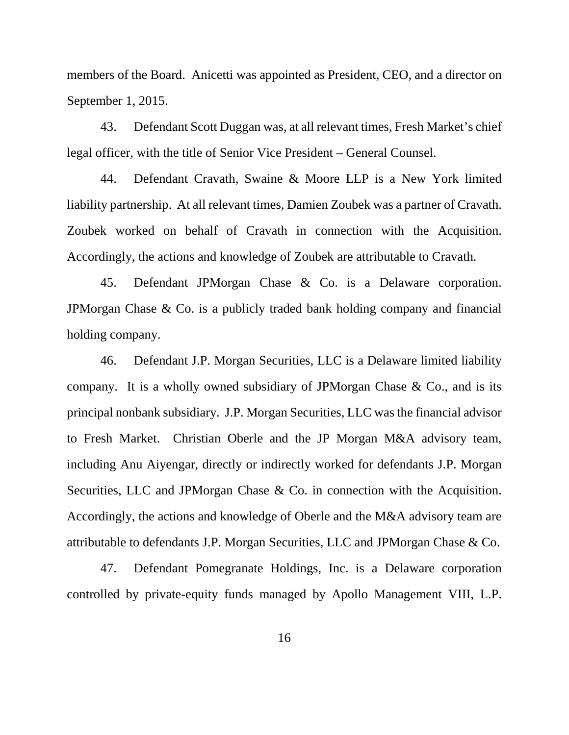members of the Board. Anicetti was appointed as President, CEO, and a director on September 1, 2015.

43. Defendant Scott Duggan was, at all relevant times, Fresh Market's chief legal officer, with the title of Senior Vice President – General Counsel.

44. Defendant Cravath, Swaine & Moore LLP is a New York limited liability partnership. At all relevant times, Damien Zoubek was a partner of Cravath. Zoubek worked on behalf of Cravath in connection with the Acquisition. Accordingly, the actions and knowledge of Zoubek are attributable to Cravath.

45. Defendant JPMorgan Chase & Co. is a Delaware corporation. JPMorgan Chase & Co. is a publicly traded bank holding company and financial holding company.

46. Defendant J.P. Morgan Securities, LLC is a Delaware limited liability company. It is a wholly owned subsidiary of JPMorgan Chase & Co., and is its principal nonbank subsidiary. J.P. Morgan Securities, LLC was the financial advisor to Fresh Market. Christian Oberle and the JP Morgan M&A advisory team, including Anu Aiyengar, directly or indirectly worked for defendants J.P. Morgan Securities, LLC and JPMorgan Chase & Co. in connection with the Acquisition. Accordingly, the actions and knowledge of Oberle and the M&A advisory team are attributable to defendants J.P. Morgan Securities, LLC and JPMorgan Chase & Co.

47. Defendant Pomegranate Holdings, Inc. is a Delaware corporation controlled by private-equity funds managed by Apollo Management VIII, L.P.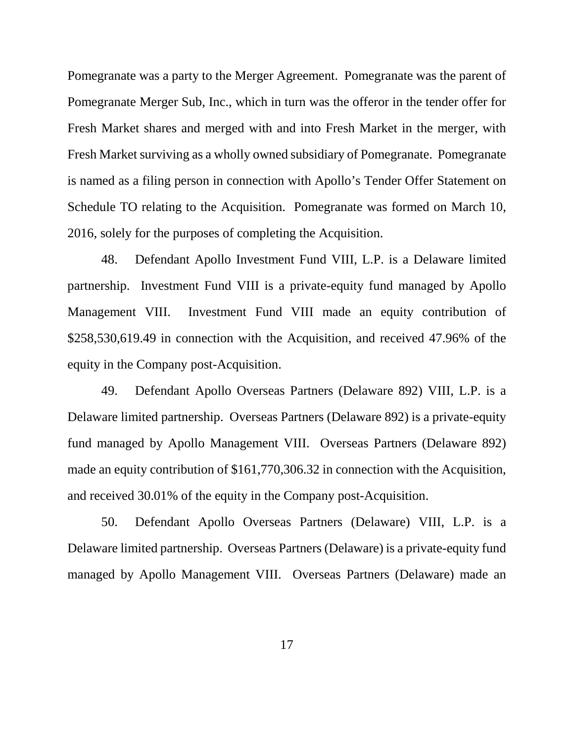Pomegranate was a party to the Merger Agreement. Pomegranate was the parent of Pomegranate Merger Sub, Inc., which in turn was the offeror in the tender offer for Fresh Market shares and merged with and into Fresh Market in the merger, with Fresh Market surviving as a wholly owned subsidiary of Pomegranate. Pomegranate is named as a filing person in connection with Apollo's Tender Offer Statement on Schedule TO relating to the Acquisition. Pomegranate was formed on March 10, 2016, solely for the purposes of completing the Acquisition.

48. Defendant Apollo Investment Fund VIII, L.P. is a Delaware limited partnership. Investment Fund VIII is a private-equity fund managed by Apollo Management VIII. Investment Fund VIII made an equity contribution of $258,530,619.49 in connection with the Acquisition, and received 47.96% of the equity in the Company post-Acquisition.

49. Defendant Apollo Overseas Partners (Delaware 892) VIII, L.P. is a Delaware limited partnership. Overseas Partners (Delaware 892) is a private-equity fund managed by Apollo Management VIII. Overseas Partners (Delaware 892) made an equity contribution of $161,770,306.32 in connection with the Acquisition, and received 30.01% of the equity in the Company post-Acquisition.

50. Defendant Apollo Overseas Partners (Delaware) VIII, L.P. is a Delaware limited partnership. Overseas Partners (Delaware) is a private-equity fund managed by Apollo Management VIII. Overseas Partners (Delaware) made an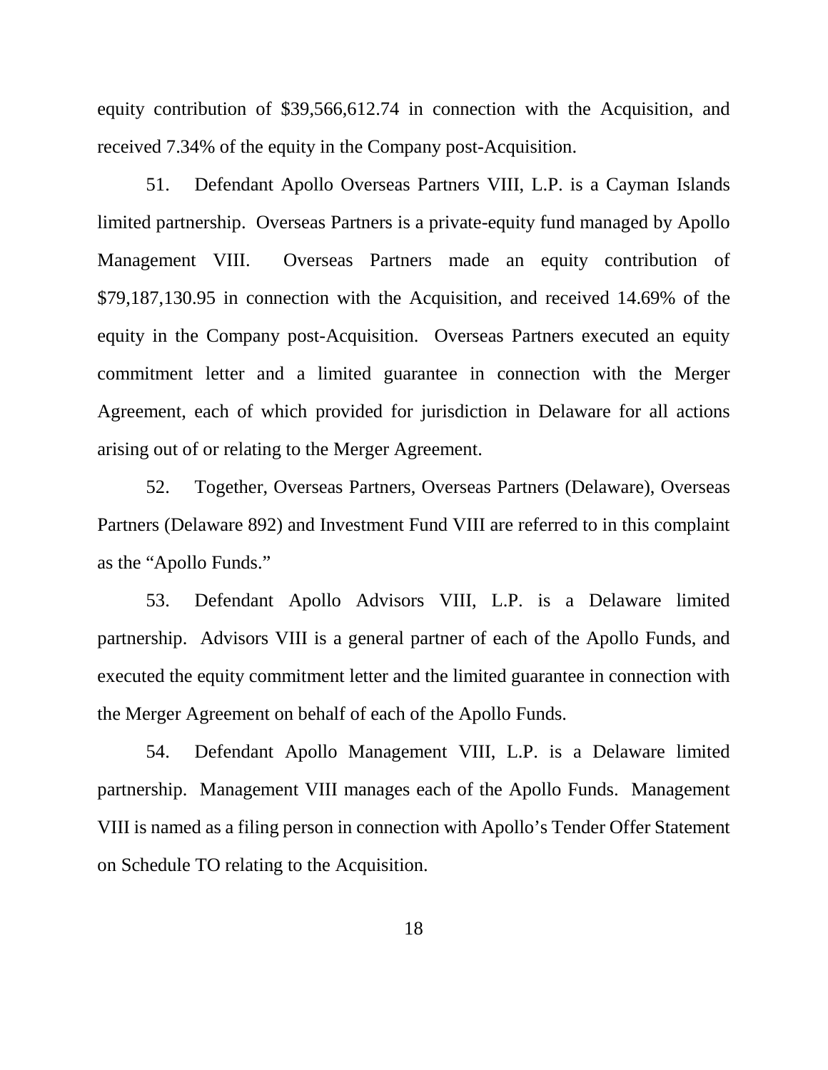equity contribution of $39,566,612.74 in connection with the Acquisition, and received 7.34% of the equity in the Company post-Acquisition.

51. Defendant Apollo Overseas Partners VIII, L.P. is a Cayman Islands limited partnership. Overseas Partners is a private-equity fund managed by Apollo Management VIII. Overseas Partners made an equity contribution of $79,187,130.95 in connection with the Acquisition, and received 14.69% of the equity in the Company post-Acquisition. Overseas Partners executed an equity commitment letter and a limited guarantee in connection with the Merger Agreement, each of which provided for jurisdiction in Delaware for all actions arising out of or relating to the Merger Agreement.

52. Together, Overseas Partners, Overseas Partners (Delaware), Overseas Partners (Delaware 892) and Investment Fund VIII are referred to in this complaint as the "Apollo Funds."

53. Defendant Apollo Advisors VIII, L.P. is a Delaware limited partnership. Advisors VIII is a general partner of each of the Apollo Funds, and executed the equity commitment letter and the limited guarantee in connection with the Merger Agreement on behalf of each of the Apollo Funds.

54. Defendant Apollo Management VIII, L.P. is a Delaware limited partnership. Management VIII manages each of the Apollo Funds. Management VIII is named as a filing person in connection with Apollo's Tender Offer Statement on Schedule TO relating to the Acquisition.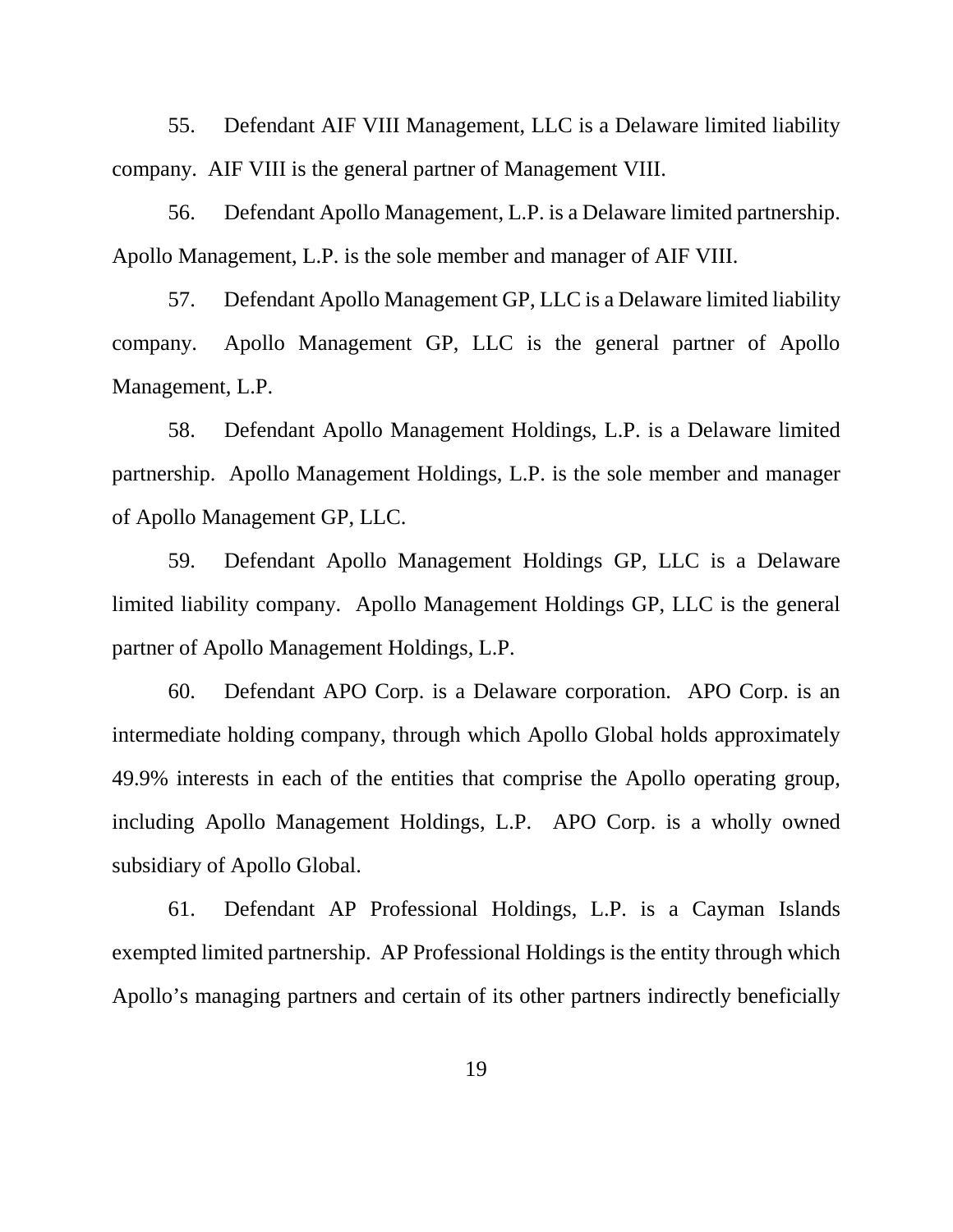55. Defendant AIF VIII Management, LLC is a Delaware limited liability company. AIF VIII is the general partner of Management VIII.

56. Defendant Apollo Management, L.P. is a Delaware limited partnership. Apollo Management, L.P. is the sole member and manager of AIF VIII.

57. Defendant Apollo Management GP, LLC is a Delaware limited liability company. Apollo Management GP, LLC is the general partner of Apollo Management, L.P.

58. Defendant Apollo Management Holdings, L.P. is a Delaware limited partnership. Apollo Management Holdings, L.P. is the sole member and manager of Apollo Management GP, LLC.

59. Defendant Apollo Management Holdings GP, LLC is a Delaware limited liability company. Apollo Management Holdings GP, LLC is the general partner of Apollo Management Holdings, L.P.

60. Defendant APO Corp. is a Delaware corporation. APO Corp. is an intermediate holding company, through which Apollo Global holds approximately 49.9% interests in each of the entities that comprise the Apollo operating group, including Apollo Management Holdings, L.P. APO Corp. is a wholly owned subsidiary of Apollo Global.

61. Defendant AP Professional Holdings, L.P. is a Cayman Islands exempted limited partnership. AP Professional Holdings is the entity through which Apollo's managing partners and certain of its other partners indirectly beneficially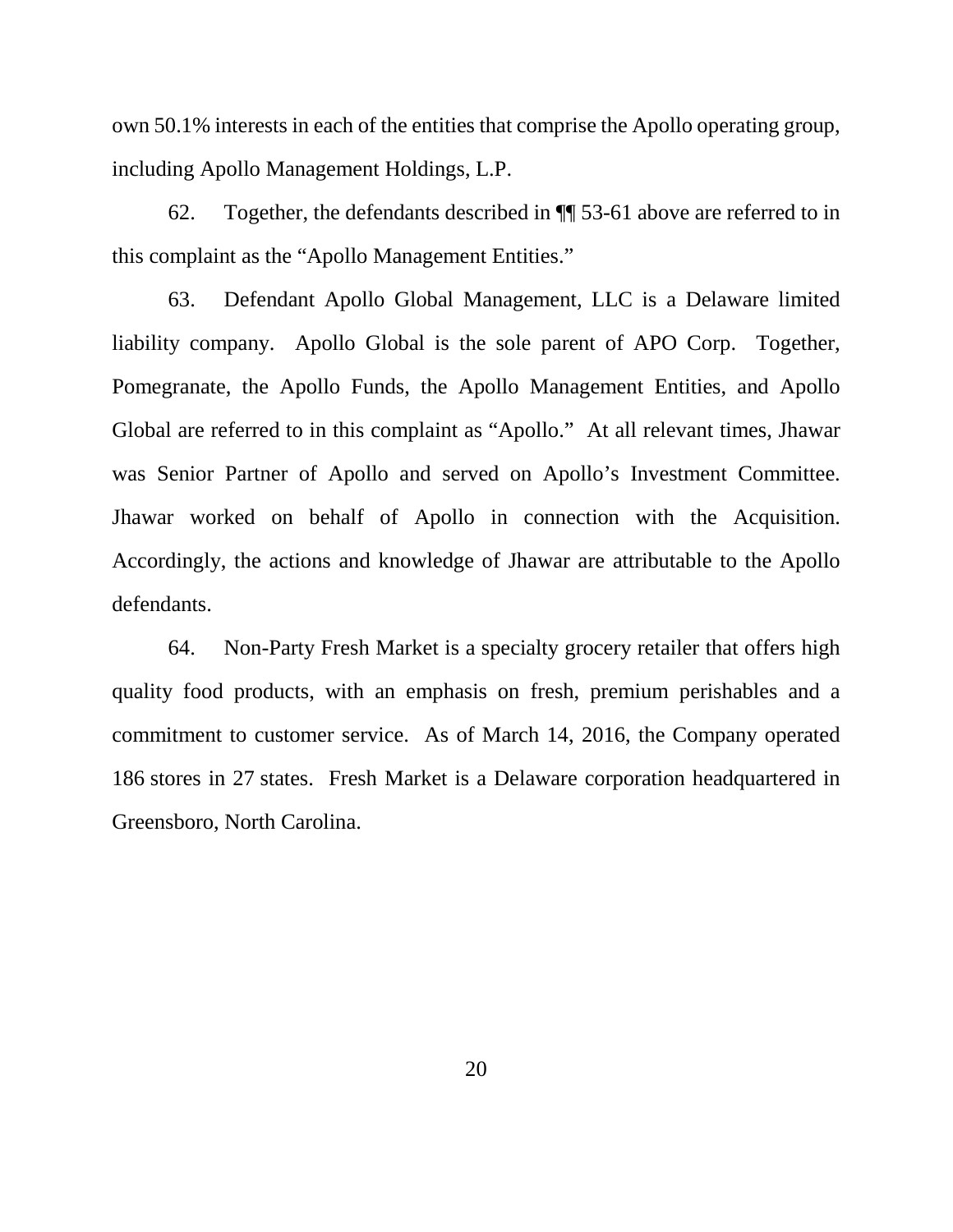own 50.1% interests in each of the entities that comprise the Apollo operating group, including Apollo Management Holdings, L.P.

62. Together, the defendants described in ¶¶ 53-61 above are referred to in this complaint as the "Apollo Management Entities."

63. Defendant Apollo Global Management, LLC is a Delaware limited liability company. Apollo Global is the sole parent of APO Corp. Together, Pomegranate, the Apollo Funds, the Apollo Management Entities, and Apollo Global are referred to in this complaint as "Apollo." At all relevant times, Jhawar was Senior Partner of Apollo and served on Apollo's Investment Committee. Jhawar worked on behalf of Apollo in connection with the Acquisition. Accordingly, the actions and knowledge of Jhawar are attributable to the Apollo defendants.

64. Non-Party Fresh Market is a specialty grocery retailer that offers high quality food products, with an emphasis on fresh, premium perishables and a commitment to customer service. As of March 14, 2016, the Company operated 186 stores in 27 states. Fresh Market is a Delaware corporation headquartered in Greensboro, North Carolina.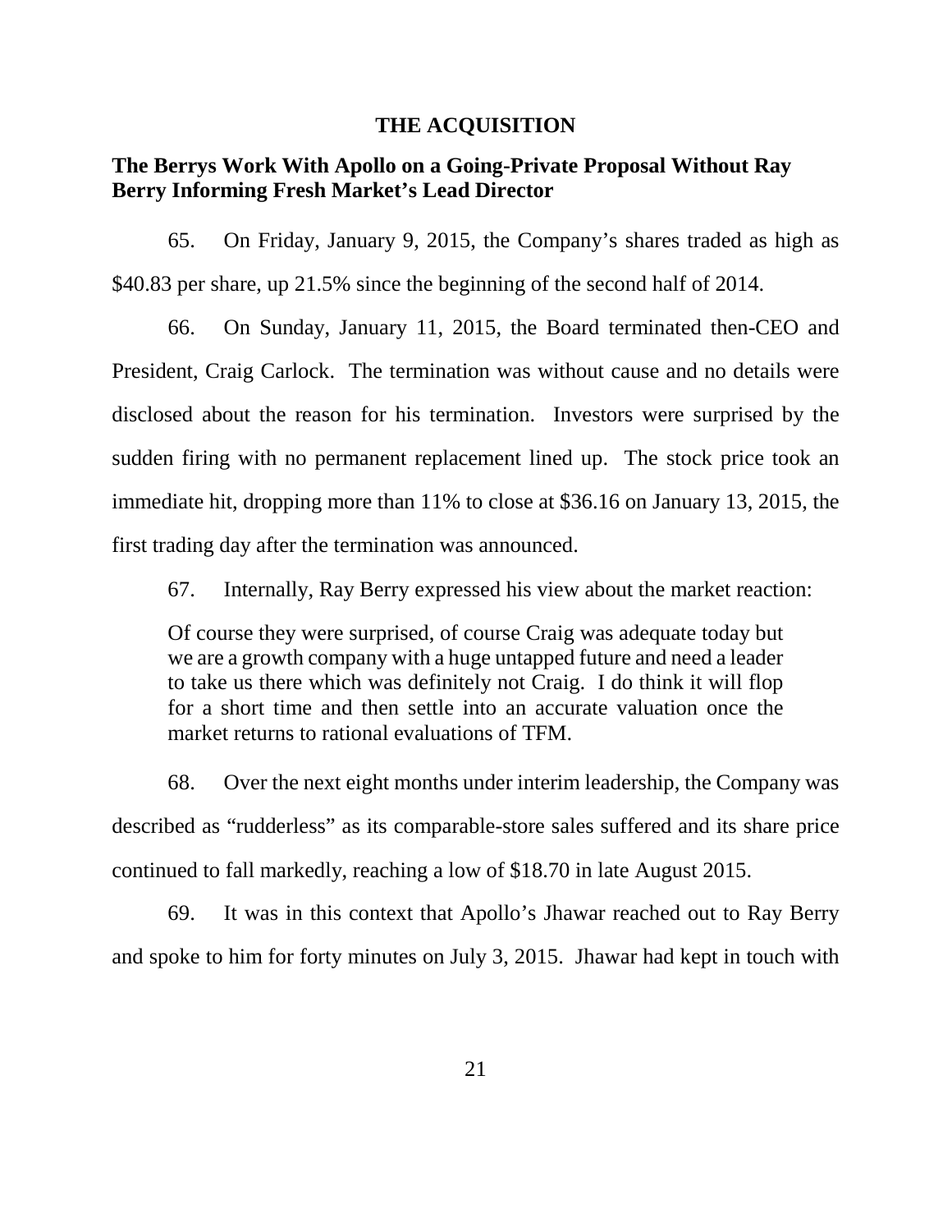## THE ACQUISITION

### The Berrys Work With Apollo on a Going-Private Proposal Without Ray Berry Informing Fresh Market's Lead Director

65. On Friday, January 9, 2015, the Company's shares traded as high as \$40.83 per share, up 21.5% since the beginning of the second half of 2014.

66. On Sunday, January 11, 2015, the Board terminated then-CEO and President, Craig Carlock. The termination was without cause and no details were disclosed about the reason for his termination. Investors were surprised by the sudden firing with no permanent replacement lined up. The stock price took an immediate hit, dropping more than 11% to close at \$36.16 on January 13, 2015, the first trading day after the termination was announced.

67. Internally, Ray Berry expressed his view about the market reaction:

> Of course they were surprised, of course Craig was adequate today but we are a growth company with a huge untapped future and need a leader to take us there which was definitely not Craig. I do think it will flop for a short time and then settle into an accurate valuation once the market returns to rational evaluations of TFM.

68. Over the next eight months under interim leadership, the Company was described as "rudderless" as its comparable-store sales suffered and its share price continued to fall markedly, reaching a low of \$18.70 in late August 2015.

69. It was in this context that Apollo's Jhawar reached out to Ray Berry and spoke to him for forty minutes on July 3, 2015. Jhawar had kept in touch with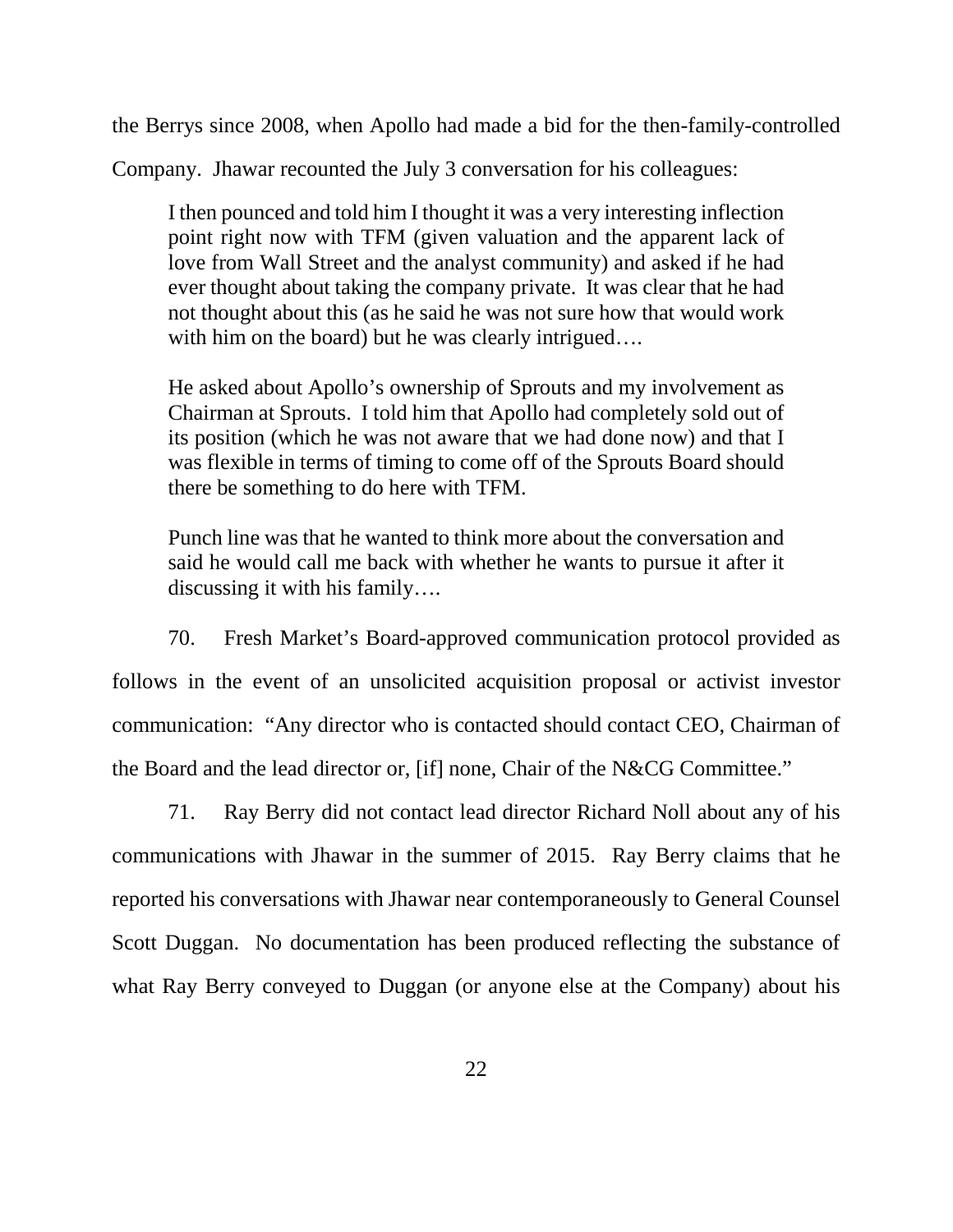the Berrys since 2008, when Apollo had made a bid for the then-family-controlled Company. Jhawar recounted the July 3 conversation for his colleagues:

> I then pounced and told him I thought it was a very interesting inflection point right now with TFM (given valuation and the apparent lack of love from Wall Street and the analyst community) and asked if he had ever thought about taking the company private. It was clear that he had not thought about this (as he said he was not sure how that would work with him on the board) but he was clearly intrigued….
>
> He asked about Apollo's ownership of Sprouts and my involvement as Chairman at Sprouts. I told him that Apollo had completely sold out of its position (which he was not aware that we had done now) and that I was flexible in terms of timing to come off of the Sprouts Board should there be something to do here with TFM.
>
> Punch line was that he wanted to think more about the conversation and said he would call me back with whether he wants to pursue it after it discussing it with his family….

70. Fresh Market's Board-approved communication protocol provided as follows in the event of an unsolicited acquisition proposal or activist investor communication: "Any director who is contacted should contact CEO, Chairman of the Board and the lead director or, [if] none, Chair of the N&CG Committee."

71. Ray Berry did not contact lead director Richard Noll about any of his communications with Jhawar in the summer of 2015. Ray Berry claims that he reported his conversations with Jhawar near contemporaneously to General Counsel Scott Duggan. No documentation has been produced reflecting the substance of what Ray Berry conveyed to Duggan (or anyone else at the Company) about his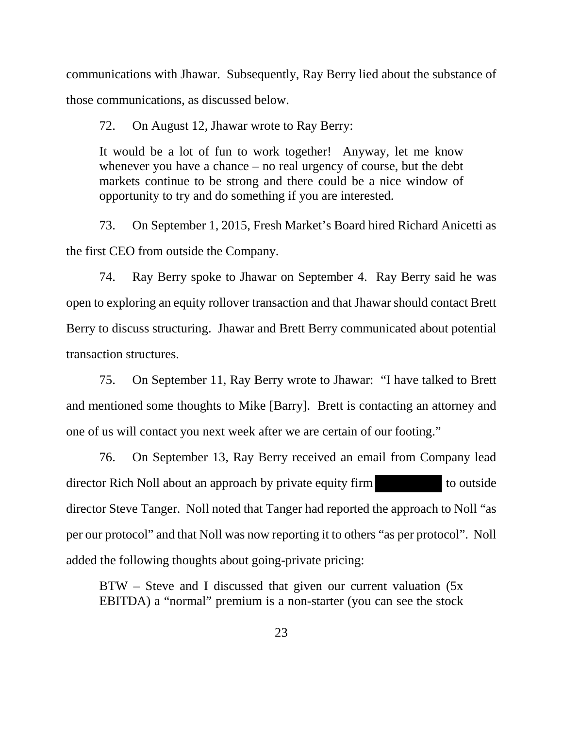communications with Jhawar. Subsequently, Ray Berry lied about the substance of those communications, as discussed below.

72. On August 12, Jhawar wrote to Ray Berry:

> It would be a lot of fun to work together! Anyway, let me know whenever you have a chance – no real urgency of course, but the debt markets continue to be strong and there could be a nice window of opportunity to try and do something if you are interested.

73. On September 1, 2015, Fresh Market's Board hired Richard Anicetti as the first CEO from outside the Company.

74. Ray Berry spoke to Jhawar on September 4. Ray Berry said he was open to exploring an equity rollover transaction and that Jhawar should contact Brett Berry to discuss structuring. Jhawar and Brett Berry communicated about potential transaction structures.

75. On September 11, Ray Berry wrote to Jhawar: "I have talked to Brett and mentioned some thoughts to Mike [Barry]. Brett is contacting an attorney and one of us will contact you next week after we are certain of our footing."

76. On September 13, Ray Berry received an email from Company lead director Rich Noll about an approach by private equity firm [REDACTED] to outside director Steve Tanger. Noll noted that Tanger had reported the approach to Noll "as per our protocol" and that Noll was now reporting it to others "as per protocol". Noll added the following thoughts about going-private pricing:

> BTW – Steve and I discussed that given our current valuation (5x EBITDA) a "normal" premium is a non-starter (you can see the stock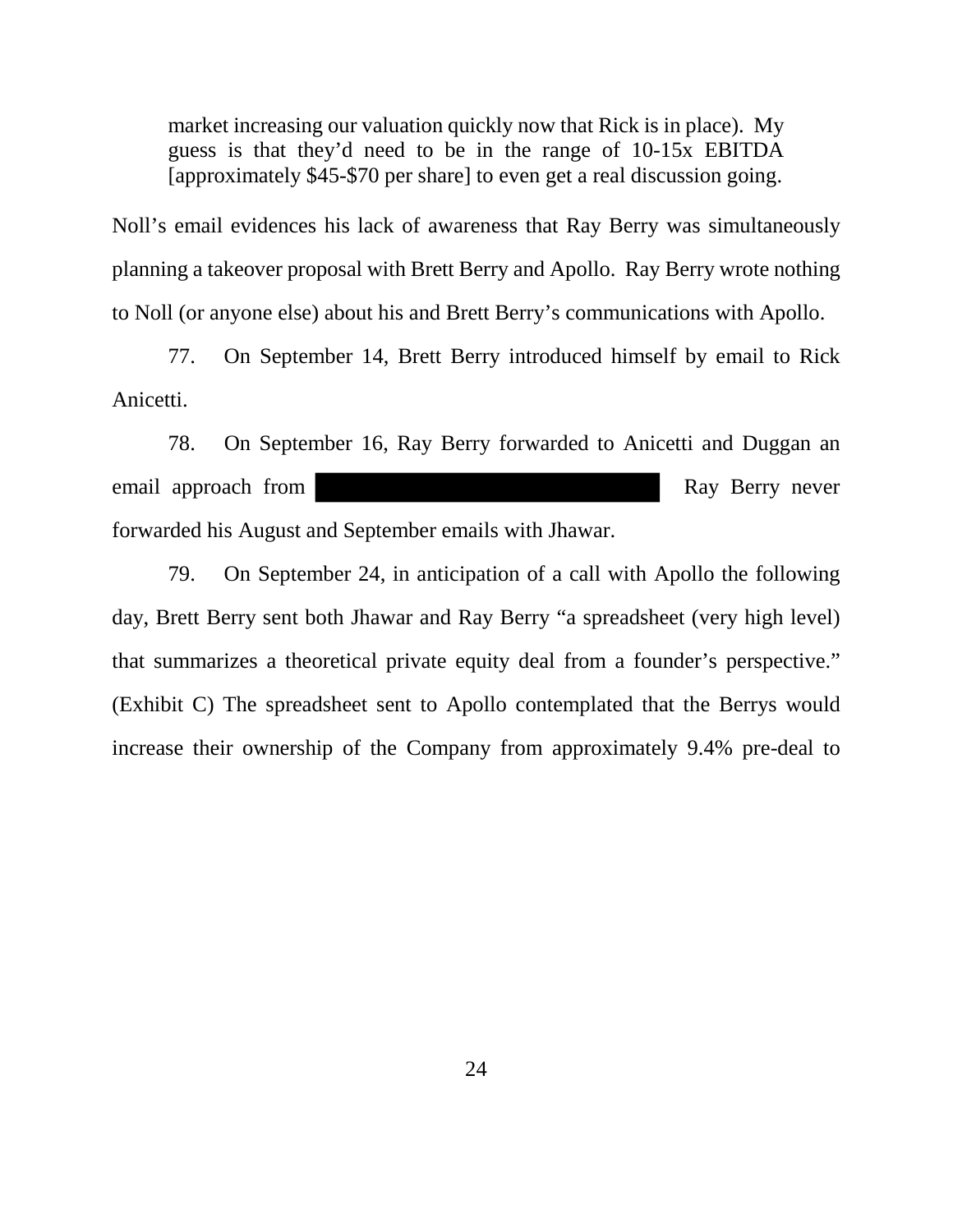> market increasing our valuation quickly now that Rick is in place). My guess is that they'd need to be in the range of 10-15x EBITDA [approximately $45-$70 per share] to even get a real discussion going.

Noll's email evidences his lack of awareness that Ray Berry was simultaneously planning a takeover proposal with Brett Berry and Apollo. Ray Berry wrote nothing to Noll (or anyone else) about his and Brett Berry's communications with Apollo.

77. On September 14, Brett Berry introduced himself by email to Rick Anicetti.

78. On September 16, Ray Berry forwarded to Anicetti and Duggan an email approach from ██████████████████████ Ray Berry never forwarded his August and September emails with Jhawar.

79. On September 24, in anticipation of a call with Apollo the following day, Brett Berry sent both Jhawar and Ray Berry "a spreadsheet (very high level) that summarizes a theoretical private equity deal from a founder's perspective." (Exhibit C) The spreadsheet sent to Apollo contemplated that the Berrys would increase their ownership of the Company from approximately 9.4% pre-deal to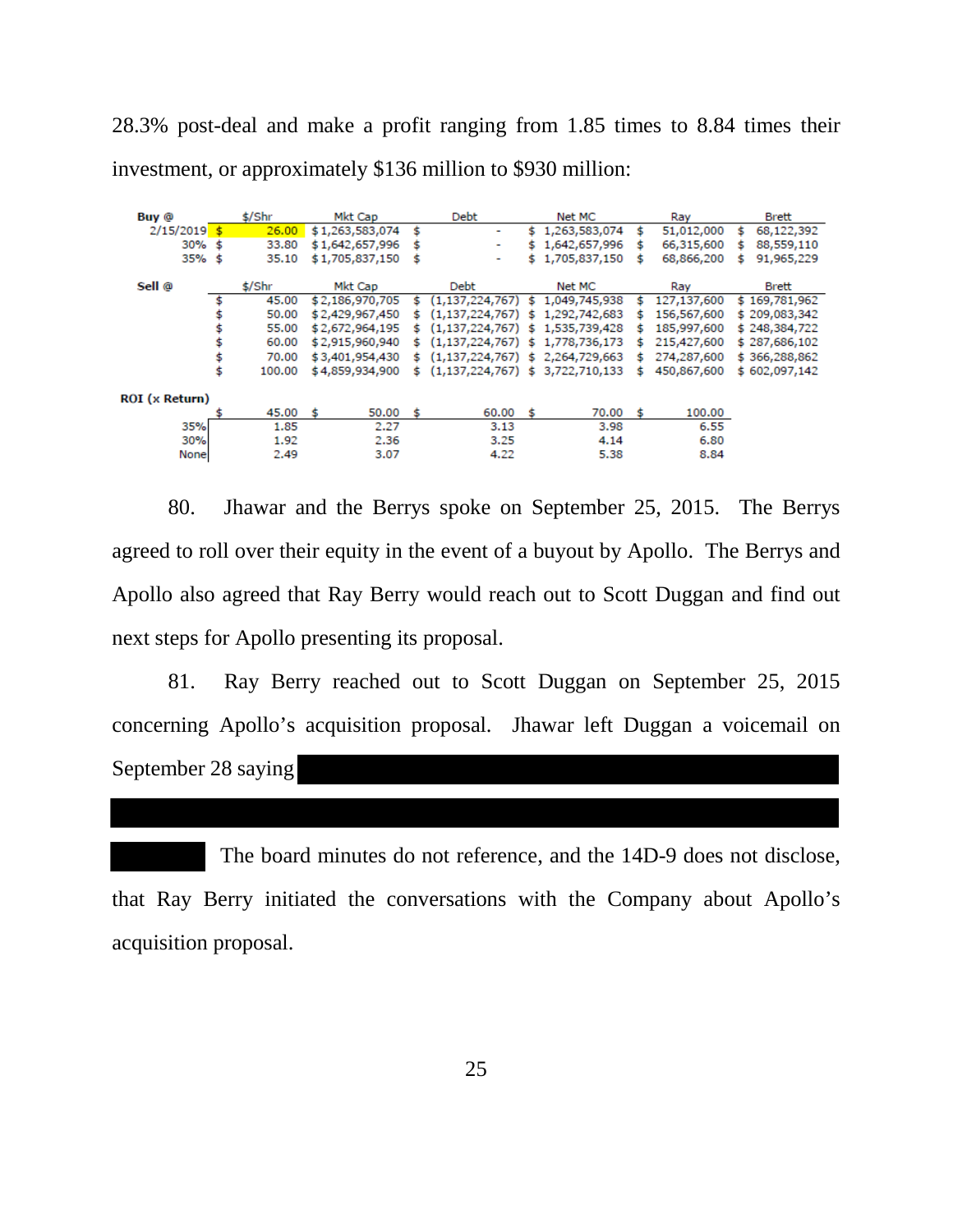28.3% post-deal and make a profit ranging from 1.85 times to 8.84 times their investment, or approximately $136 million to $930 million:

| Buy @ | $/Shr | Mkt Cap | Debt | Net MC | Ray | Brett |
|---|---|---|---|---|---|---|
| 2/15/2019 | $ 26.00 | $ 1,263,583,074 | $ - | $ 1,263,583,074 | $ 51,012,000 | $ 68,122,392 |
| 30% | $ 33.80 | $ 1,642,657,996 | $ - | $ 1,642,657,996 | $ 66,315,600 | $ 88,559,110 |
| 35% | $ 35.10 | $ 1,705,837,150 | $ - | $ 1,705,837,150 | $ 68,866,200 | $ 91,965,229 |

| Sell @ | $/Shr | Mkt Cap | Debt | Net MC | Ray | Brett |
|---|---|---|---|---|---|---|
| | $ 45.00 | $ 2,186,970,705 | $ (1,137,224,767) | $ 1,049,745,938 | $ 127,137,600 | $ 169,781,962 |
| | $ 50.00 | $ 2,429,967,450 | $ (1,137,224,767) | $ 1,292,742,683 | $ 156,567,600 | $ 209,083,342 |
| | $ 55.00 | $ 2,672,964,195 | $ (1,137,224,767) | $ 1,535,739,428 | $ 185,997,600 | $ 248,384,722 |
| | $ 60.00 | $ 2,915,960,940 | $ (1,137,224,767) | $ 1,778,736,173 | $ 215,427,600 | $ 287,686,102 |
| | $ 70.00 | $ 3,401,954,430 | $ (1,137,224,767) | $ 2,264,729,663 | $ 274,287,600 | $ 366,288,862 |
| | $ 100.00 | $ 4,859,934,900 | $ (1,137,224,767) | $ 3,722,710,133 | $ 450,867,600 | $ 602,097,142 |

| ROI (x Return) | $ 45.00 | $ 50.00 | $ 60.00 | $ 70.00 | $ 100.00 |
|---|---|---|---|---|---|
| 35% | 1.85 | 2.27 | 3.13 | 3.98 | 6.55 |
| 30% | 1.92 | 2.36 | 3.25 | 4.14 | 6.80 |
| None | 2.49 | 3.07 | 4.22 | 5.38 | 8.84 |

80. Jhawar and the Berrys spoke on September 25, 2015. The Berrys agreed to roll over their equity in the event of a buyout by Apollo. The Berrys and Apollo also agreed that Ray Berry would reach out to Scott Duggan and find out next steps for Apollo presenting its proposal.

81. Ray Berry reached out to Scott Duggan on September 25, 2015 concerning Apollo's acquisition proposal. Jhawar left Duggan a voicemail on September 28 saying [REDACTED] The board minutes do not reference, and the 14D-9 does not disclose, that Ray Berry initiated the conversations with the Company about Apollo's acquisition proposal.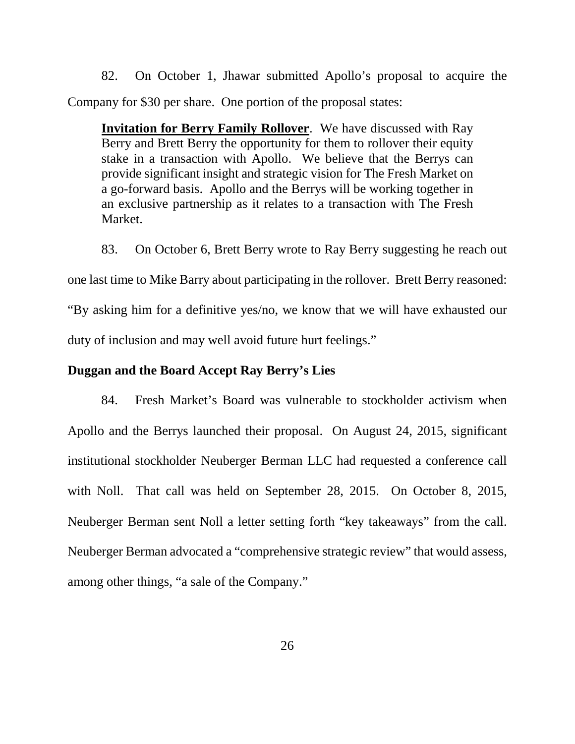82. On October 1, Jhawar submitted Apollo's proposal to acquire the Company for $30 per share. One portion of the proposal states:

> **<u>Invitation for Berry Family Rollover</u>**. We have discussed with Ray Berry and Brett Berry the opportunity for them to rollover their equity stake in a transaction with Apollo. We believe that the Berrys can provide significant insight and strategic vision for The Fresh Market on a go-forward basis. Apollo and the Berrys will be working together in an exclusive partnership as it relates to a transaction with The Fresh Market.

83. On October 6, Brett Berry wrote to Ray Berry suggesting he reach out one last time to Mike Barry about participating in the rollover. Brett Berry reasoned: "By asking him for a definitive yes/no, we know that we will have exhausted our duty of inclusion and may well avoid future hurt feelings."

**Duggan and the Board Accept Ray Berry's Lies**

84. Fresh Market's Board was vulnerable to stockholder activism when Apollo and the Berrys launched their proposal. On August 24, 2015, significant institutional stockholder Neuberger Berman LLC had requested a conference call with Noll. That call was held on September 28, 2015. On October 8, 2015, Neuberger Berman sent Noll a letter setting forth "key takeaways" from the call. Neuberger Berman advocated a "comprehensive strategic review" that would assess, among other things, "a sale of the Company."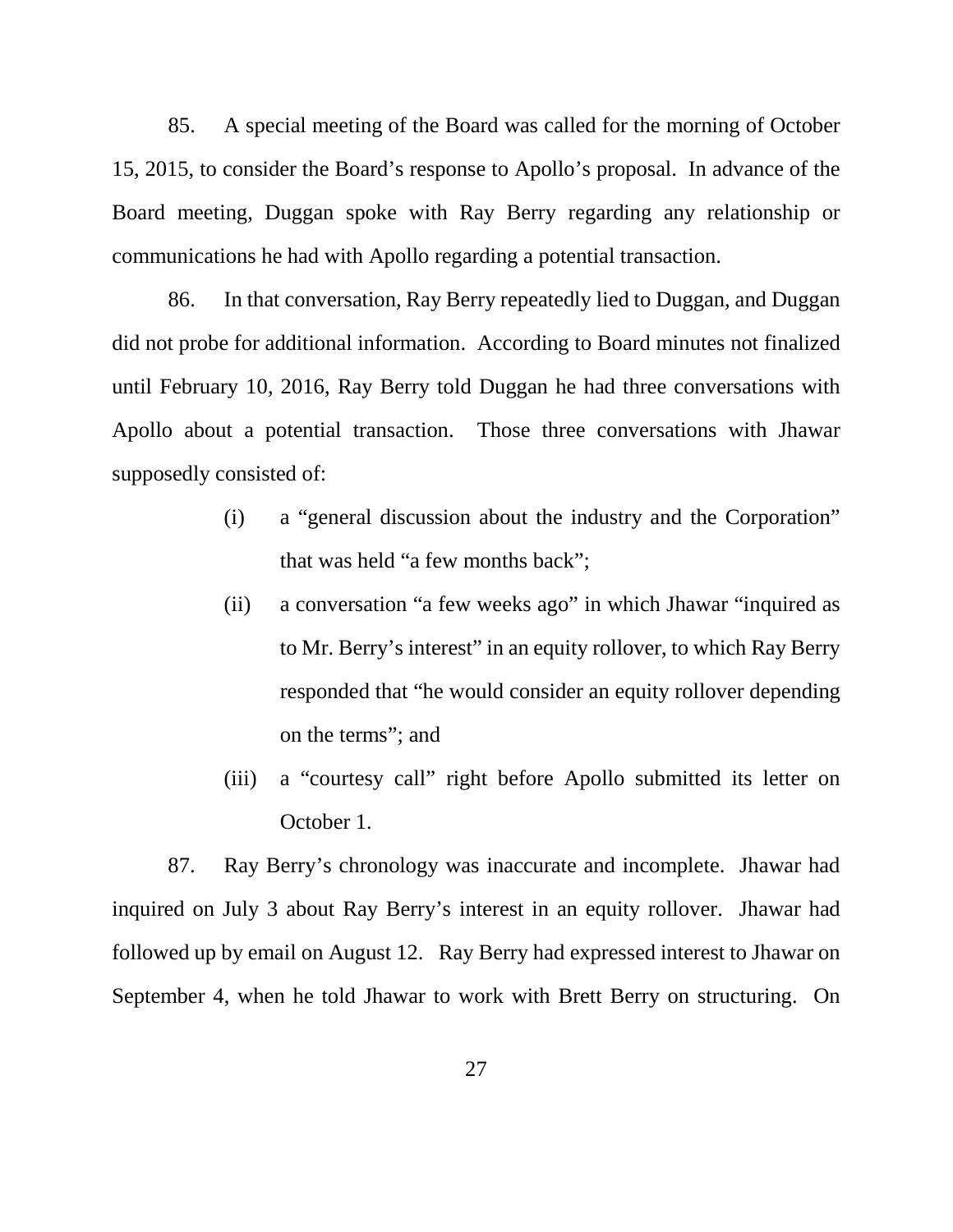85. A special meeting of the Board was called for the morning of October 15, 2015, to consider the Board's response to Apollo's proposal. In advance of the Board meeting, Duggan spoke with Ray Berry regarding any relationship or communications he had with Apollo regarding a potential transaction.

86. In that conversation, Ray Berry repeatedly lied to Duggan, and Duggan did not probe for additional information. According to Board minutes not finalized until February 10, 2016, Ray Berry told Duggan he had three conversations with Apollo about a potential transaction. Those three conversations with Jhawar supposedly consisted of:

> (i) a "general discussion about the industry and the Corporation" that was held "a few months back";
>
> (ii) a conversation "a few weeks ago" in which Jhawar "inquired as to Mr. Berry's interest" in an equity rollover, to which Ray Berry responded that "he would consider an equity rollover depending on the terms"; and
>
> (iii) a "courtesy call" right before Apollo submitted its letter on October 1.

87. Ray Berry's chronology was inaccurate and incomplete. Jhawar had inquired on July 3 about Ray Berry's interest in an equity rollover. Jhawar had followed up by email on August 12. Ray Berry had expressed interest to Jhawar on September 4, when he told Jhawar to work with Brett Berry on structuring. On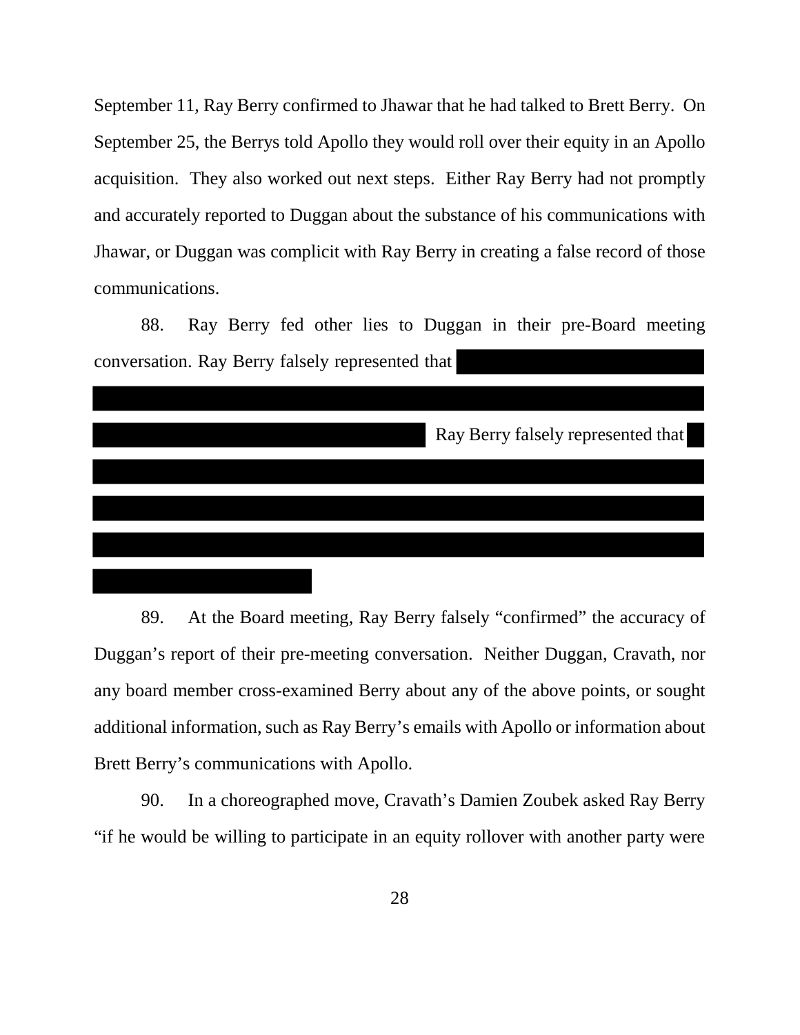September 11, Ray Berry confirmed to Jhawar that he had talked to Brett Berry. On September 25, the Berrys told Apollo they would roll over their equity in an Apollo acquisition. They also worked out next steps. Either Ray Berry had not promptly and accurately reported to Duggan about the substance of his communications with Jhawar, or Duggan was complicit with Ray Berry in creating a false record of those communications.

88. Ray Berry fed other lies to Duggan in their pre-Board meeting conversation. Ray Berry falsely represented that [REDACTED] Ray Berry falsely represented that [REDACTED]

89. At the Board meeting, Ray Berry falsely "confirmed" the accuracy of Duggan's report of their pre-meeting conversation. Neither Duggan, Cravath, nor any board member cross-examined Berry about any of the above points, or sought additional information, such as Ray Berry's emails with Apollo or information about Brett Berry's communications with Apollo.

90. In a choreographed move, Cravath's Damien Zoubek asked Ray Berry "if he would be willing to participate in an equity rollover with another party were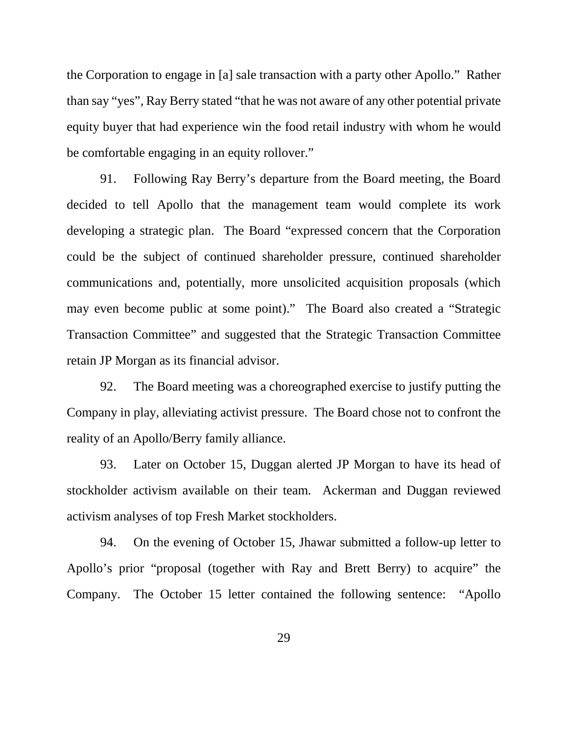the Corporation to engage in [a] sale transaction with a party other Apollo." Rather than say "yes", Ray Berry stated "that he was not aware of any other potential private equity buyer that had experience win the food retail industry with whom he would be comfortable engaging in an equity rollover."

91. Following Ray Berry's departure from the Board meeting, the Board decided to tell Apollo that the management team would complete its work developing a strategic plan. The Board "expressed concern that the Corporation could be the subject of continued shareholder pressure, continued shareholder communications and, potentially, more unsolicited acquisition proposals (which may even become public at some point)." The Board also created a "Strategic Transaction Committee" and suggested that the Strategic Transaction Committee retain JP Morgan as its financial advisor.

92. The Board meeting was a choreographed exercise to justify putting the Company in play, alleviating activist pressure. The Board chose not to confront the reality of an Apollo/Berry family alliance.

93. Later on October 15, Duggan alerted JP Morgan to have its head of stockholder activism available on their team. Ackerman and Duggan reviewed activism analyses of top Fresh Market stockholders.

94. On the evening of October 15, Jhawar submitted a follow-up letter to Apollo's prior "proposal (together with Ray and Brett Berry) to acquire" the Company. The October 15 letter contained the following sentence: "Apollo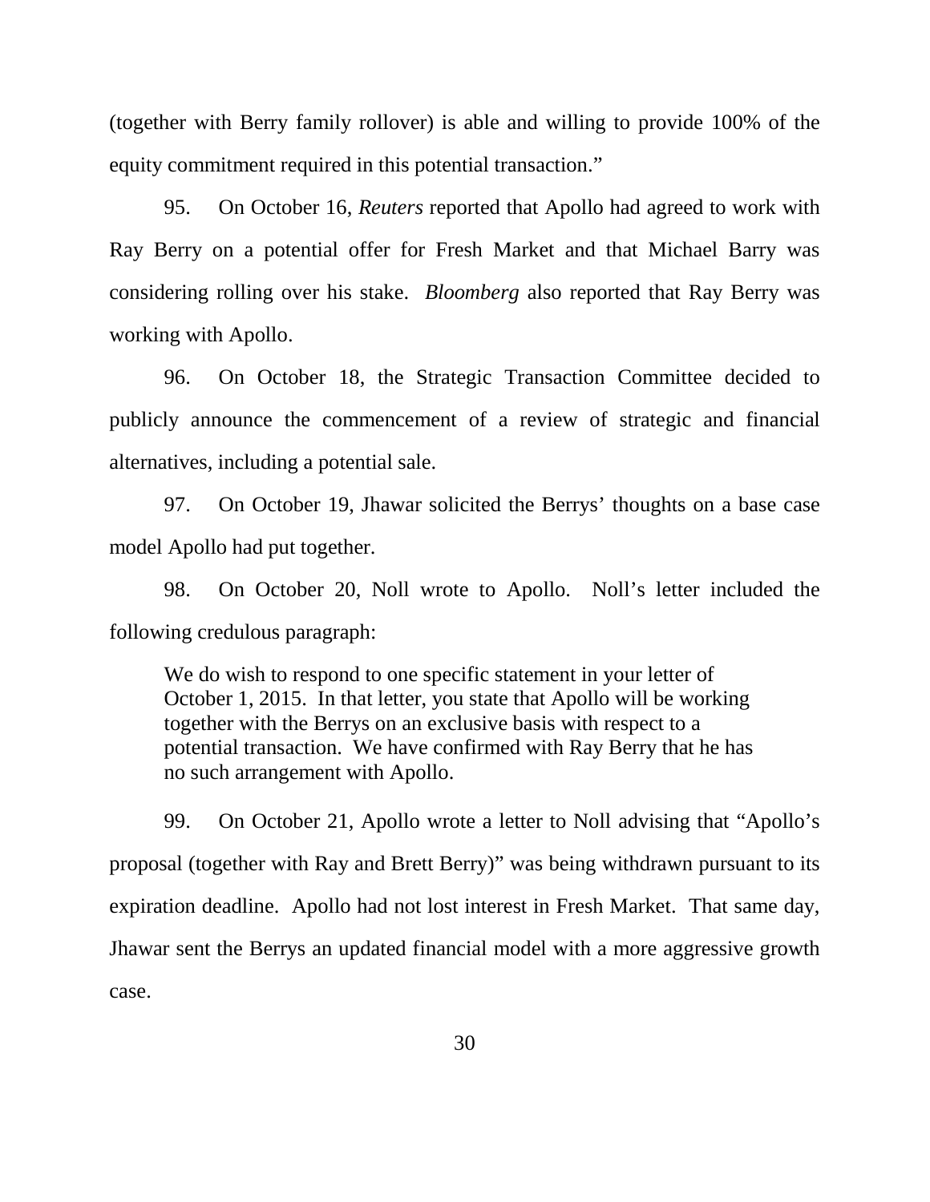(together with Berry family rollover) is able and willing to provide 100% of the equity commitment required in this potential transaction."

95. On October 16, *Reuters* reported that Apollo had agreed to work with Ray Berry on a potential offer for Fresh Market and that Michael Barry was considering rolling over his stake. *Bloomberg* also reported that Ray Berry was working with Apollo.

96. On October 18, the Strategic Transaction Committee decided to publicly announce the commencement of a review of strategic and financial alternatives, including a potential sale.

97. On October 19, Jhawar solicited the Berrys' thoughts on a base case model Apollo had put together.

98. On October 20, Noll wrote to Apollo. Noll's letter included the following credulous paragraph:

> We do wish to respond to one specific statement in your letter of October 1, 2015. In that letter, you state that Apollo will be working together with the Berrys on an exclusive basis with respect to a potential transaction. We have confirmed with Ray Berry that he has no such arrangement with Apollo.

99. On October 21, Apollo wrote a letter to Noll advising that "Apollo's proposal (together with Ray and Brett Berry)" was being withdrawn pursuant to its expiration deadline. Apollo had not lost interest in Fresh Market. That same day, Jhawar sent the Berrys an updated financial model with a more aggressive growth case.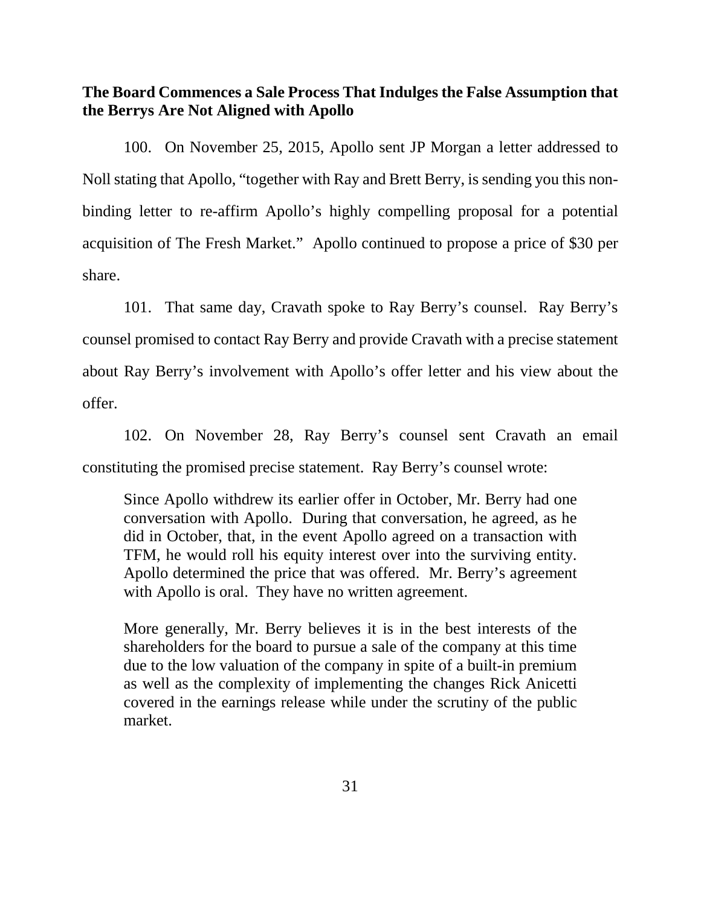**The Board Commences a Sale Process That Indulges the False Assumption that the Berrys Are Not Aligned with Apollo**

100. On November 25, 2015, Apollo sent JP Morgan a letter addressed to Noll stating that Apollo, "together with Ray and Brett Berry, is sending you this non-binding letter to re-affirm Apollo's highly compelling proposal for a potential acquisition of The Fresh Market." Apollo continued to propose a price of $30 per share.

101. That same day, Cravath spoke to Ray Berry's counsel. Ray Berry's counsel promised to contact Ray Berry and provide Cravath with a precise statement about Ray Berry's involvement with Apollo's offer letter and his view about the offer.

102. On November 28, Ray Berry's counsel sent Cravath an email constituting the promised precise statement. Ray Berry's counsel wrote:

> Since Apollo withdrew its earlier offer in October, Mr. Berry had one conversation with Apollo. During that conversation, he agreed, as he did in October, that, in the event Apollo agreed on a transaction with TFM, he would roll his equity interest over into the surviving entity. Apollo determined the price that was offered. Mr. Berry's agreement with Apollo is oral. They have no written agreement.
>
> More generally, Mr. Berry believes it is in the best interests of the shareholders for the board to pursue a sale of the company at this time due to the low valuation of the company in spite of a built-in premium as well as the complexity of implementing the changes Rick Anicetti covered in the earnings release while under the scrutiny of the public market.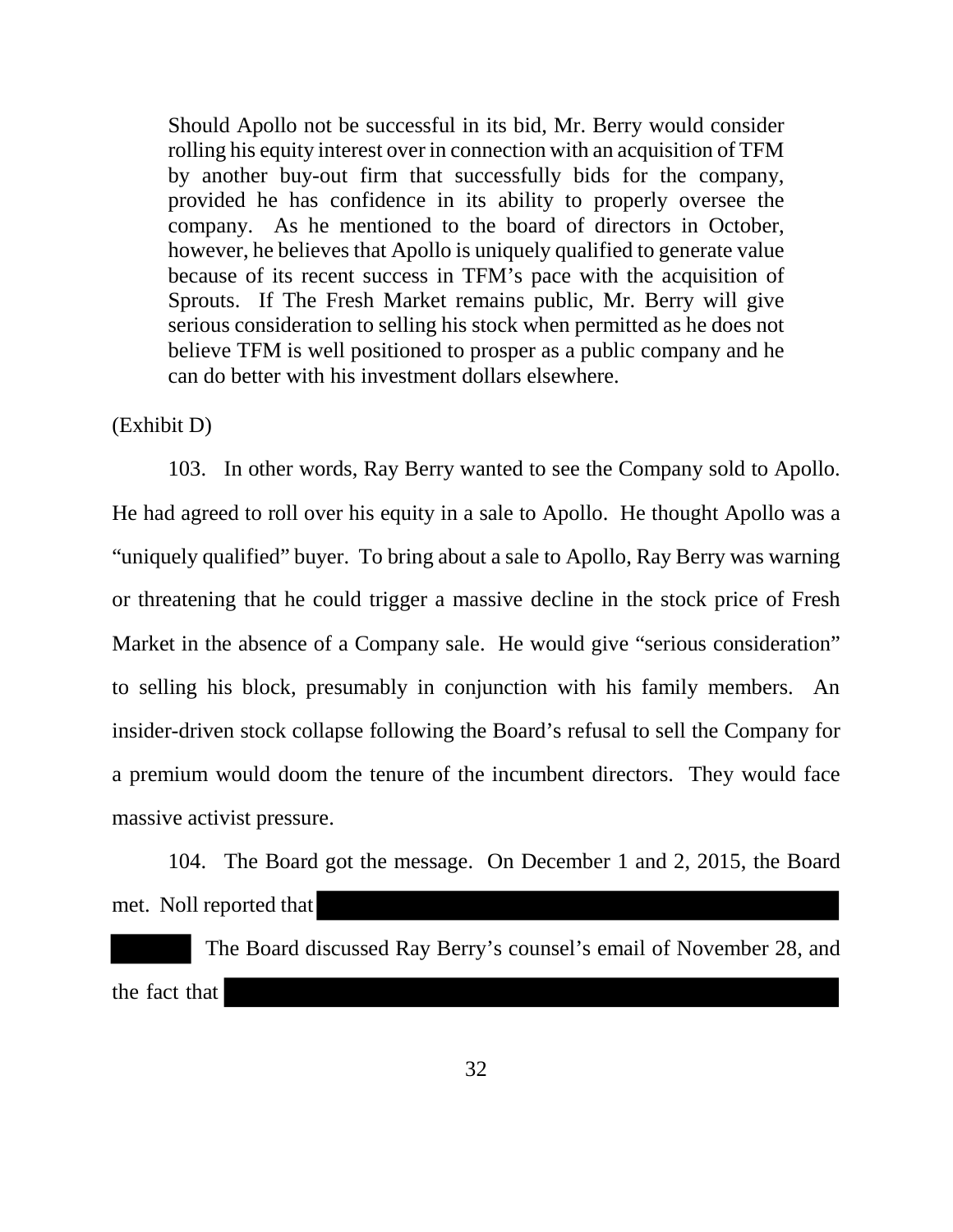> Should Apollo not be successful in its bid, Mr. Berry would consider rolling his equity interest over in connection with an acquisition of TFM by another buy-out firm that successfully bids for the company, provided he has confidence in its ability to properly oversee the company. As he mentioned to the board of directors in October, however, he believes that Apollo is uniquely qualified to generate value because of its recent success in TFM's pace with the acquisition of Sprouts. If The Fresh Market remains public, Mr. Berry will give serious consideration to selling his stock when permitted as he does not believe TFM is well positioned to prosper as a public company and he can do better with his investment dollars elsewhere.

(Exhibit D)

103. In other words, Ray Berry wanted to see the Company sold to Apollo. He had agreed to roll over his equity in a sale to Apollo. He thought Apollo was a "uniquely qualified" buyer. To bring about a sale to Apollo, Ray Berry was warning or threatening that he could trigger a massive decline in the stock price of Fresh Market in the absence of a Company sale. He would give "serious consideration" to selling his block, presumably in conjunction with his family members. An insider-driven stock collapse following the Board's refusal to sell the Company for a premium would doom the tenure of the incumbent directors. They would face massive activist pressure.

104. The Board got the message. On December 1 and 2, 2015, the Board met. Noll reported that [REDACTED] The Board discussed Ray Berry's counsel's email of November 28, and the fact that [REDACTED]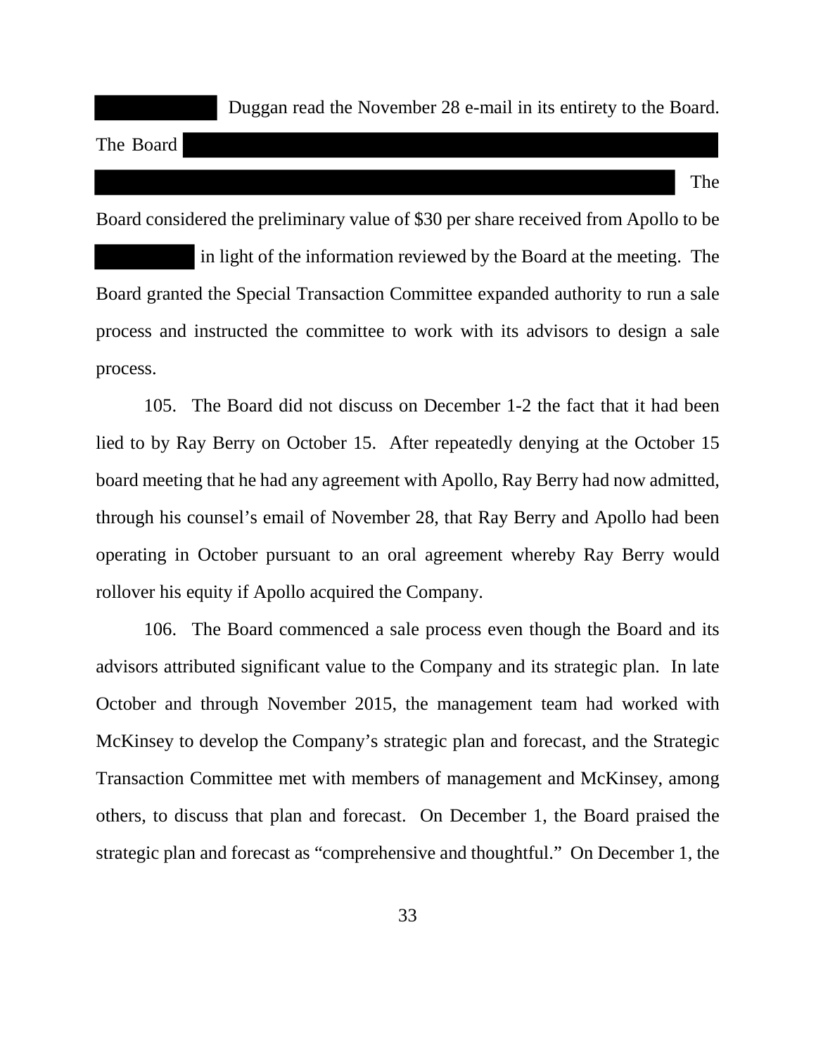Duggan read the November 28 e-mail in its entirety to the Board. The Board The Board considered the preliminary value of $30 per share received from Apollo to be in light of the information reviewed by the Board at the meeting. The Board granted the Special Transaction Committee expanded authority to run a sale process and instructed the committee to work with its advisors to design a sale process.

105. The Board did not discuss on December 1-2 the fact that it had been lied to by Ray Berry on October 15. After repeatedly denying at the October 15 board meeting that he had any agreement with Apollo, Ray Berry had now admitted, through his counsel's email of November 28, that Ray Berry and Apollo had been operating in October pursuant to an oral agreement whereby Ray Berry would rollover his equity if Apollo acquired the Company.

106. The Board commenced a sale process even though the Board and its advisors attributed significant value to the Company and its strategic plan. In late October and through November 2015, the management team had worked with McKinsey to develop the Company's strategic plan and forecast, and the Strategic Transaction Committee met with members of management and McKinsey, among others, to discuss that plan and forecast. On December 1, the Board praised the strategic plan and forecast as "comprehensive and thoughtful." On December 1, the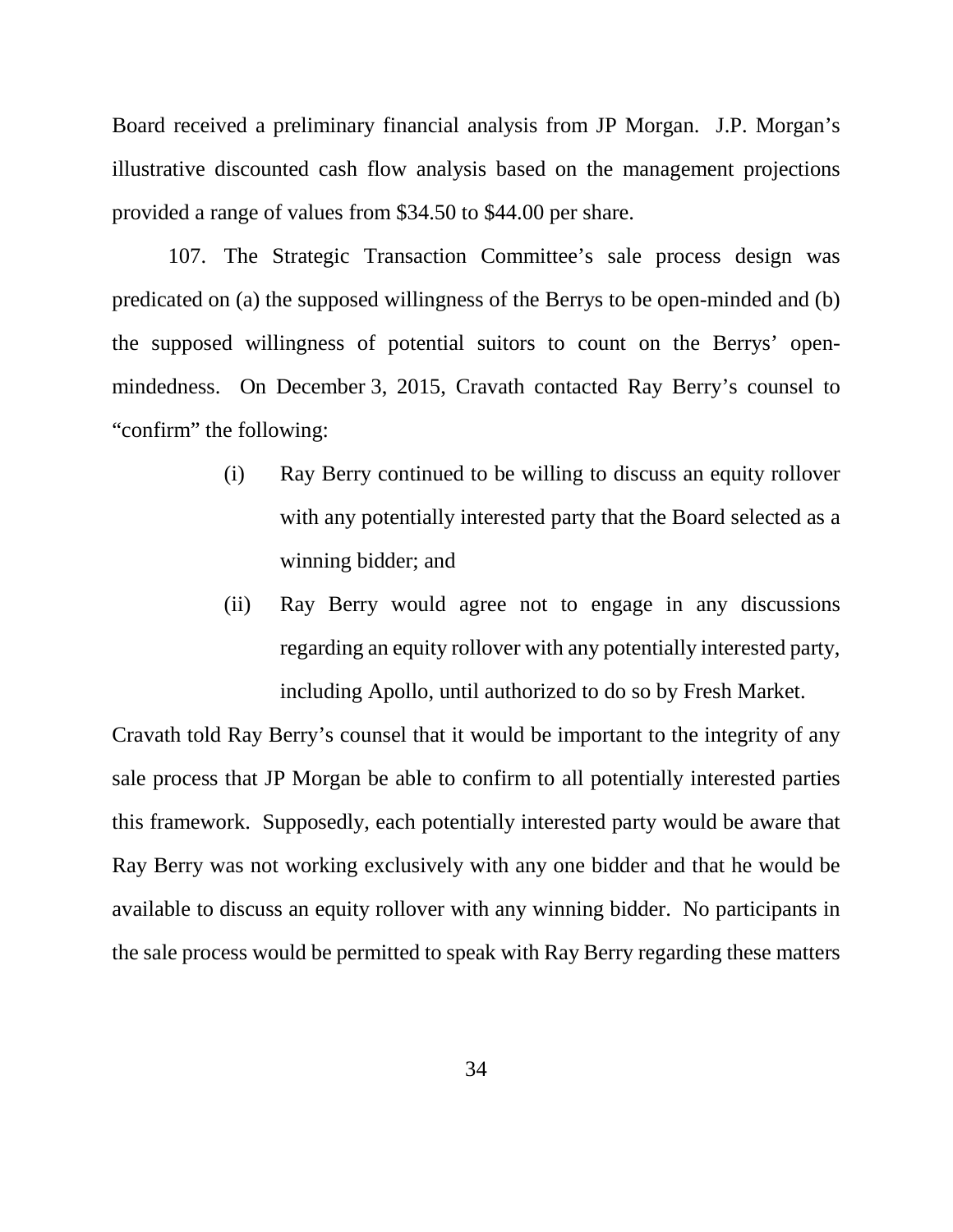Board received a preliminary financial analysis from JP Morgan. J.P. Morgan's illustrative discounted cash flow analysis based on the management projections provided a range of values from $34.50 to $44.00 per share.

107. The Strategic Transaction Committee's sale process design was predicated on (a) the supposed willingness of the Berrys to be open-minded and (b) the supposed willingness of potential suitors to count on the Berrys' open-mindedness. On December 3, 2015, Cravath contacted Ray Berry's counsel to "confirm" the following:

> (i) Ray Berry continued to be willing to discuss an equity rollover with any potentially interested party that the Board selected as a winning bidder; and
>
> (ii) Ray Berry would agree not to engage in any discussions regarding an equity rollover with any potentially interested party, including Apollo, until authorized to do so by Fresh Market.

Cravath told Ray Berry's counsel that it would be important to the integrity of any sale process that JP Morgan be able to confirm to all potentially interested parties this framework. Supposedly, each potentially interested party would be aware that Ray Berry was not working exclusively with any one bidder and that he would be available to discuss an equity rollover with any winning bidder. No participants in the sale process would be permitted to speak with Ray Berry regarding these matters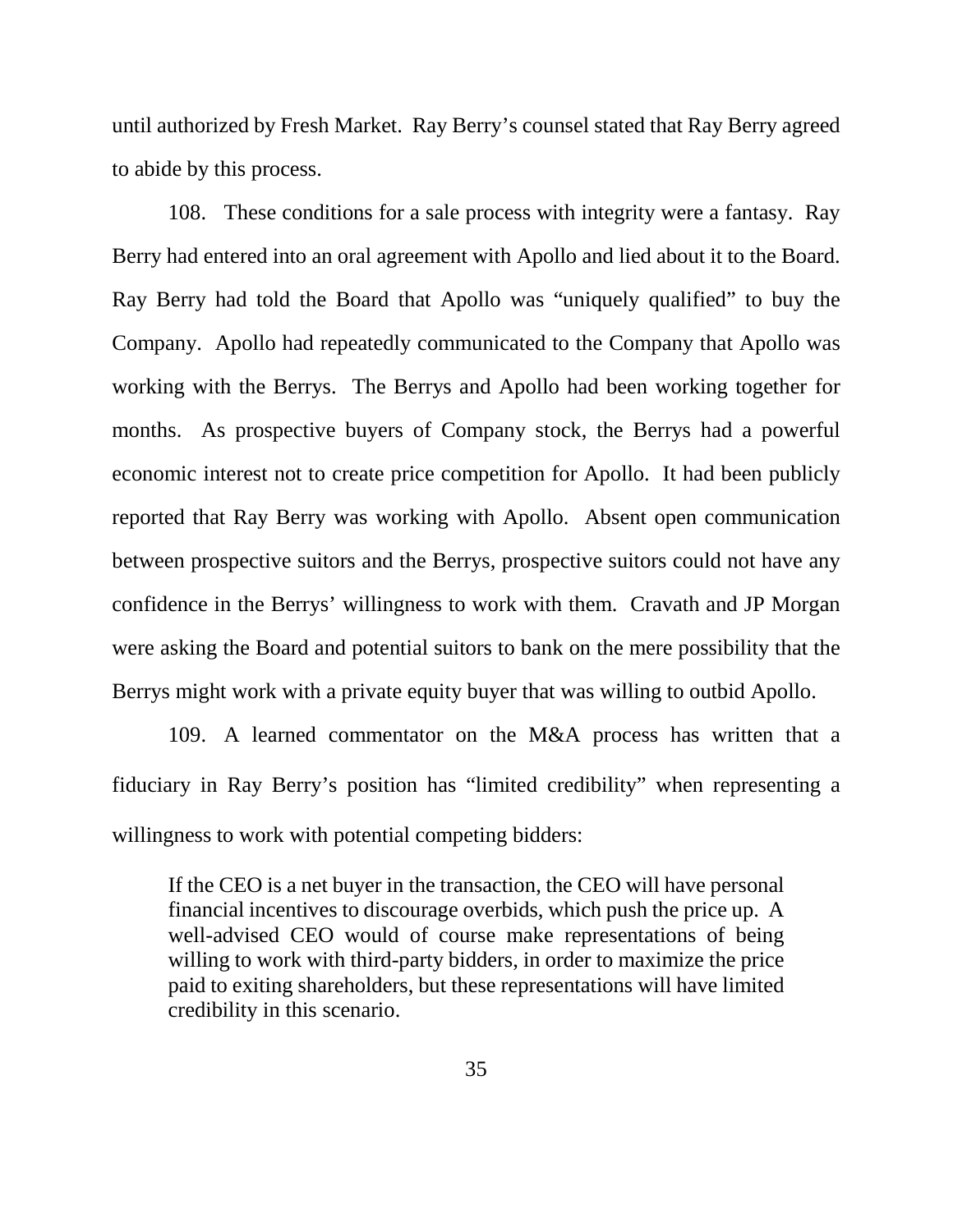until authorized by Fresh Market. Ray Berry's counsel stated that Ray Berry agreed to abide by this process.

108. These conditions for a sale process with integrity were a fantasy. Ray Berry had entered into an oral agreement with Apollo and lied about it to the Board. Ray Berry had told the Board that Apollo was "uniquely qualified" to buy the Company. Apollo had repeatedly communicated to the Company that Apollo was working with the Berrys. The Berrys and Apollo had been working together for months. As prospective buyers of Company stock, the Berrys had a powerful economic interest not to create price competition for Apollo. It had been publicly reported that Ray Berry was working with Apollo. Absent open communication between prospective suitors and the Berrys, prospective suitors could not have any confidence in the Berrys' willingness to work with them. Cravath and JP Morgan were asking the Board and potential suitors to bank on the mere possibility that the Berrys might work with a private equity buyer that was willing to outbid Apollo.

109. A learned commentator on the M&A process has written that a fiduciary in Ray Berry's position has "limited credibility" when representing a willingness to work with potential competing bidders:

> If the CEO is a net buyer in the transaction, the CEO will have personal financial incentives to discourage overbids, which push the price up. A well-advised CEO would of course make representations of being willing to work with third-party bidders, in order to maximize the price paid to exiting shareholders, but these representations will have limited credibility in this scenario.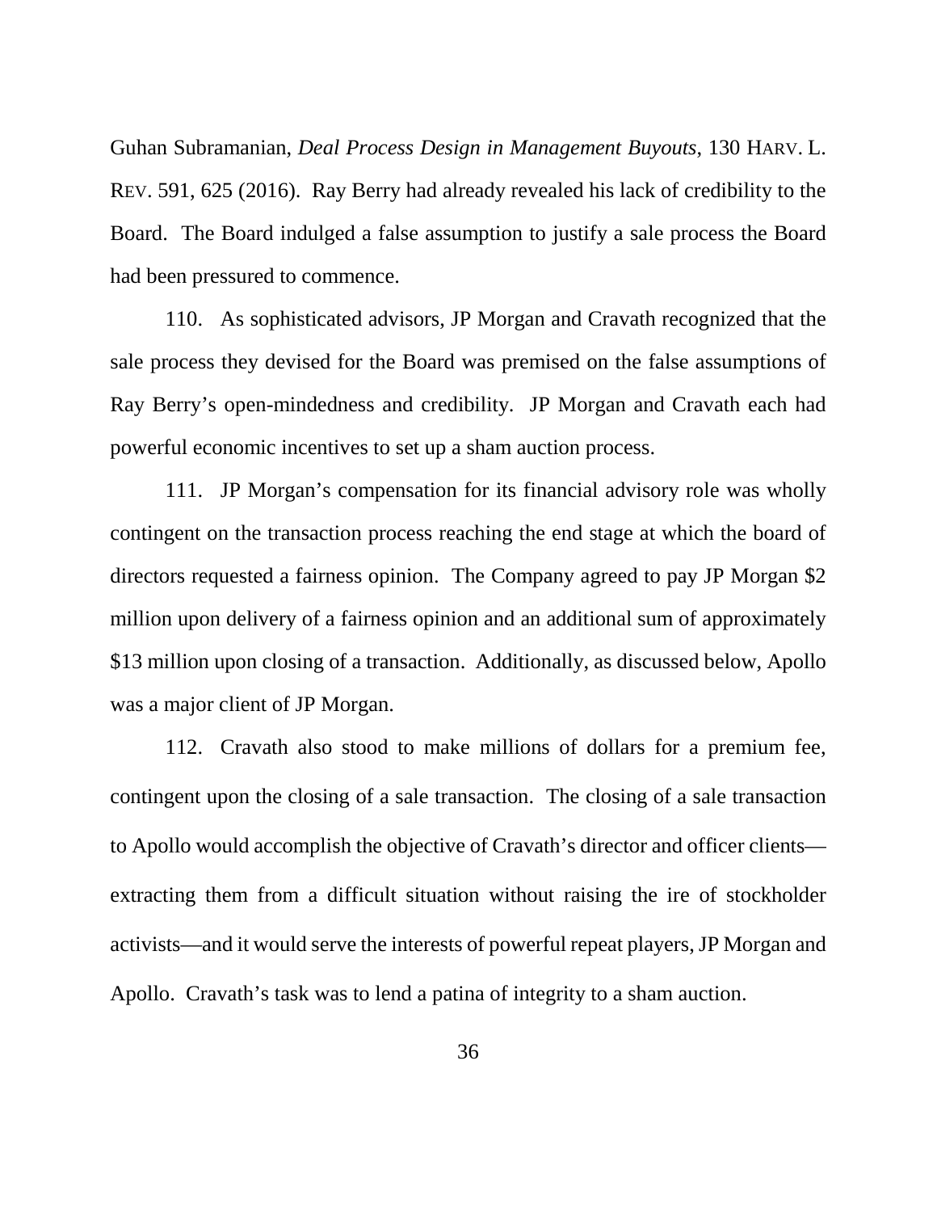Guhan Subramanian, *Deal Process Design in Management Buyouts*, 130 HARV. L. REV. 591, 625 (2016). Ray Berry had already revealed his lack of credibility to the Board. The Board indulged a false assumption to justify a sale process the Board had been pressured to commence.

110. As sophisticated advisors, JP Morgan and Cravath recognized that the sale process they devised for the Board was premised on the false assumptions of Ray Berry's open-mindedness and credibility. JP Morgan and Cravath each had powerful economic incentives to set up a sham auction process.

111. JP Morgan's compensation for its financial advisory role was wholly contingent on the transaction process reaching the end stage at which the board of directors requested a fairness opinion. The Company agreed to pay JP Morgan $2 million upon delivery of a fairness opinion and an additional sum of approximately $13 million upon closing of a transaction. Additionally, as discussed below, Apollo was a major client of JP Morgan.

112. Cravath also stood to make millions of dollars for a premium fee, contingent upon the closing of a sale transaction. The closing of a sale transaction to Apollo would accomplish the objective of Cravath's director and officer clients—extracting them from a difficult situation without raising the ire of stockholder activists—and it would serve the interests of powerful repeat players, JP Morgan and Apollo. Cravath's task was to lend a patina of integrity to a sham auction.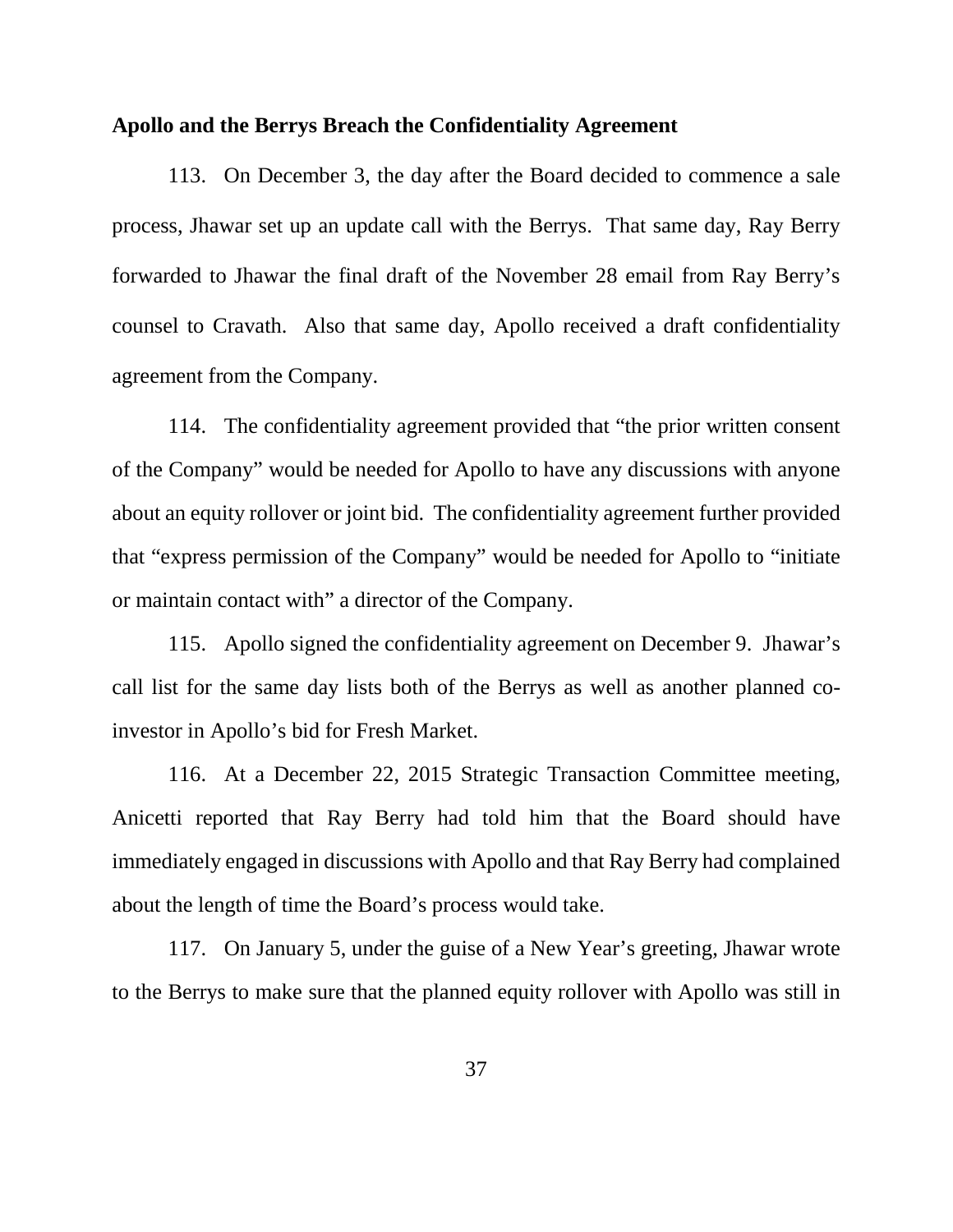**Apollo and the Berrys Breach the Confidentiality Agreement**

113. On December 3, the day after the Board decided to commence a sale process, Jhawar set up an update call with the Berrys. That same day, Ray Berry forwarded to Jhawar the final draft of the November 28 email from Ray Berry's counsel to Cravath. Also that same day, Apollo received a draft confidentiality agreement from the Company.

114. The confidentiality agreement provided that "the prior written consent of the Company" would be needed for Apollo to have any discussions with anyone about an equity rollover or joint bid. The confidentiality agreement further provided that "express permission of the Company" would be needed for Apollo to "initiate or maintain contact with" a director of the Company.

115. Apollo signed the confidentiality agreement on December 9. Jhawar's call list for the same day lists both of the Berrys as well as another planned co-investor in Apollo's bid for Fresh Market.

116. At a December 22, 2015 Strategic Transaction Committee meeting, Anicetti reported that Ray Berry had told him that the Board should have immediately engaged in discussions with Apollo and that Ray Berry had complained about the length of time the Board's process would take.

117. On January 5, under the guise of a New Year's greeting, Jhawar wrote to the Berrys to make sure that the planned equity rollover with Apollo was still in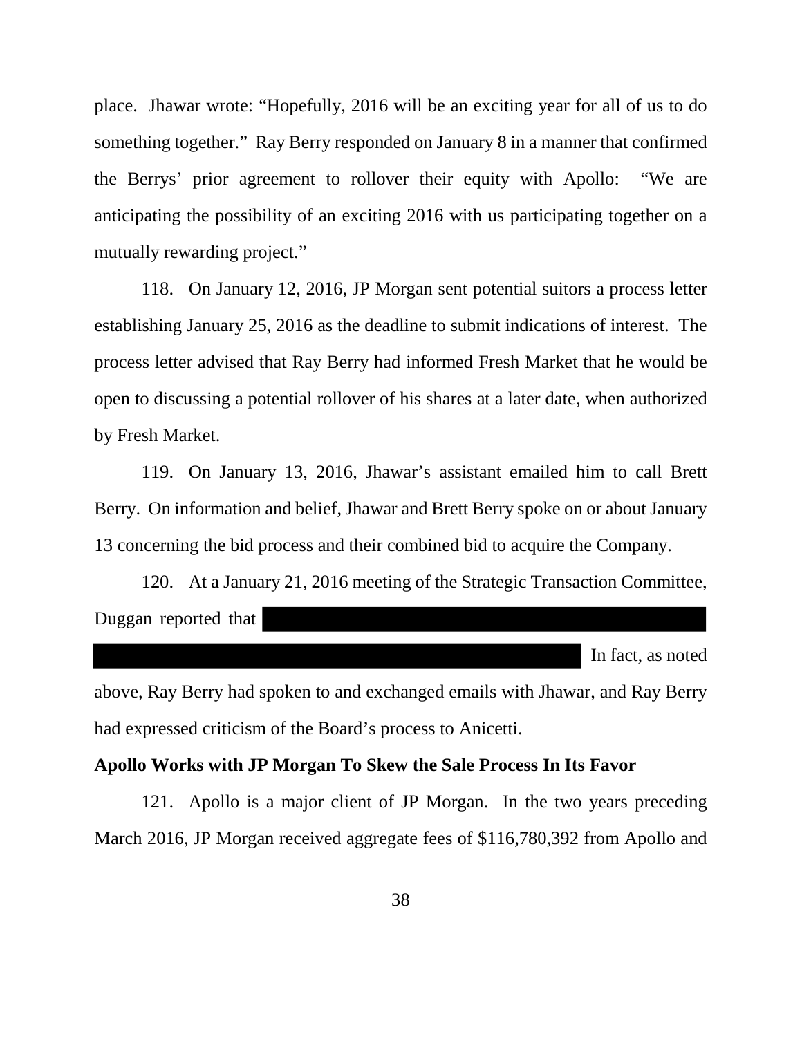place. Jhawar wrote: "Hopefully, 2016 will be an exciting year for all of us to do something together." Ray Berry responded on January 8 in a manner that confirmed the Berrys' prior agreement to rollover their equity with Apollo: "We are anticipating the possibility of an exciting 2016 with us participating together on a mutually rewarding project."

118. On January 12, 2016, JP Morgan sent potential suitors a process letter establishing January 25, 2016 as the deadline to submit indications of interest. The process letter advised that Ray Berry had informed Fresh Market that he would be open to discussing a potential rollover of his shares at a later date, when authorized by Fresh Market.

119. On January 13, 2016, Jhawar's assistant emailed him to call Brett Berry. On information and belief, Jhawar and Brett Berry spoke on or about January 13 concerning the bid process and their combined bid to acquire the Company.

120. At a January 21, 2016 meeting of the Strategic Transaction Committee, Duggan reported that [REDACTED] In fact, as noted above, Ray Berry had spoken to and exchanged emails with Jhawar, and Ray Berry had expressed criticism of the Board's process to Anicetti.

**Apollo Works with JP Morgan To Skew the Sale Process In Its Favor**

121. Apollo is a major client of JP Morgan. In the two years preceding March 2016, JP Morgan received aggregate fees of $116,780,392 from Apollo and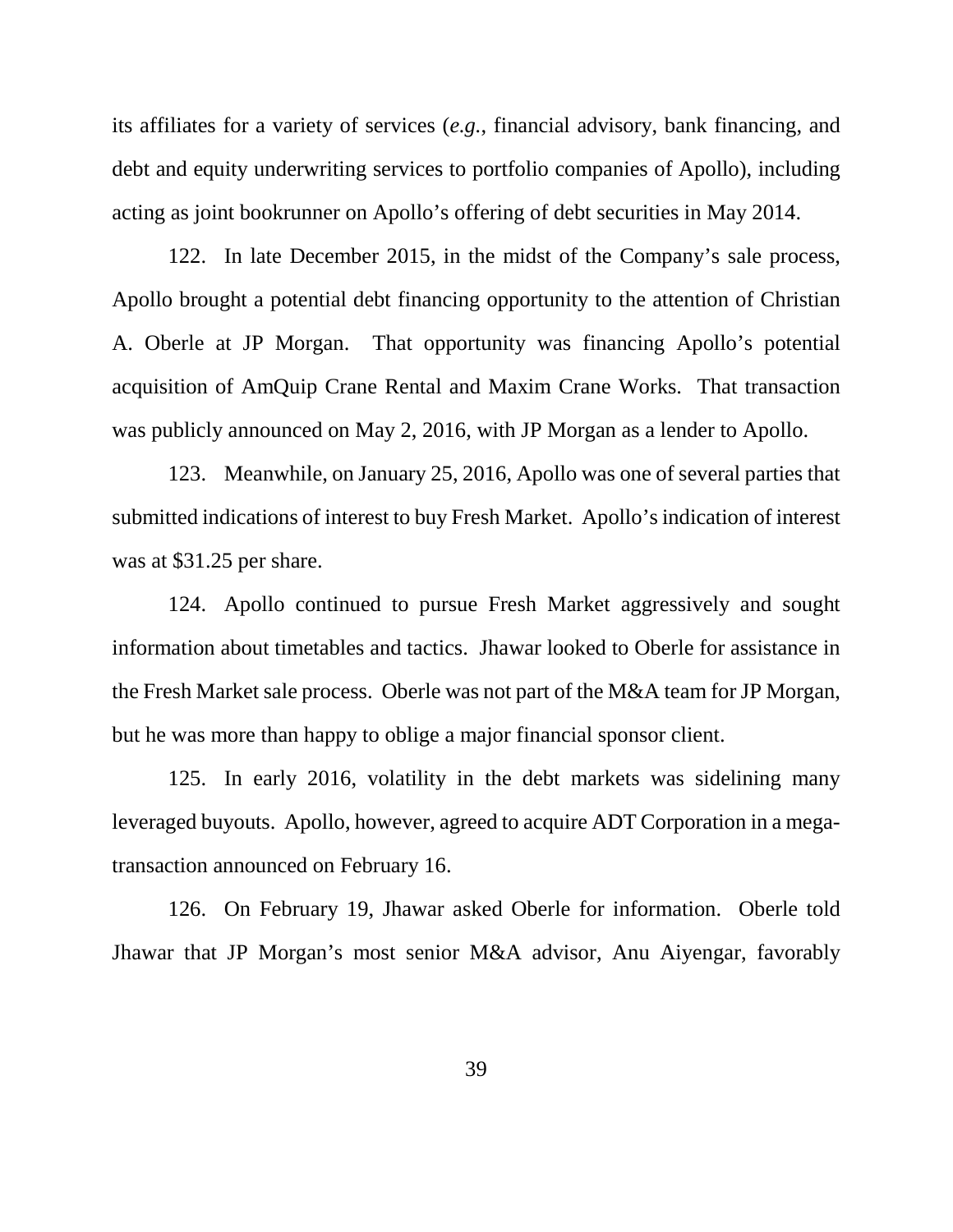its affiliates for a variety of services (*e.g.*, financial advisory, bank financing, and debt and equity underwriting services to portfolio companies of Apollo), including acting as joint bookrunner on Apollo's offering of debt securities in May 2014.

122. In late December 2015, in the midst of the Company's sale process, Apollo brought a potential debt financing opportunity to the attention of Christian A. Oberle at JP Morgan. That opportunity was financing Apollo's potential acquisition of AmQuip Crane Rental and Maxim Crane Works. That transaction was publicly announced on May 2, 2016, with JP Morgan as a lender to Apollo.

123. Meanwhile, on January 25, 2016, Apollo was one of several parties that submitted indications of interest to buy Fresh Market. Apollo's indication of interest was at $31.25 per share.

124. Apollo continued to pursue Fresh Market aggressively and sought information about timetables and tactics. Jhawar looked to Oberle for assistance in the Fresh Market sale process. Oberle was not part of the M&A team for JP Morgan, but he was more than happy to oblige a major financial sponsor client.

125. In early 2016, volatility in the debt markets was sidelining many leveraged buyouts. Apollo, however, agreed to acquire ADT Corporation in a mega-transaction announced on February 16.

126. On February 19, Jhawar asked Oberle for information. Oberle told Jhawar that JP Morgan's most senior M&A advisor, Anu Aiyengar, favorably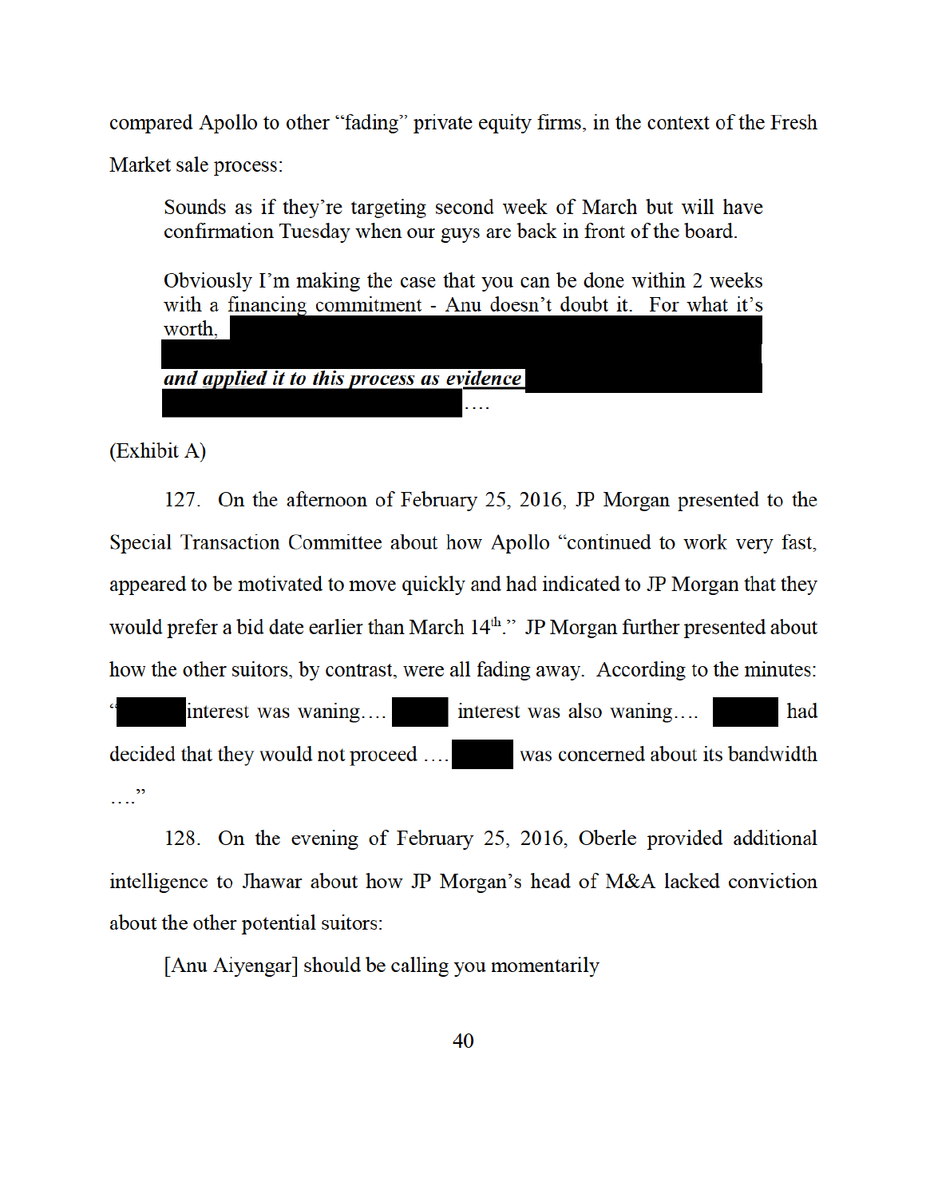compared Apollo to other "fading" private equity firms, in the context of the Fresh Market sale process:

> Sounds as if they're targeting second week of March but will have confirmation Tuesday when our guys are back in front of the board.
>
> Obviously I'm making the case that you can be done within 2 weeks with a financing commitment - Anu doesn't doubt it. For what it's worth, [REDACTED] ***and applied it to this process as evidence*** [REDACTED]....

(Exhibit A)

127. On the afternoon of February 25, 2016, JP Morgan presented to the Special Transaction Committee about how Apollo "continued to work very fast, appeared to be motivated to move quickly and had indicated to JP Morgan that they would prefer a bid date earlier than March 14th." JP Morgan further presented about how the other suitors, by contrast, were all fading away. According to the minutes: "[REDACTED] interest was waning.... [REDACTED] interest was also waning.... [REDACTED] had decided that they would not proceed .... [REDACTED] was concerned about its bandwidth ...."

128. On the evening of February 25, 2016, Oberle provided additional intelligence to Jhawar about how JP Morgan's head of M&A lacked conviction about the other potential suitors:

> [Anu Aiyengar] should be calling you momentarily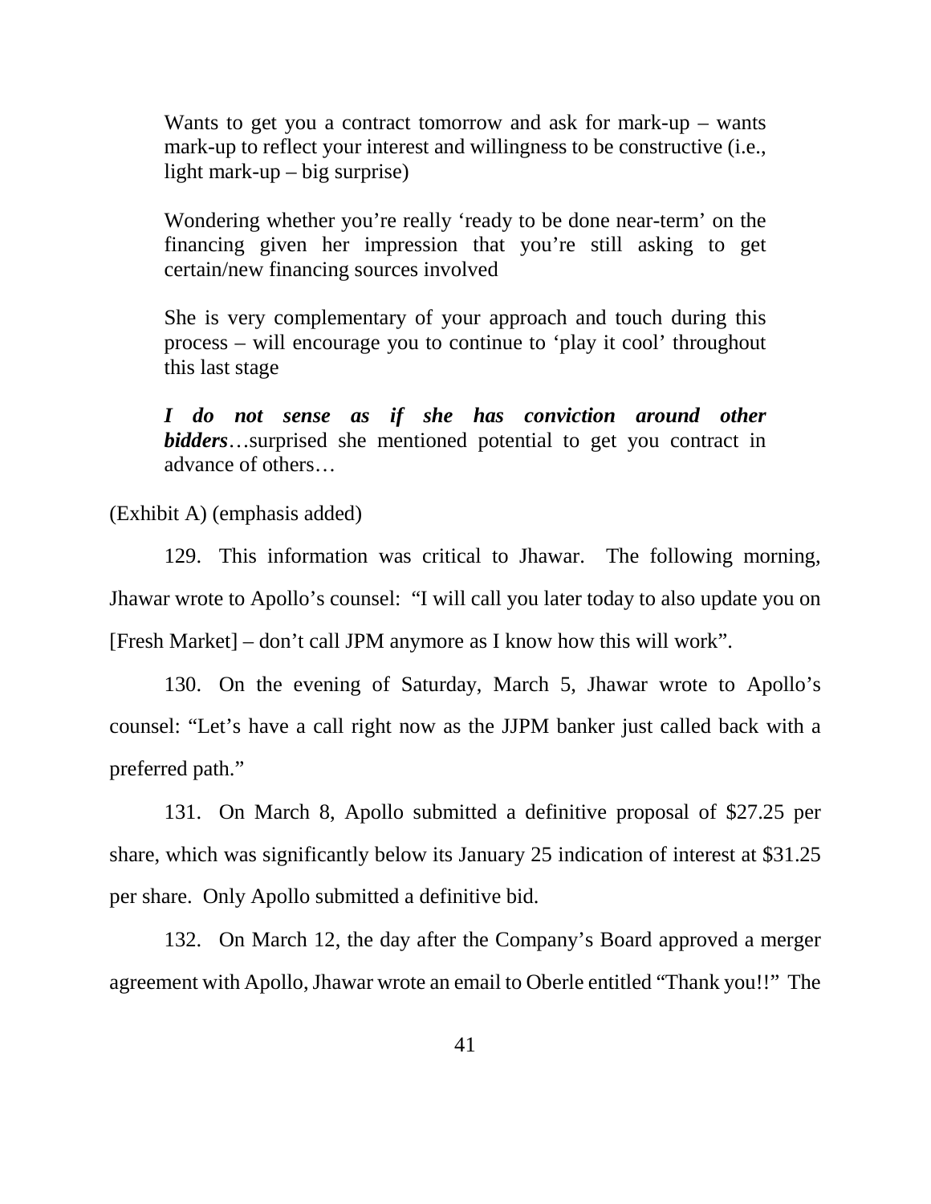> Wants to get you a contract tomorrow and ask for mark-up – wants mark-up to reflect your interest and willingness to be constructive (i.e., light mark-up – big surprise)
>
> Wondering whether you're really 'ready to be done near-term' on the financing given her impression that you're still asking to get certain/new financing sources involved
>
> She is very complementary of your approach and touch during this process – will encourage you to continue to 'play it cool' throughout this last stage
>
> ***I do not sense as if she has conviction around other bidders***…surprised she mentioned potential to get you contract in advance of others…

(Exhibit A) (emphasis added)

129. This information was critical to Jhawar. The following morning, Jhawar wrote to Apollo's counsel: "I will call you later today to also update you on [Fresh Market] – don't call JPM anymore as I know how this will work".

130. On the evening of Saturday, March 5, Jhawar wrote to Apollo's counsel: "Let's have a call right now as the JJPM banker just called back with a preferred path."

131. On March 8, Apollo submitted a definitive proposal of $27.25 per share, which was significantly below its January 25 indication of interest at $31.25 per share. Only Apollo submitted a definitive bid.

132. On March 12, the day after the Company's Board approved a merger agreement with Apollo, Jhawar wrote an email to Oberle entitled "Thank you!!" The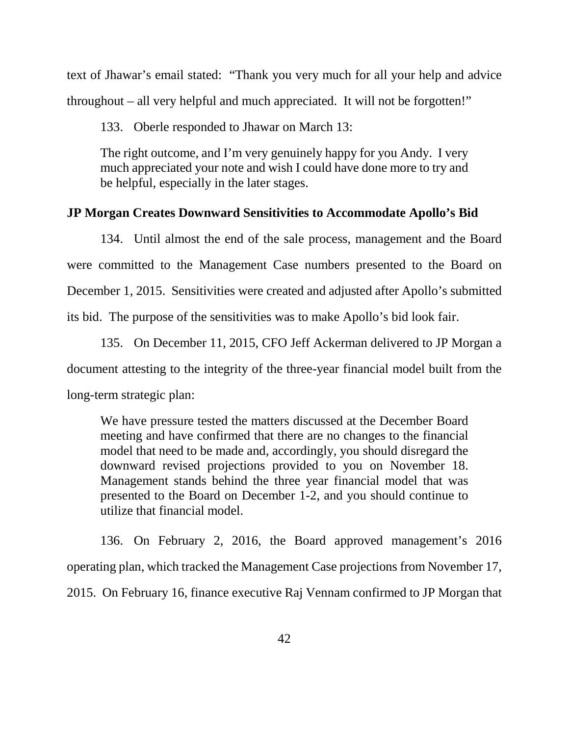text of Jhawar's email stated: "Thank you very much for all your help and advice throughout – all very helpful and much appreciated. It will not be forgotten!"

133. Oberle responded to Jhawar on March 13:

> The right outcome, and I'm very genuinely happy for you Andy. I very much appreciated your note and wish I could have done more to try and be helpful, especially in the later stages.

**JP Morgan Creates Downward Sensitivities to Accommodate Apollo's Bid**

134. Until almost the end of the sale process, management and the Board were committed to the Management Case numbers presented to the Board on December 1, 2015. Sensitivities were created and adjusted after Apollo's submitted its bid. The purpose of the sensitivities was to make Apollo's bid look fair.

135. On December 11, 2015, CFO Jeff Ackerman delivered to JP Morgan a document attesting to the integrity of the three-year financial model built from the long-term strategic plan:

> We have pressure tested the matters discussed at the December Board meeting and have confirmed that there are no changes to the financial model that need to be made and, accordingly, you should disregard the downward revised projections provided to you on November 18. Management stands behind the three year financial model that was presented to the Board on December 1-2, and you should continue to utilize that financial model.

136. On February 2, 2016, the Board approved management's 2016 operating plan, which tracked the Management Case projections from November 17, 2015. On February 16, finance executive Raj Vennam confirmed to JP Morgan that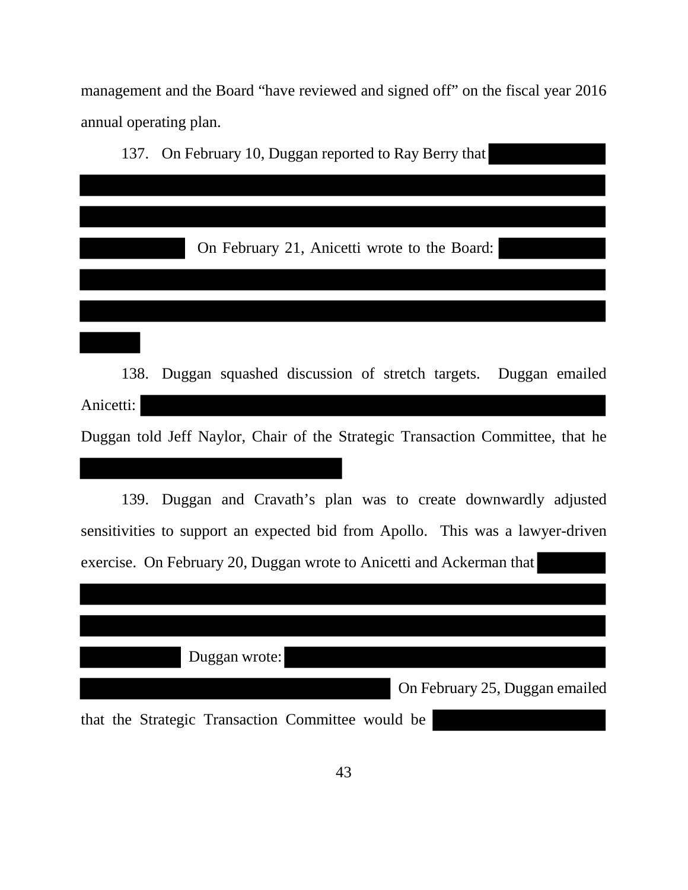management and the Board "have reviewed and signed off" on the fiscal year 2016 annual operating plan.

137. On February 10, Duggan reported to Ray Berry that [REDACTED] On February 21, Anicetti wrote to the Board: [REDACTED]

138. Duggan squashed discussion of stretch targets. Duggan emailed Anicetti: [REDACTED] Duggan told Jeff Naylor, Chair of the Strategic Transaction Committee, that he [REDACTED]

139. Duggan and Cravath's plan was to create downwardly adjusted sensitivities to support an expected bid from Apollo. This was a lawyer-driven exercise. On February 20, Duggan wrote to Anicetti and Ackerman that [REDACTED] Duggan wrote: [REDACTED] On February 25, Duggan emailed that the Strategic Transaction Committee would be [REDACTED]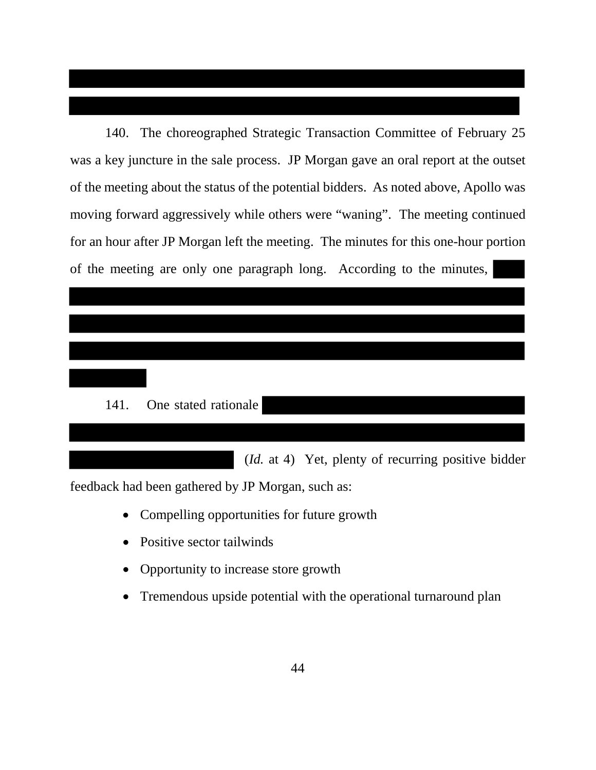140. The choreographed Strategic Transaction Committee of February 25 was a key juncture in the sale process. JP Morgan gave an oral report at the outset of the meeting about the status of the potential bidders. As noted above, Apollo was moving forward aggressively while others were "waning". The meeting continued for an hour after JP Morgan left the meeting. The minutes for this one-hour portion of the meeting are only one paragraph long. According to the minutes,

141. One stated rationale

(*Id.* at 4) Yet, plenty of recurring positive bidder feedback had been gathered by JP Morgan, such as:

- Compelling opportunities for future growth
- Positive sector tailwinds
- Opportunity to increase store growth
- Tremendous upside potential with the operational turnaround plan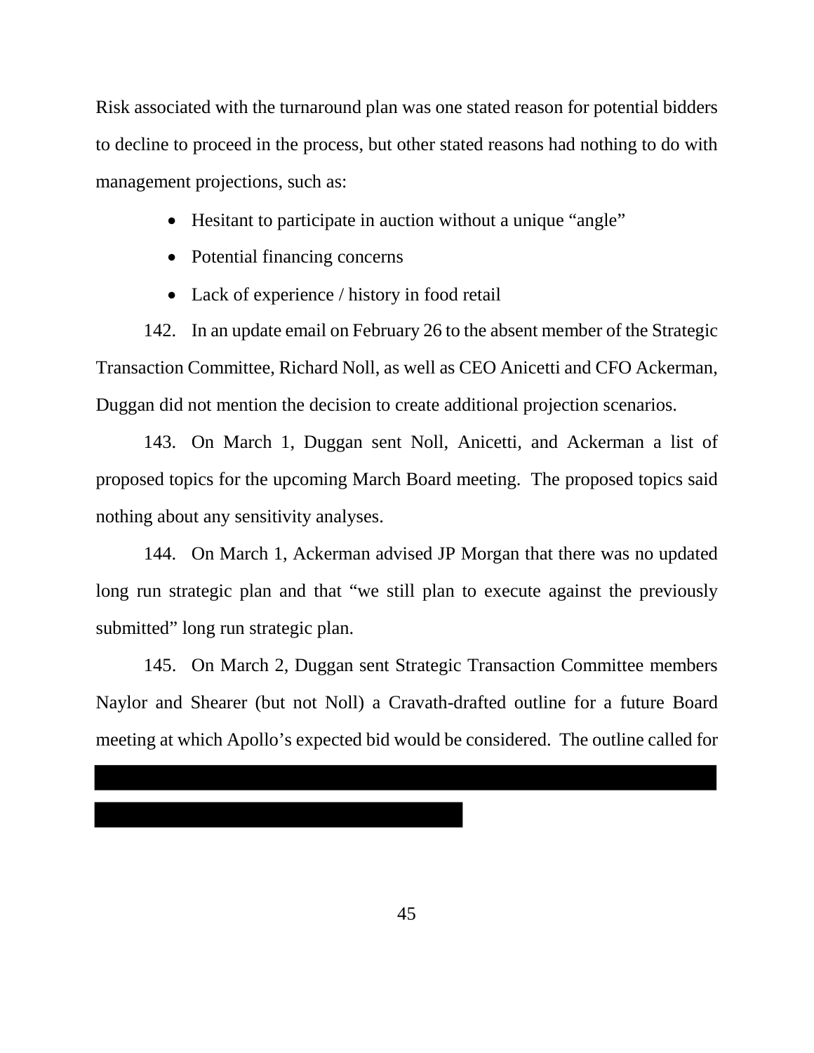Risk associated with the turnaround plan was one stated reason for potential bidders to decline to proceed in the process, but other stated reasons had nothing to do with management projections, such as:

- Hesitant to participate in auction without a unique "angle"
- Potential financing concerns
- Lack of experience / history in food retail

142. In an update email on February 26 to the absent member of the Strategic Transaction Committee, Richard Noll, as well as CEO Anicetti and CFO Ackerman, Duggan did not mention the decision to create additional projection scenarios.

143. On March 1, Duggan sent Noll, Anicetti, and Ackerman a list of proposed topics for the upcoming March Board meeting. The proposed topics said nothing about any sensitivity analyses.

144. On March 1, Ackerman advised JP Morgan that there was no updated long run strategic plan and that "we still plan to execute against the previously submitted" long run strategic plan.

145. On March 2, Duggan sent Strategic Transaction Committee members Naylor and Shearer (but not Noll) a Cravath-drafted outline for a future Board meeting at which Apollo's expected bid would be considered. The outline called for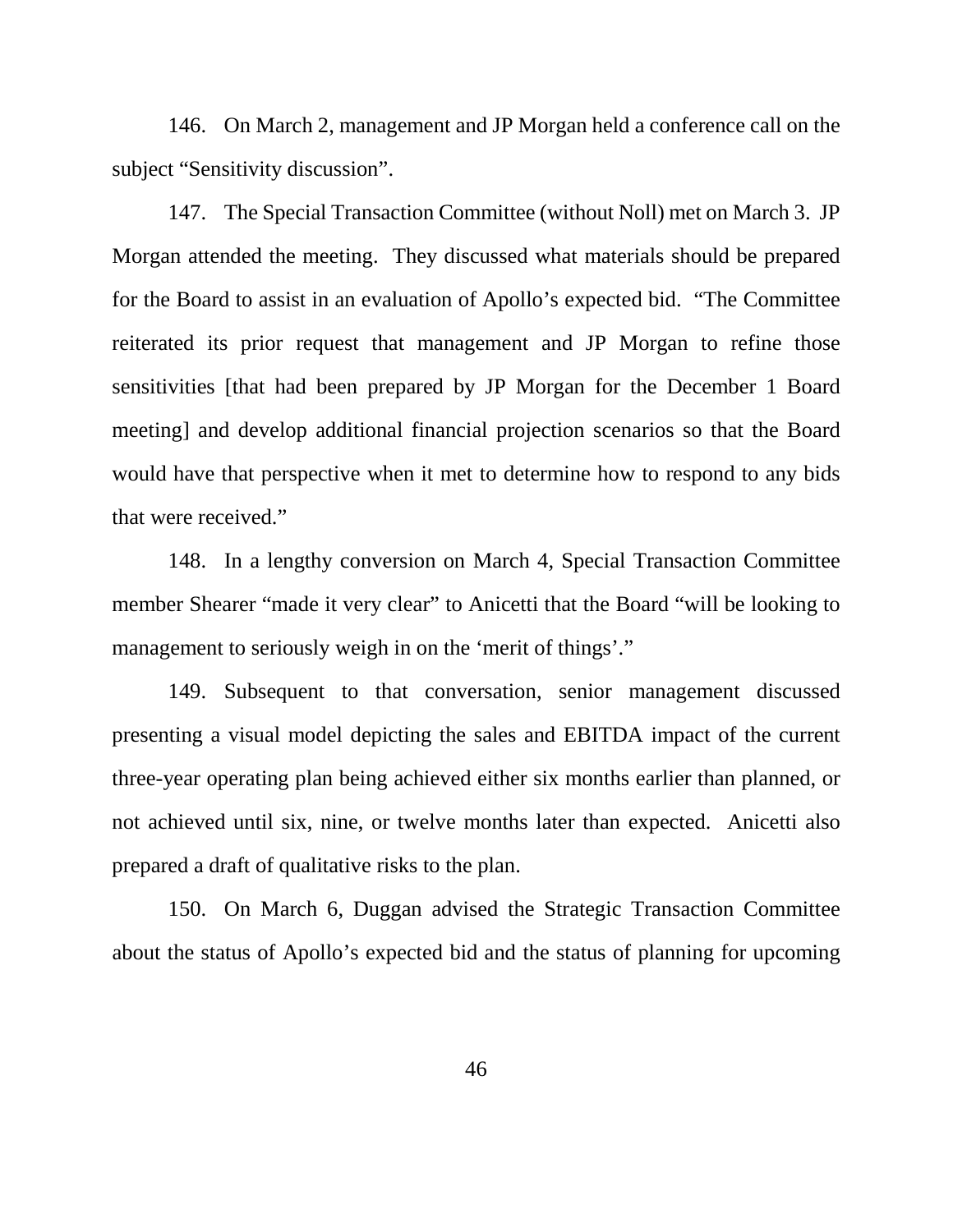146. On March 2, management and JP Morgan held a conference call on the subject "Sensitivity discussion".

147. The Special Transaction Committee (without Noll) met on March 3. JP Morgan attended the meeting. They discussed what materials should be prepared for the Board to assist in an evaluation of Apollo's expected bid. "The Committee reiterated its prior request that management and JP Morgan to refine those sensitivities [that had been prepared by JP Morgan for the December 1 Board meeting] and develop additional financial projection scenarios so that the Board would have that perspective when it met to determine how to respond to any bids that were received."

148. In a lengthy conversion on March 4, Special Transaction Committee member Shearer "made it very clear" to Anicetti that the Board "will be looking to management to seriously weigh in on the 'merit of things'."

149. Subsequent to that conversation, senior management discussed presenting a visual model depicting the sales and EBITDA impact of the current three-year operating plan being achieved either six months earlier than planned, or not achieved until six, nine, or twelve months later than expected. Anicetti also prepared a draft of qualitative risks to the plan.

150. On March 6, Duggan advised the Strategic Transaction Committee about the status of Apollo's expected bid and the status of planning for upcoming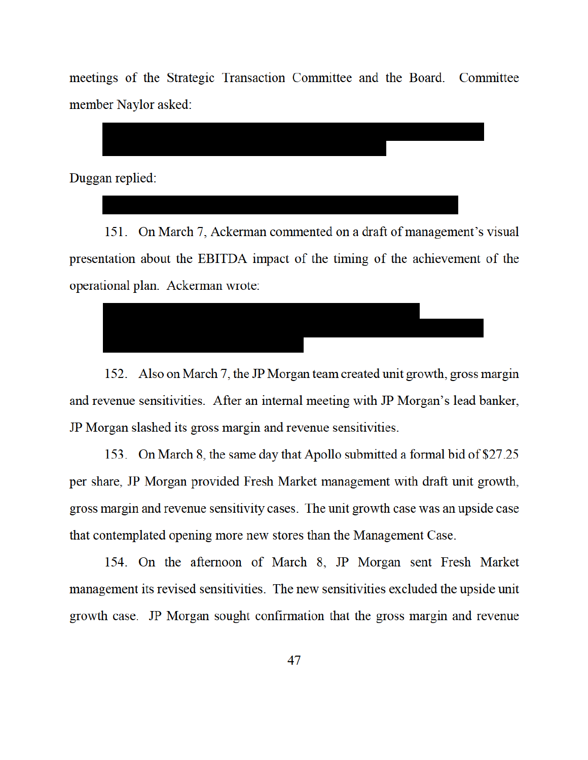meetings of the Strategic Transaction Committee and the Board. Committee member Naylor asked:

█████████████████████████████████████████████
█████████████████████████████████

Duggan replied:

██████████████████████████████████████████

151. On March 7, Ackerman commented on a draft of management's visual presentation about the EBITDA impact of the timing of the achievement of the operational plan. Ackerman wrote:

█████████████████████████████████████
█████████████████████████████████████████████
███████████████████████

152. Also on March 7, the JP Morgan team created unit growth, gross margin and revenue sensitivities. After an internal meeting with JP Morgan's lead banker, JP Morgan slashed its gross margin and revenue sensitivities.

153. On March 8, the same day that Apollo submitted a formal bid of $27.25 per share, JP Morgan provided Fresh Market management with draft unit growth, gross margin and revenue sensitivity cases. The unit growth case was an upside case that contemplated opening more new stores than the Management Case.

154. On the afternoon of March 8, JP Morgan sent Fresh Market management its revised sensitivities. The new sensitivities excluded the upside unit growth case. JP Morgan sought confirmation that the gross margin and revenue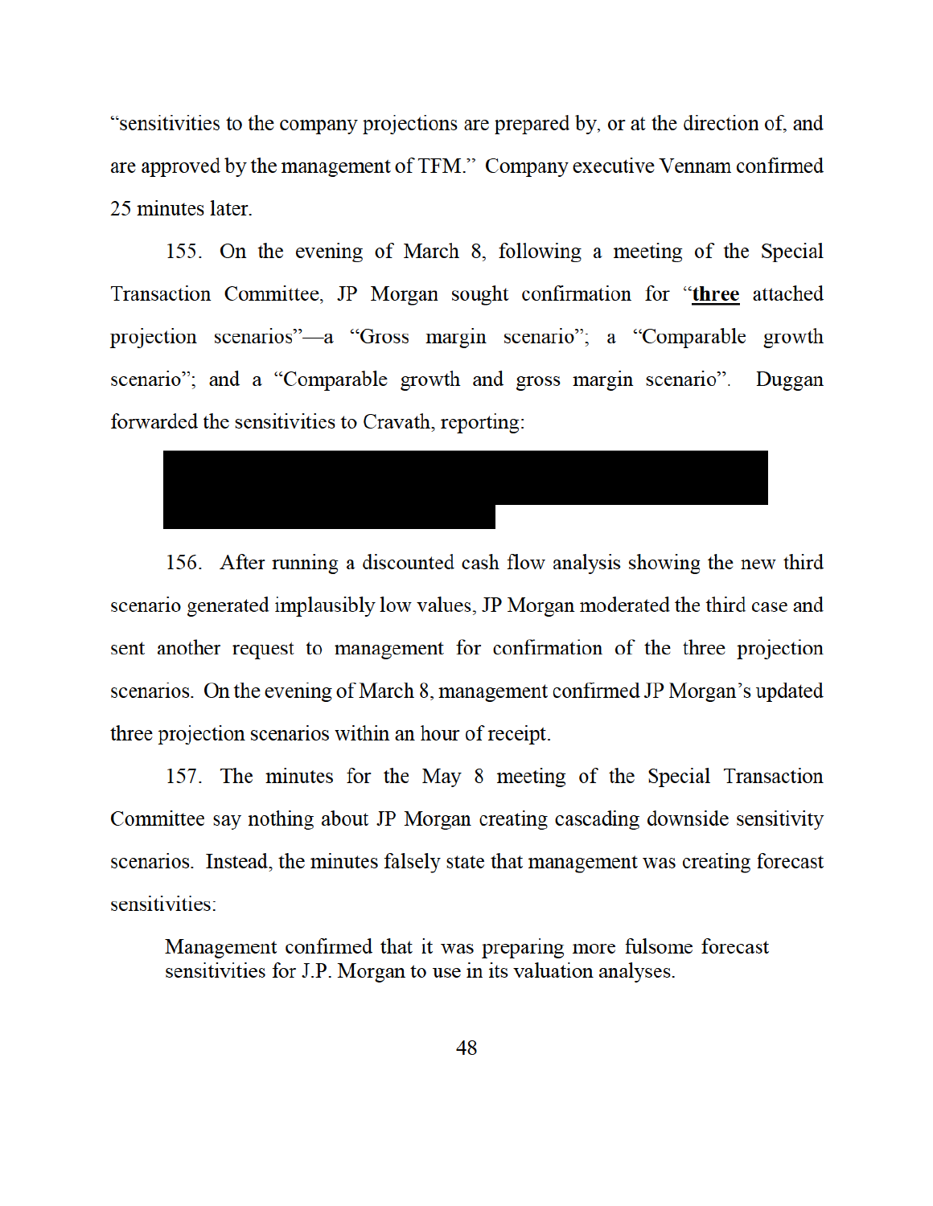"sensitivities to the company projections are prepared by, or at the direction of, and are approved by the management of TFM." Company executive Vennam confirmed 25 minutes later.

155. On the evening of March 8, following a meeting of the Special Transaction Committee, JP Morgan sought confirmation for "**three** attached projection scenarios"—a "Gross margin scenario"; a "Comparable growth scenario"; and a "Comparable growth and gross margin scenario". Duggan forwarded the sensitivities to Cravath, reporting:

156. After running a discounted cash flow analysis showing the new third scenario generated implausibly low values, JP Morgan moderated the third case and sent another request to management for confirmation of the three projection scenarios. On the evening of March 8, management confirmed JP Morgan's updated three projection scenarios within an hour of receipt.

157. The minutes for the May 8 meeting of the Special Transaction Committee say nothing about JP Morgan creating cascading downside sensitivity scenarios. Instead, the minutes falsely state that management was creating forecast sensitivities:

> Management confirmed that it was preparing more fulsome forecast sensitivities for J.P. Morgan to use in its valuation analyses.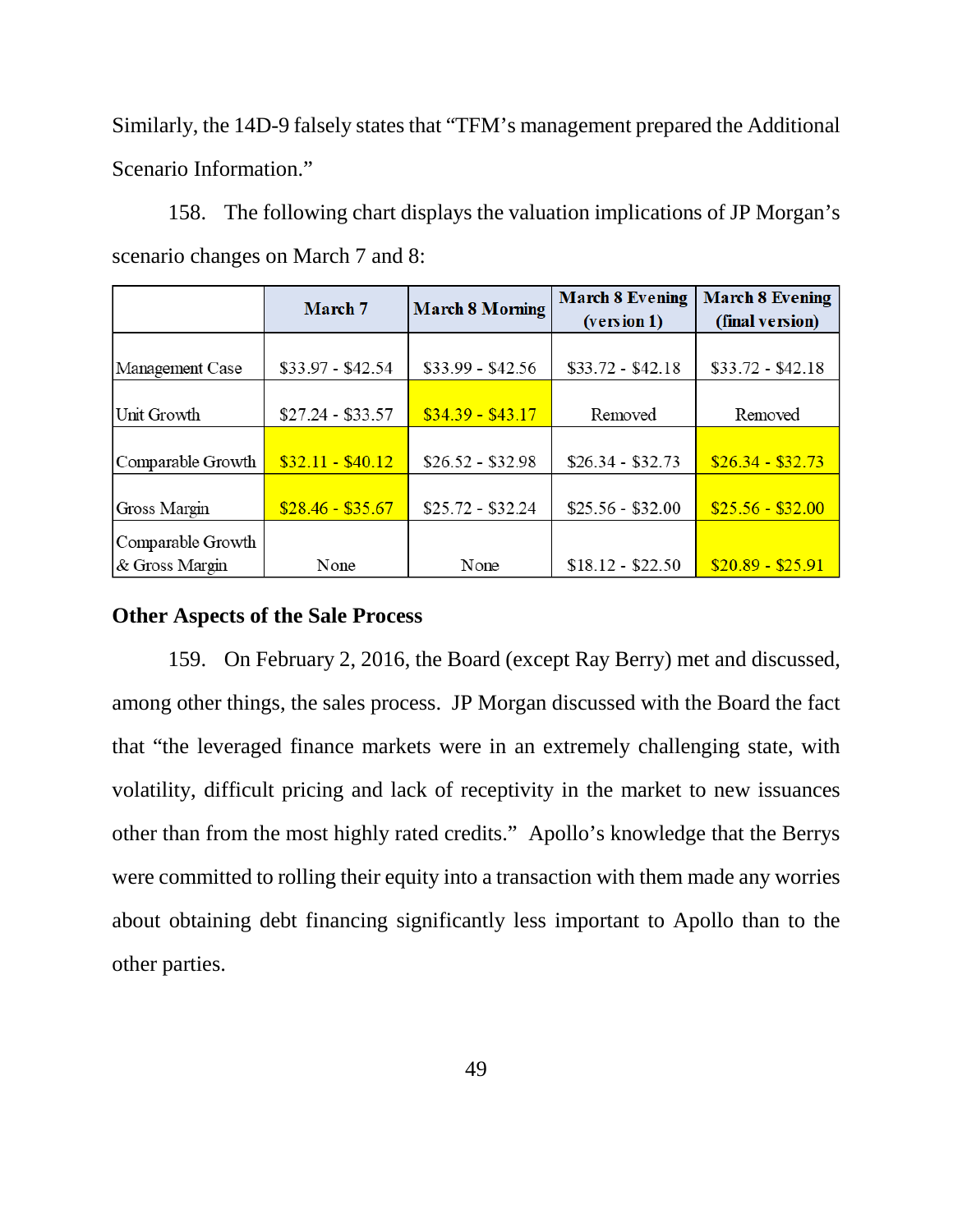Similarly, the 14D-9 falsely states that "TFM's management prepared the Additional Scenario Information."

158. The following chart displays the valuation implications of JP Morgan's scenario changes on March 7 and 8:

| | March 7 | March 8 Morning | March 8 Evening (version 1) | March 8 Evening (final version) |
|---|---|---|---|---|
| Management Case | $33.97 - $42.54 | $33.99 - $42.56 | $33.72 - $42.18 | $33.72 - $42.18 |
| Unit Growth | $27.24 - $33.57 | $34.39 - $43.17 | Removed | Removed |
| Comparable Growth | $32.11 - $40.12 | $26.52 - $32.98 | $26.34 - $32.73 | $26.34 - $32.73 |
| Gross Margin | $28.46 - $35.67 | $25.72 - $32.24 | $25.56 - $32.00 | $25.56 - $32.00 |
| Comparable Growth & Gross Margin | None | None | $18.12 - $22.50 | $20.89 - $25.91 |

**Other Aspects of the Sale Process**

159. On February 2, 2016, the Board (except Ray Berry) met and discussed, among other things, the sales process. JP Morgan discussed with the Board the fact that "the leveraged finance markets were in an extremely challenging state, with volatility, difficult pricing and lack of receptivity in the market to new issuances other than from the most highly rated credits." Apollo's knowledge that the Berrys were committed to rolling their equity into a transaction with them made any worries about obtaining debt financing significantly less important to Apollo than to the other parties.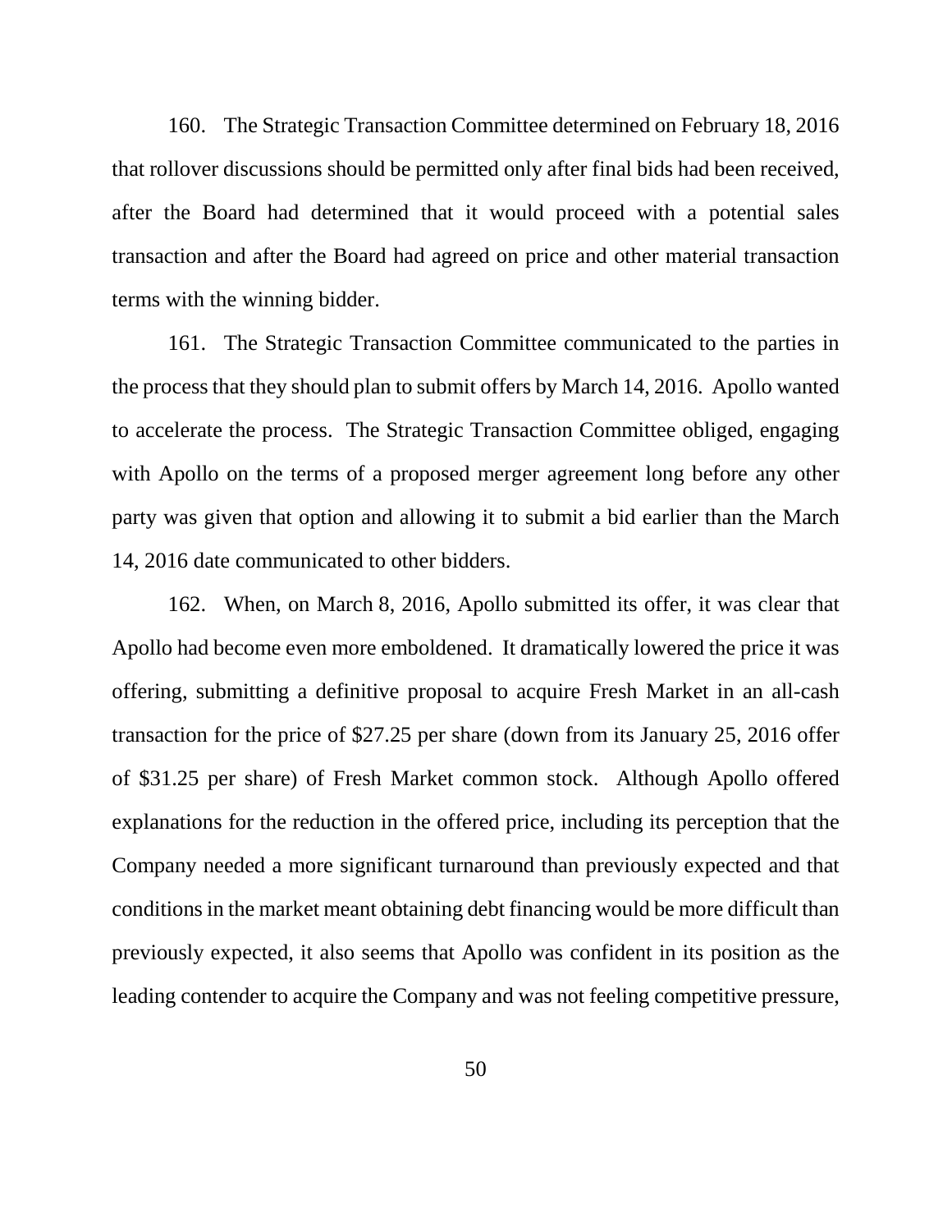160. The Strategic Transaction Committee determined on February 18, 2016 that rollover discussions should be permitted only after final bids had been received, after the Board had determined that it would proceed with a potential sales transaction and after the Board had agreed on price and other material transaction terms with the winning bidder.

161. The Strategic Transaction Committee communicated to the parties in the process that they should plan to submit offers by March 14, 2016. Apollo wanted to accelerate the process. The Strategic Transaction Committee obliged, engaging with Apollo on the terms of a proposed merger agreement long before any other party was given that option and allowing it to submit a bid earlier than the March 14, 2016 date communicated to other bidders.

162. When, on March 8, 2016, Apollo submitted its offer, it was clear that Apollo had become even more emboldened. It dramatically lowered the price it was offering, submitting a definitive proposal to acquire Fresh Market in an all-cash transaction for the price of $27.25 per share (down from its January 25, 2016 offer of $31.25 per share) of Fresh Market common stock. Although Apollo offered explanations for the reduction in the offered price, including its perception that the Company needed a more significant turnaround than previously expected and that conditions in the market meant obtaining debt financing would be more difficult than previously expected, it also seems that Apollo was confident in its position as the leading contender to acquire the Company and was not feeling competitive pressure,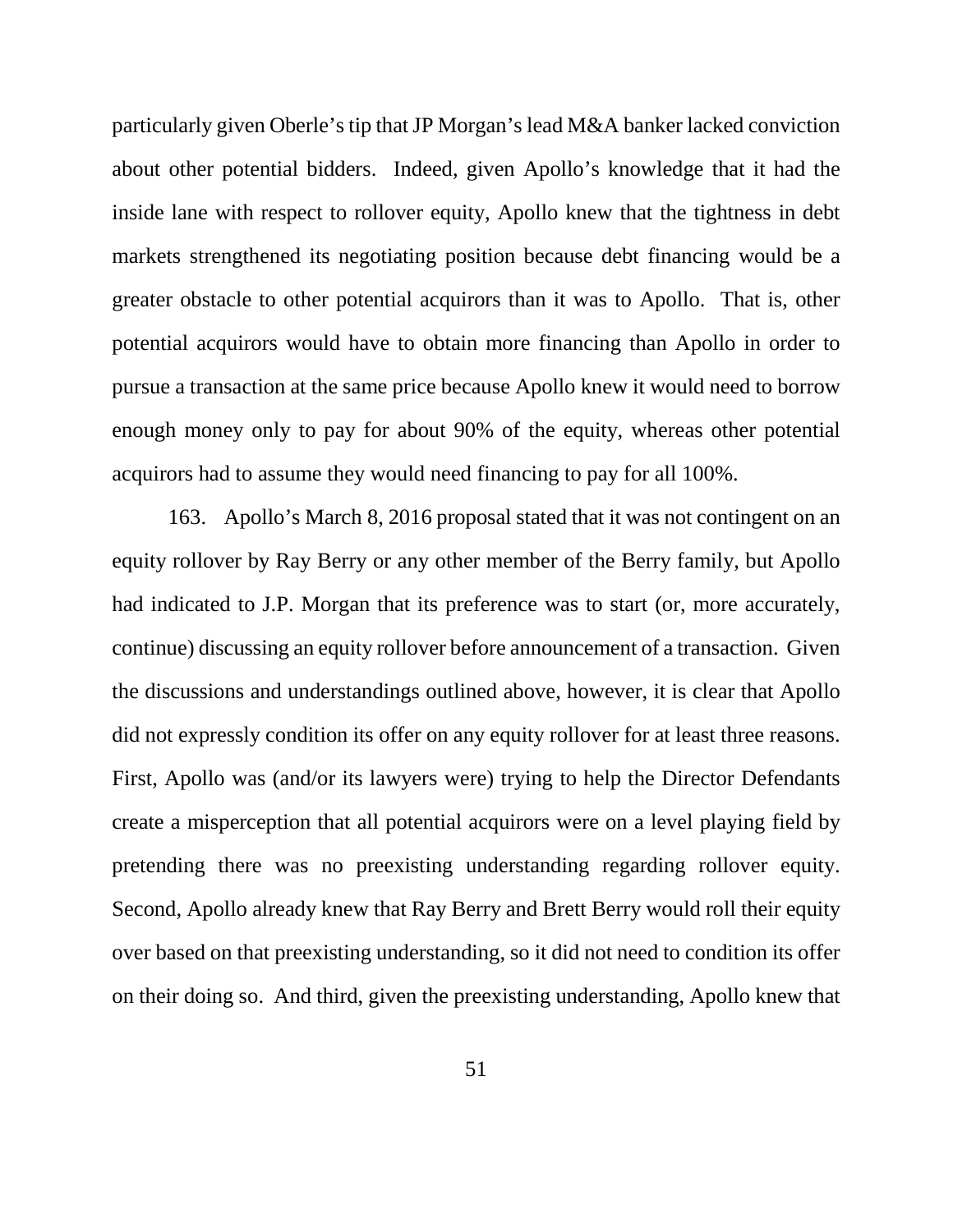particularly given Oberle's tip that JP Morgan's lead M&A banker lacked conviction about other potential bidders. Indeed, given Apollo's knowledge that it had the inside lane with respect to rollover equity, Apollo knew that the tightness in debt markets strengthened its negotiating position because debt financing would be a greater obstacle to other potential acquirors than it was to Apollo. That is, other potential acquirors would have to obtain more financing than Apollo in order to pursue a transaction at the same price because Apollo knew it would need to borrow enough money only to pay for about 90% of the equity, whereas other potential acquirors had to assume they would need financing to pay for all 100%.

163. Apollo's March 8, 2016 proposal stated that it was not contingent on an equity rollover by Ray Berry or any other member of the Berry family, but Apollo had indicated to J.P. Morgan that its preference was to start (or, more accurately, continue) discussing an equity rollover before announcement of a transaction. Given the discussions and understandings outlined above, however, it is clear that Apollo did not expressly condition its offer on any equity rollover for at least three reasons. First, Apollo was (and/or its lawyers were) trying to help the Director Defendants create a misperception that all potential acquirors were on a level playing field by pretending there was no preexisting understanding regarding rollover equity. Second, Apollo already knew that Ray Berry and Brett Berry would roll their equity over based on that preexisting understanding, so it did not need to condition its offer on their doing so. And third, given the preexisting understanding, Apollo knew that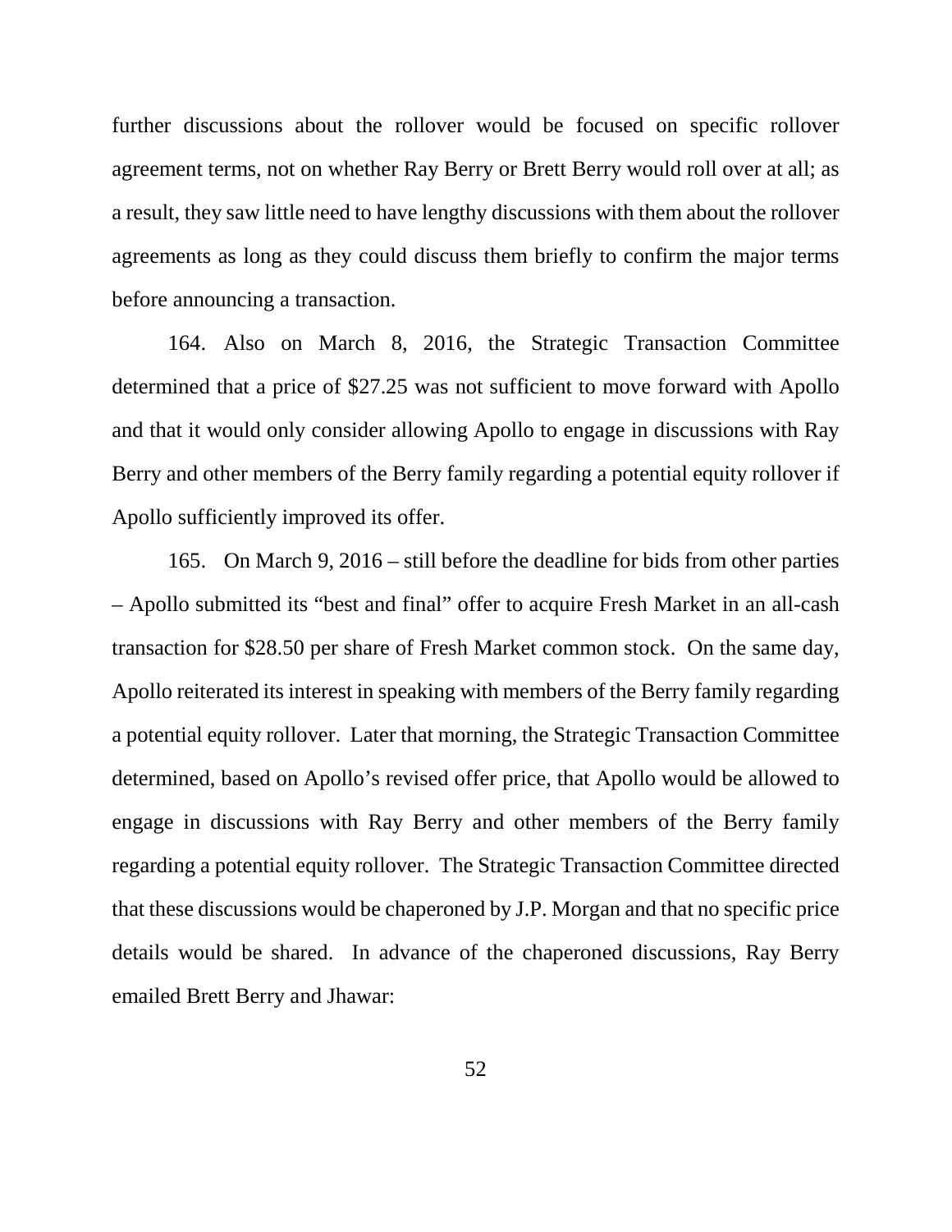further discussions about the rollover would be focused on specific rollover agreement terms, not on whether Ray Berry or Brett Berry would roll over at all; as a result, they saw little need to have lengthy discussions with them about the rollover agreements as long as they could discuss them briefly to confirm the major terms before announcing a transaction.

164. Also on March 8, 2016, the Strategic Transaction Committee determined that a price of $27.25 was not sufficient to move forward with Apollo and that it would only consider allowing Apollo to engage in discussions with Ray Berry and other members of the Berry family regarding a potential equity rollover if Apollo sufficiently improved its offer.

165. On March 9, 2016 – still before the deadline for bids from other parties – Apollo submitted its "best and final" offer to acquire Fresh Market in an all-cash transaction for $28.50 per share of Fresh Market common stock. On the same day, Apollo reiterated its interest in speaking with members of the Berry family regarding a potential equity rollover. Later that morning, the Strategic Transaction Committee determined, based on Apollo's revised offer price, that Apollo would be allowed to engage in discussions with Ray Berry and other members of the Berry family regarding a potential equity rollover. The Strategic Transaction Committee directed that these discussions would be chaperoned by J.P. Morgan and that no specific price details would be shared. In advance of the chaperoned discussions, Ray Berry emailed Brett Berry and Jhawar: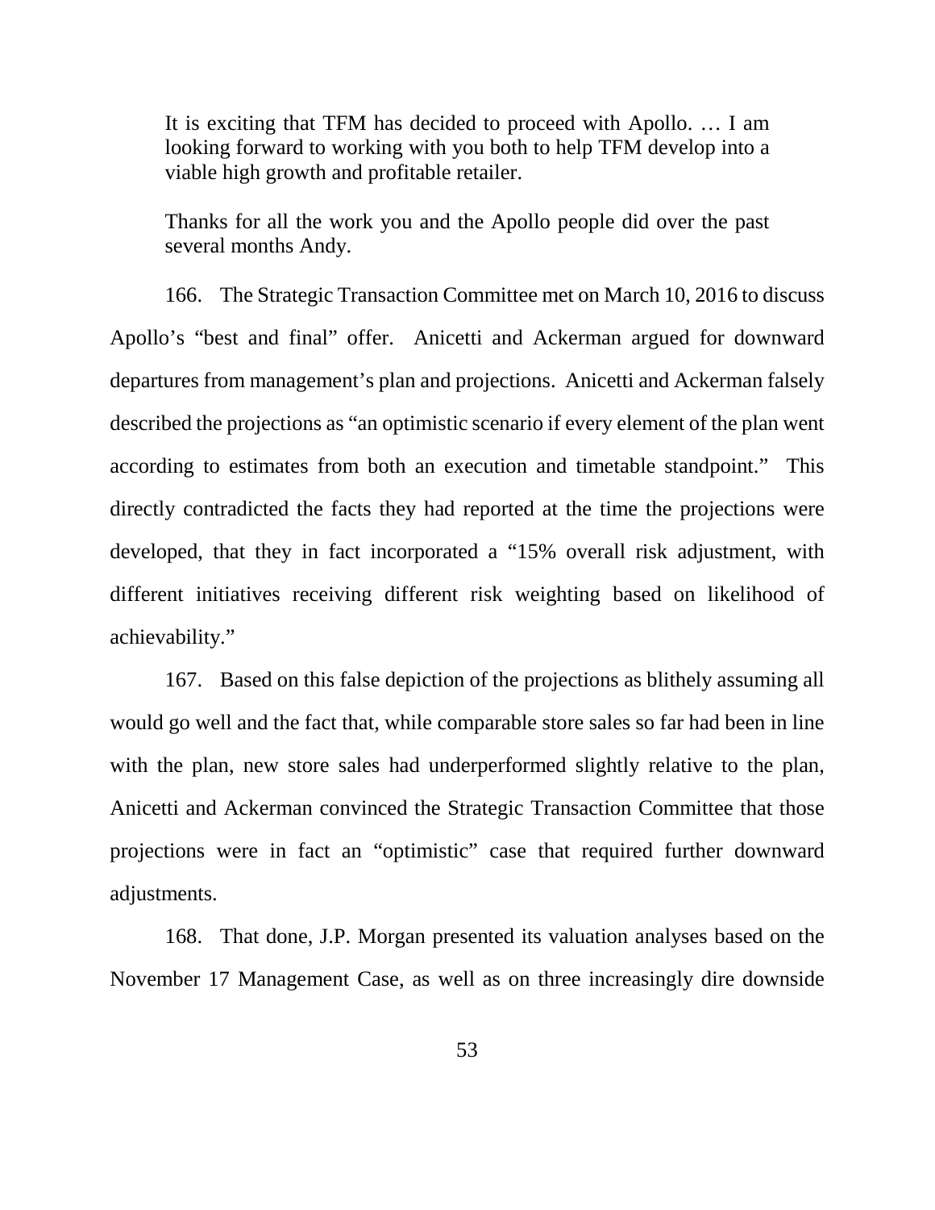> It is exciting that TFM has decided to proceed with Apollo. … I am looking forward to working with you both to help TFM develop into a viable high growth and profitable retailer.
>
> Thanks for all the work you and the Apollo people did over the past several months Andy.

166. The Strategic Transaction Committee met on March 10, 2016 to discuss Apollo's "best and final" offer. Anicetti and Ackerman argued for downward departures from management's plan and projections. Anicetti and Ackerman falsely described the projections as "an optimistic scenario if every element of the plan went according to estimates from both an execution and timetable standpoint." This directly contradicted the facts they had reported at the time the projections were developed, that they in fact incorporated a "15% overall risk adjustment, with different initiatives receiving different risk weighting based on likelihood of achievability."

167. Based on this false depiction of the projections as blithely assuming all would go well and the fact that, while comparable store sales so far had been in line with the plan, new store sales had underperformed slightly relative to the plan, Anicetti and Ackerman convinced the Strategic Transaction Committee that those projections were in fact an "optimistic" case that required further downward adjustments.

168. That done, J.P. Morgan presented its valuation analyses based on the November 17 Management Case, as well as on three increasingly dire downside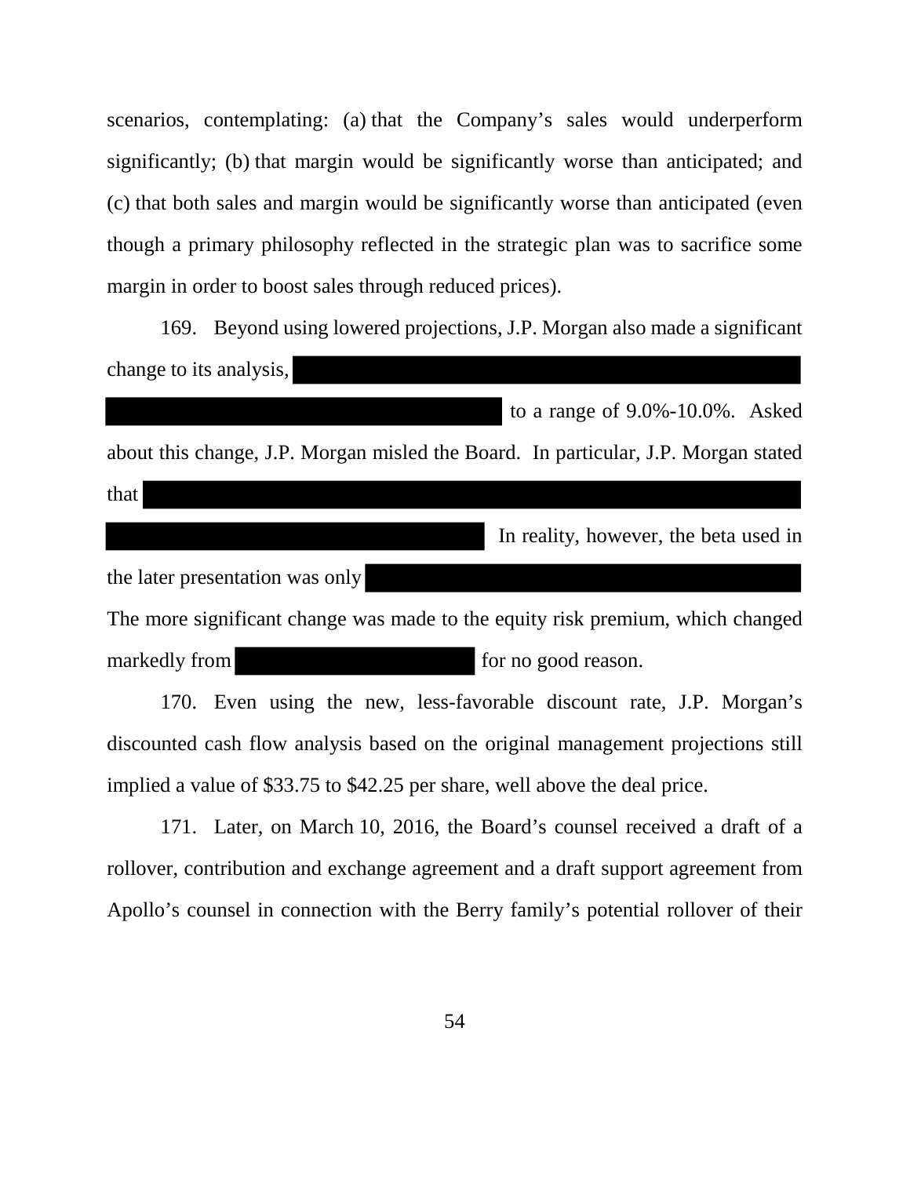scenarios, contemplating: (a) that the Company's sales would underperform significantly; (b) that margin would be significantly worse than anticipated; and (c) that both sales and margin would be significantly worse than anticipated (even though a primary philosophy reflected in the strategic plan was to sacrifice some margin in order to boost sales through reduced prices).

169. Beyond using lowered projections, J.P. Morgan also made a significant change to its analysis, [REDACTED] to a range of 9.0%-10.0%. Asked about this change, J.P. Morgan misled the Board. In particular, J.P. Morgan stated that [REDACTED] In reality, however, the beta used in the later presentation was only [REDACTED] The more significant change was made to the equity risk premium, which changed markedly from [REDACTED] for no good reason.

170. Even using the new, less-favorable discount rate, J.P. Morgan's discounted cash flow analysis based on the original management projections still implied a value of $33.75 to $42.25 per share, well above the deal price.

171. Later, on March 10, 2016, the Board's counsel received a draft of a rollover, contribution and exchange agreement and a draft support agreement from Apollo's counsel in connection with the Berry family's potential rollover of their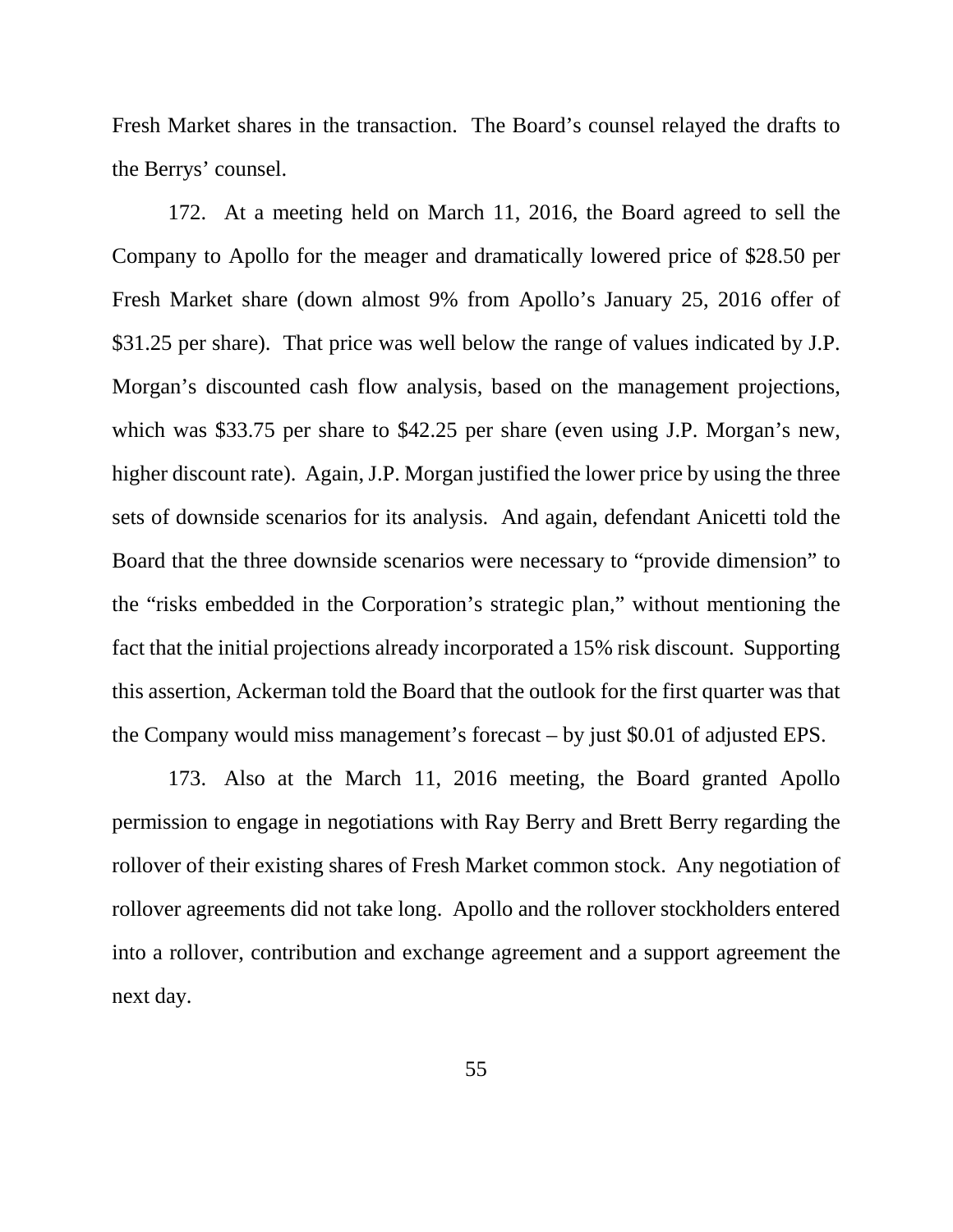Fresh Market shares in the transaction. The Board's counsel relayed the drafts to the Berrys' counsel.

172. At a meeting held on March 11, 2016, the Board agreed to sell the Company to Apollo for the meager and dramatically lowered price of \$28.50 per Fresh Market share (down almost 9% from Apollo's January 25, 2016 offer of \$31.25 per share). That price was well below the range of values indicated by J.P. Morgan's discounted cash flow analysis, based on the management projections, which was \$33.75 per share to \$42.25 per share (even using J.P. Morgan's new, higher discount rate). Again, J.P. Morgan justified the lower price by using the three sets of downside scenarios for its analysis. And again, defendant Anicetti told the Board that the three downside scenarios were necessary to "provide dimension" to the "risks embedded in the Corporation's strategic plan," without mentioning the fact that the initial projections already incorporated a 15% risk discount. Supporting this assertion, Ackerman told the Board that the outlook for the first quarter was that the Company would miss management's forecast – by just \$0.01 of adjusted EPS.

173. Also at the March 11, 2016 meeting, the Board granted Apollo permission to engage in negotiations with Ray Berry and Brett Berry regarding the rollover of their existing shares of Fresh Market common stock. Any negotiation of rollover agreements did not take long. Apollo and the rollover stockholders entered into a rollover, contribution and exchange agreement and a support agreement the next day.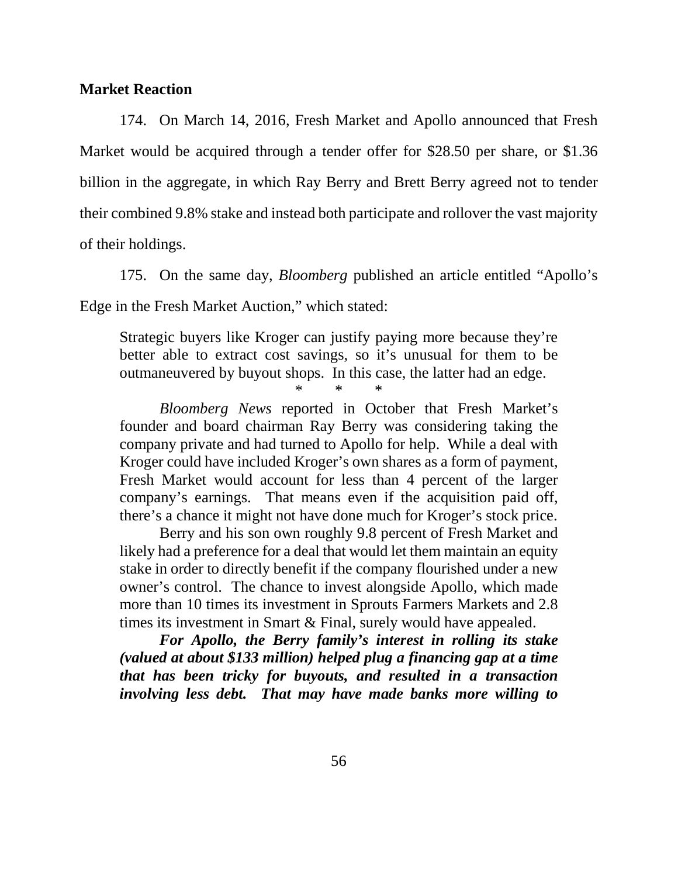**Market Reaction**

174. On March 14, 2016, Fresh Market and Apollo announced that Fresh Market would be acquired through a tender offer for $28.50 per share, or $1.36 billion in the aggregate, in which Ray Berry and Brett Berry agreed not to tender their combined 9.8% stake and instead both participate and rollover the vast majority of their holdings.

175. On the same day, *Bloomberg* published an article entitled "Apollo's Edge in the Fresh Market Auction," which stated:

> Strategic buyers like Kroger can justify paying more because they're better able to extract cost savings, so it's unusual for them to be outmaneuvered by buyout shops. In this case, the latter had an edge.
>
> \* \* \*
>
> *Bloomberg News* reported in October that Fresh Market's founder and board chairman Ray Berry was considering taking the company private and had turned to Apollo for help. While a deal with Kroger could have included Kroger's own shares as a form of payment, Fresh Market would account for less than 4 percent of the larger company's earnings. That means even if the acquisition paid off, there's a chance it might not have done much for Kroger's stock price.
>
> Berry and his son own roughly 9.8 percent of Fresh Market and likely had a preference for a deal that would let them maintain an equity stake in order to directly benefit if the company flourished under a new owner's control. The chance to invest alongside Apollo, which made more than 10 times its investment in Sprouts Farmers Markets and 2.8 times its investment in Smart & Final, surely would have appealed.
>
> ***For Apollo, the Berry family's interest in rolling its stake (valued at about $133 million) helped plug a financing gap at a time that has been tricky for buyouts, and resulted in a transaction involving less debt. That may have made banks more willing to***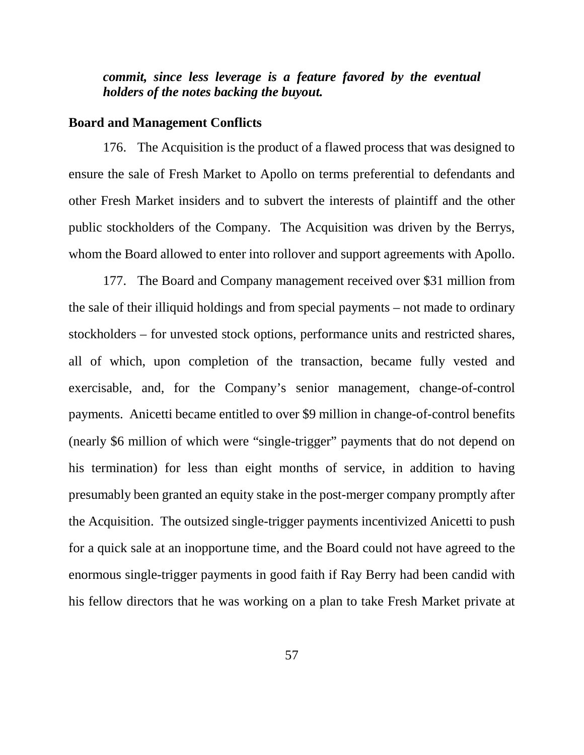***commit, since less leverage is a feature favored by the eventual holders of the notes backing the buyout.***

**Board and Management Conflicts**

176. The Acquisition is the product of a flawed process that was designed to ensure the sale of Fresh Market to Apollo on terms preferential to defendants and other Fresh Market insiders and to subvert the interests of plaintiff and the other public stockholders of the Company. The Acquisition was driven by the Berrys, whom the Board allowed to enter into rollover and support agreements with Apollo.

177. The Board and Company management received over $31 million from the sale of their illiquid holdings and from special payments – not made to ordinary stockholders – for unvested stock options, performance units and restricted shares, all of which, upon completion of the transaction, became fully vested and exercisable, and, for the Company's senior management, change-of-control payments. Anicetti became entitled to over $9 million in change-of-control benefits (nearly $6 million of which were "single-trigger" payments that do not depend on his termination) for less than eight months of service, in addition to having presumably been granted an equity stake in the post-merger company promptly after the Acquisition. The outsized single-trigger payments incentivized Anicetti to push for a quick sale at an inopportune time, and the Board could not have agreed to the enormous single-trigger payments in good faith if Ray Berry had been candid with his fellow directors that he was working on a plan to take Fresh Market private at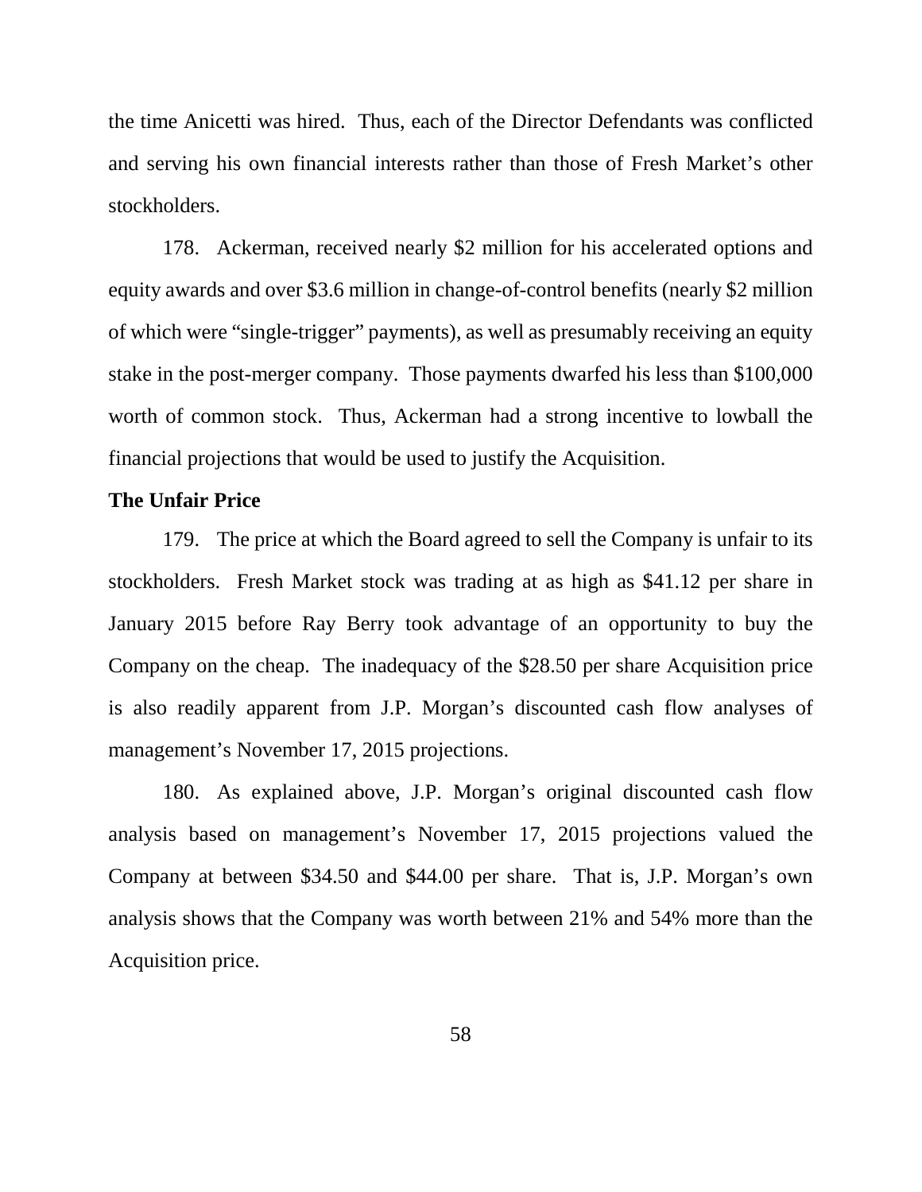the time Anicetti was hired. Thus, each of the Director Defendants was conflicted and serving his own financial interests rather than those of Fresh Market's other stockholders.

178. Ackerman, received nearly $2 million for his accelerated options and equity awards and over $3.6 million in change-of-control benefits (nearly $2 million of which were "single-trigger" payments), as well as presumably receiving an equity stake in the post-merger company. Those payments dwarfed his less than $100,000 worth of common stock. Thus, Ackerman had a strong incentive to lowball the financial projections that would be used to justify the Acquisition.

**The Unfair Price**

179. The price at which the Board agreed to sell the Company is unfair to its stockholders. Fresh Market stock was trading at as high as $41.12 per share in January 2015 before Ray Berry took advantage of an opportunity to buy the Company on the cheap. The inadequacy of the $28.50 per share Acquisition price is also readily apparent from J.P. Morgan's discounted cash flow analyses of management's November 17, 2015 projections.

180. As explained above, J.P. Morgan's original discounted cash flow analysis based on management's November 17, 2015 projections valued the Company at between $34.50 and $44.00 per share. That is, J.P. Morgan's own analysis shows that the Company was worth between 21% and 54% more than the Acquisition price.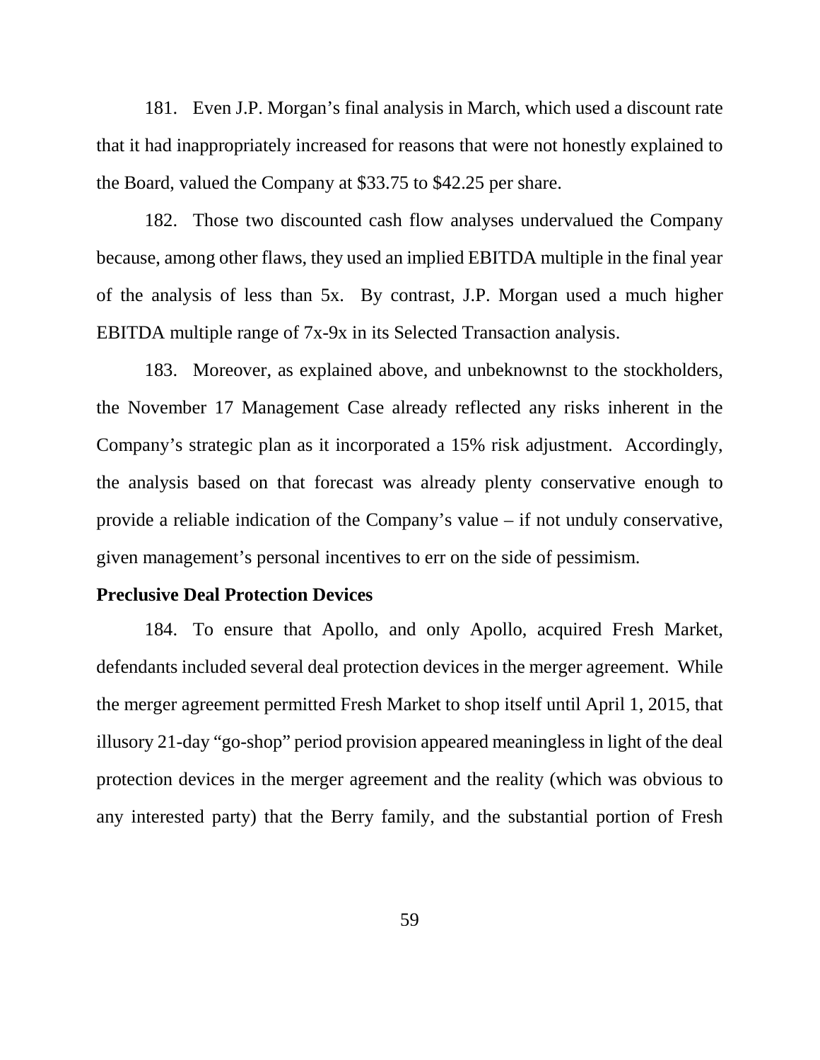181. Even J.P. Morgan's final analysis in March, which used a discount rate that it had inappropriately increased for reasons that were not honestly explained to the Board, valued the Company at $33.75 to $42.25 per share.

182. Those two discounted cash flow analyses undervalued the Company because, among other flaws, they used an implied EBITDA multiple in the final year of the analysis of less than 5x. By contrast, J.P. Morgan used a much higher EBITDA multiple range of 7x-9x in its Selected Transaction analysis.

183. Moreover, as explained above, and unbeknownst to the stockholders, the November 17 Management Case already reflected any risks inherent in the Company's strategic plan as it incorporated a 15% risk adjustment. Accordingly, the analysis based on that forecast was already plenty conservative enough to provide a reliable indication of the Company's value – if not unduly conservative, given management's personal incentives to err on the side of pessimism.

**Preclusive Deal Protection Devices**

184. To ensure that Apollo, and only Apollo, acquired Fresh Market, defendants included several deal protection devices in the merger agreement. While the merger agreement permitted Fresh Market to shop itself until April 1, 2015, that illusory 21-day "go-shop" period provision appeared meaningless in light of the deal protection devices in the merger agreement and the reality (which was obvious to any interested party) that the Berry family, and the substantial portion of Fresh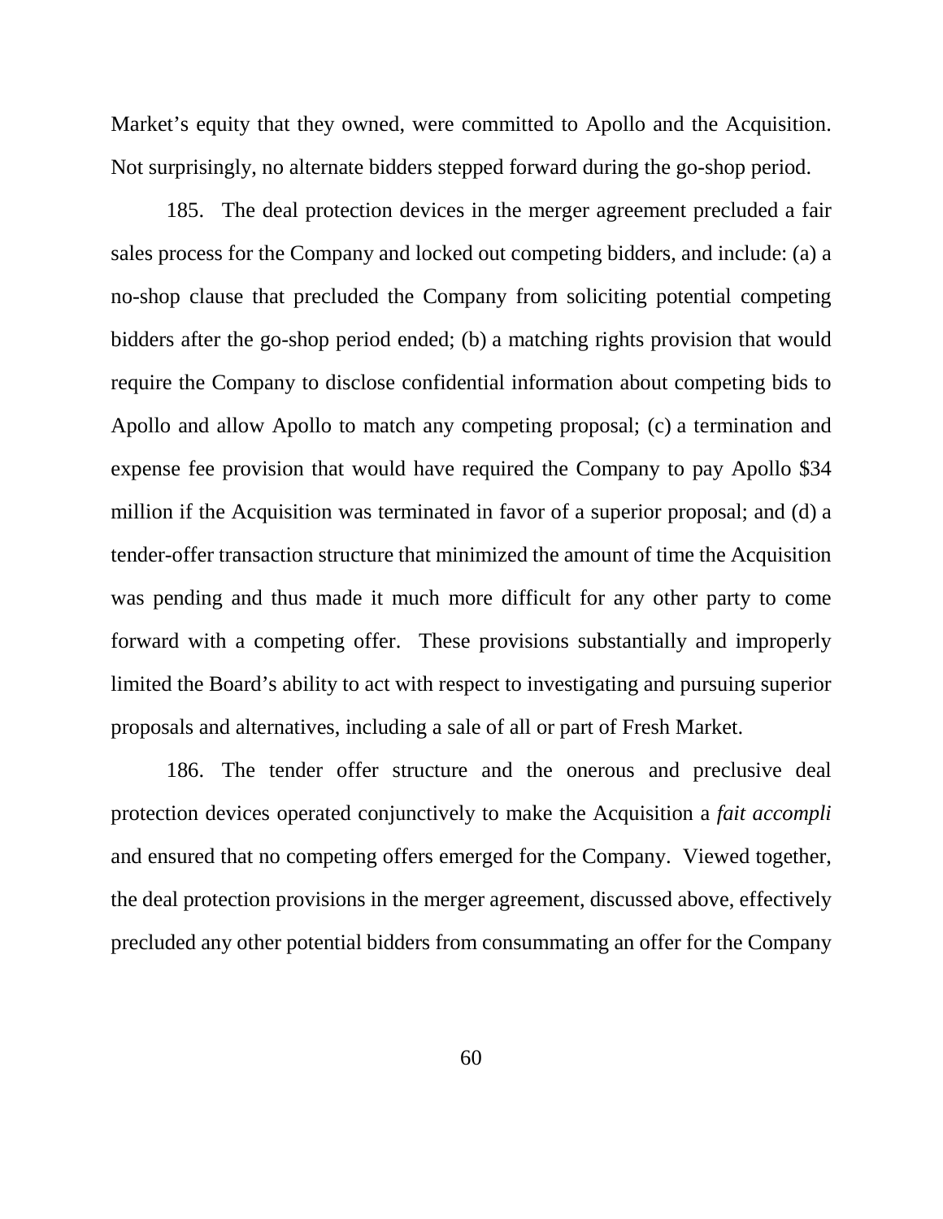Market's equity that they owned, were committed to Apollo and the Acquisition. Not surprisingly, no alternate bidders stepped forward during the go-shop period.

185. The deal protection devices in the merger agreement precluded a fair sales process for the Company and locked out competing bidders, and include: (a) a no-shop clause that precluded the Company from soliciting potential competing bidders after the go-shop period ended; (b) a matching rights provision that would require the Company to disclose confidential information about competing bids to Apollo and allow Apollo to match any competing proposal; (c) a termination and expense fee provision that would have required the Company to pay Apollo $34 million if the Acquisition was terminated in favor of a superior proposal; and (d) a tender-offer transaction structure that minimized the amount of time the Acquisition was pending and thus made it much more difficult for any other party to come forward with a competing offer. These provisions substantially and improperly limited the Board's ability to act with respect to investigating and pursuing superior proposals and alternatives, including a sale of all or part of Fresh Market.

186. The tender offer structure and the onerous and preclusive deal protection devices operated conjunctively to make the Acquisition a *fait accompli* and ensured that no competing offers emerged for the Company. Viewed together, the deal protection provisions in the merger agreement, discussed above, effectively precluded any other potential bidders from consummating an offer for the Company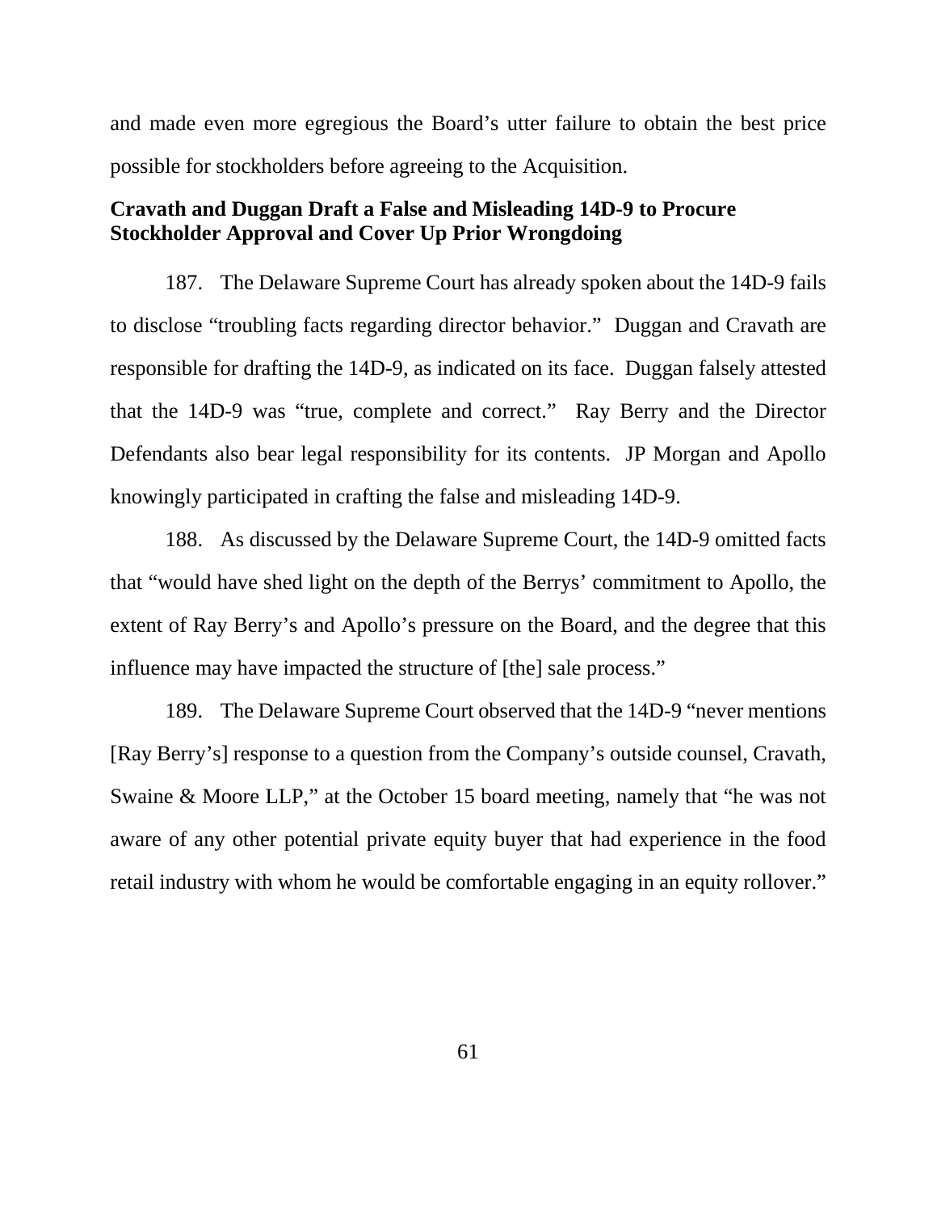and made even more egregious the Board's utter failure to obtain the best price possible for stockholders before agreeing to the Acquisition.

**Cravath and Duggan Draft a False and Misleading 14D-9 to Procure Stockholder Approval and Cover Up Prior Wrongdoing**

187. The Delaware Supreme Court has already spoken about the 14D-9 fails to disclose "troubling facts regarding director behavior." Duggan and Cravath are responsible for drafting the 14D-9, as indicated on its face. Duggan falsely attested that the 14D-9 was "true, complete and correct." Ray Berry and the Director Defendants also bear legal responsibility for its contents. JP Morgan and Apollo knowingly participated in crafting the false and misleading 14D-9.

188. As discussed by the Delaware Supreme Court, the 14D-9 omitted facts that "would have shed light on the depth of the Berrys' commitment to Apollo, the extent of Ray Berry's and Apollo's pressure on the Board, and the degree that this influence may have impacted the structure of [the] sale process."

189. The Delaware Supreme Court observed that the 14D-9 "never mentions [Ray Berry's] response to a question from the Company's outside counsel, Cravath, Swaine & Moore LLP," at the October 15 board meeting, namely that "he was not aware of any other potential private equity buyer that had experience in the food retail industry with whom he would be comfortable engaging in an equity rollover."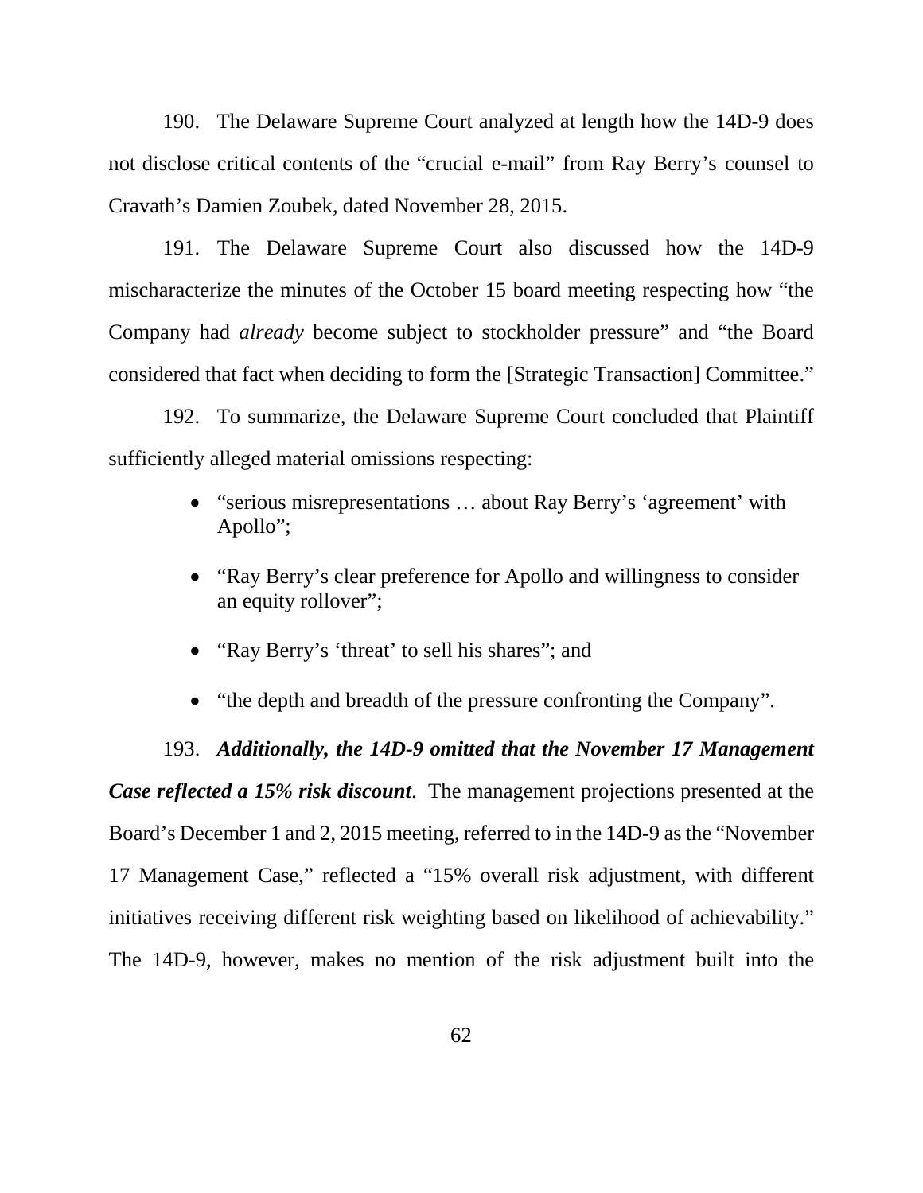190. The Delaware Supreme Court analyzed at length how the 14D-9 does not disclose critical contents of the "crucial e-mail" from Ray Berry's counsel to Cravath's Damien Zoubek, dated November 28, 2015.

191. The Delaware Supreme Court also discussed how the 14D-9 mischaracterize the minutes of the October 15 board meeting respecting how "the Company had *already* become subject to stockholder pressure" and "the Board considered that fact when deciding to form the [Strategic Transaction] Committee."

192. To summarize, the Delaware Supreme Court concluded that Plaintiff sufficiently alleged material omissions respecting:

- "serious misrepresentations … about Ray Berry's 'agreement' with Apollo";
- "Ray Berry's clear preference for Apollo and willingness to consider an equity rollover";
- "Ray Berry's 'threat' to sell his shares"; and
- "the depth and breadth of the pressure confronting the Company".

193. ***Additionally, the 14D-9 omitted that the November 17 Management Case reflected a 15% risk discount***. The management projections presented at the Board's December 1 and 2, 2015 meeting, referred to in the 14D-9 as the "November 17 Management Case," reflected a "15% overall risk adjustment, with different initiatives receiving different risk weighting based on likelihood of achievability." The 14D-9, however, makes no mention of the risk adjustment built into the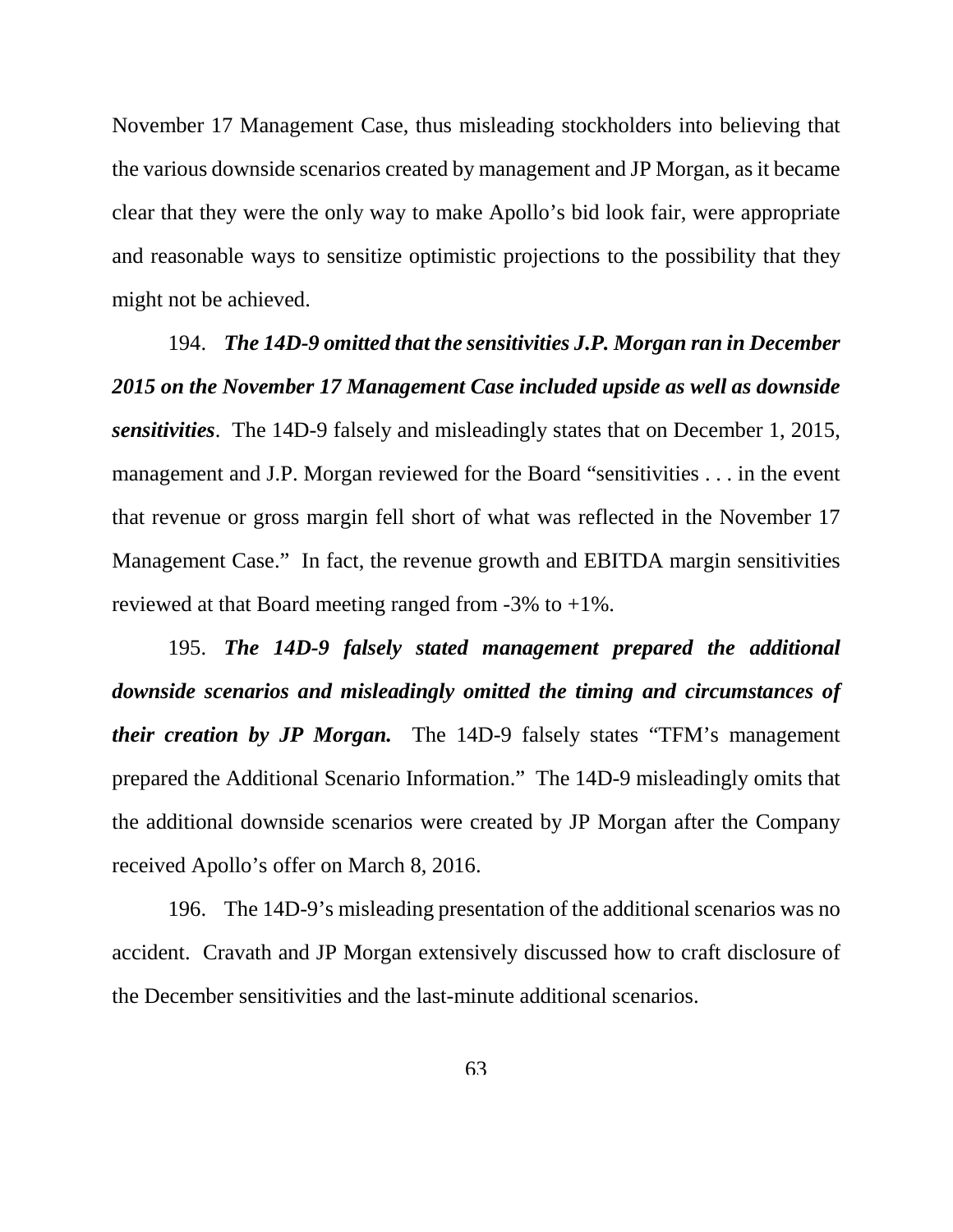November 17 Management Case, thus misleading stockholders into believing that the various downside scenarios created by management and JP Morgan, as it became clear that they were the only way to make Apollo's bid look fair, were appropriate and reasonable ways to sensitize optimistic projections to the possibility that they might not be achieved.

194. ***The 14D-9 omitted that the sensitivities J.P. Morgan ran in December 2015 on the November 17 Management Case included upside as well as downside sensitivities***. The 14D-9 falsely and misleadingly states that on December 1, 2015, management and J.P. Morgan reviewed for the Board "sensitivities . . . in the event that revenue or gross margin fell short of what was reflected in the November 17 Management Case." In fact, the revenue growth and EBITDA margin sensitivities reviewed at that Board meeting ranged from -3% to +1%.

195. ***The 14D-9 falsely stated management prepared the additional downside scenarios and misleadingly omitted the timing and circumstances of their creation by JP Morgan.*** The 14D-9 falsely states "TFM's management prepared the Additional Scenario Information." The 14D-9 misleadingly omits that the additional downside scenarios were created by JP Morgan after the Company received Apollo's offer on March 8, 2016.

196. The 14D-9's misleading presentation of the additional scenarios was no accident. Cravath and JP Morgan extensively discussed how to craft disclosure of the December sensitivities and the last-minute additional scenarios.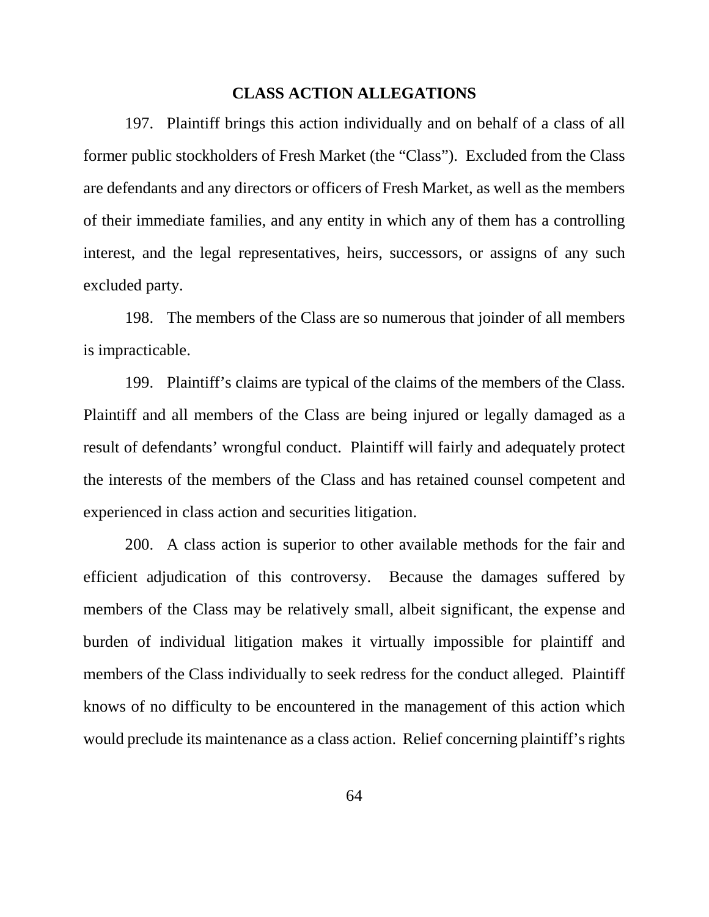## CLASS ACTION ALLEGATIONS

197. Plaintiff brings this action individually and on behalf of a class of all former public stockholders of Fresh Market (the "Class"). Excluded from the Class are defendants and any directors or officers of Fresh Market, as well as the members of their immediate families, and any entity in which any of them has a controlling interest, and the legal representatives, heirs, successors, or assigns of any such excluded party.

198. The members of the Class are so numerous that joinder of all members is impracticable.

199. Plaintiff's claims are typical of the claims of the members of the Class. Plaintiff and all members of the Class are being injured or legally damaged as a result of defendants' wrongful conduct. Plaintiff will fairly and adequately protect the interests of the members of the Class and has retained counsel competent and experienced in class action and securities litigation.

200. A class action is superior to other available methods for the fair and efficient adjudication of this controversy. Because the damages suffered by members of the Class may be relatively small, albeit significant, the expense and burden of individual litigation makes it virtually impossible for plaintiff and members of the Class individually to seek redress for the conduct alleged. Plaintiff knows of no difficulty to be encountered in the management of this action which would preclude its maintenance as a class action. Relief concerning plaintiff's rights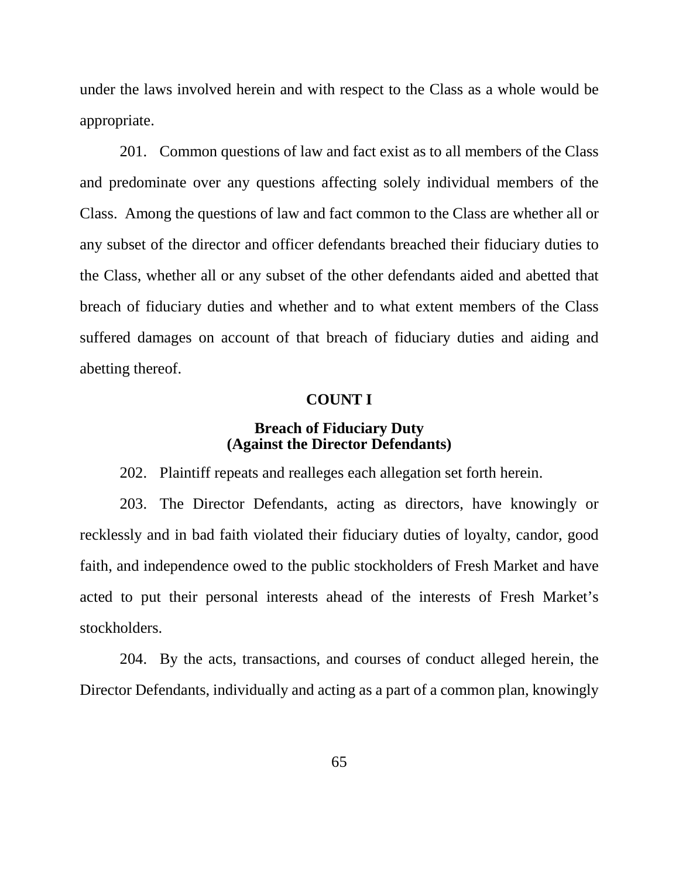under the laws involved herein and with respect to the Class as a whole would be appropriate.

201. Common questions of law and fact exist as to all members of the Class and predominate over any questions affecting solely individual members of the Class. Among the questions of law and fact common to the Class are whether all or any subset of the director and officer defendants breached their fiduciary duties to the Class, whether all or any subset of the other defendants aided and abetted that breach of fiduciary duties and whether and to what extent members of the Class suffered damages on account of that breach of fiduciary duties and aiding and abetting thereof.

**COUNT I**

**Breach of Fiduciary Duty**
**(Against the Director Defendants)**

202. Plaintiff repeats and realleges each allegation set forth herein.

203. The Director Defendants, acting as directors, have knowingly or recklessly and in bad faith violated their fiduciary duties of loyalty, candor, good faith, and independence owed to the public stockholders of Fresh Market and have acted to put their personal interests ahead of the interests of Fresh Market's stockholders.

204. By the acts, transactions, and courses of conduct alleged herein, the Director Defendants, individually and acting as a part of a common plan, knowingly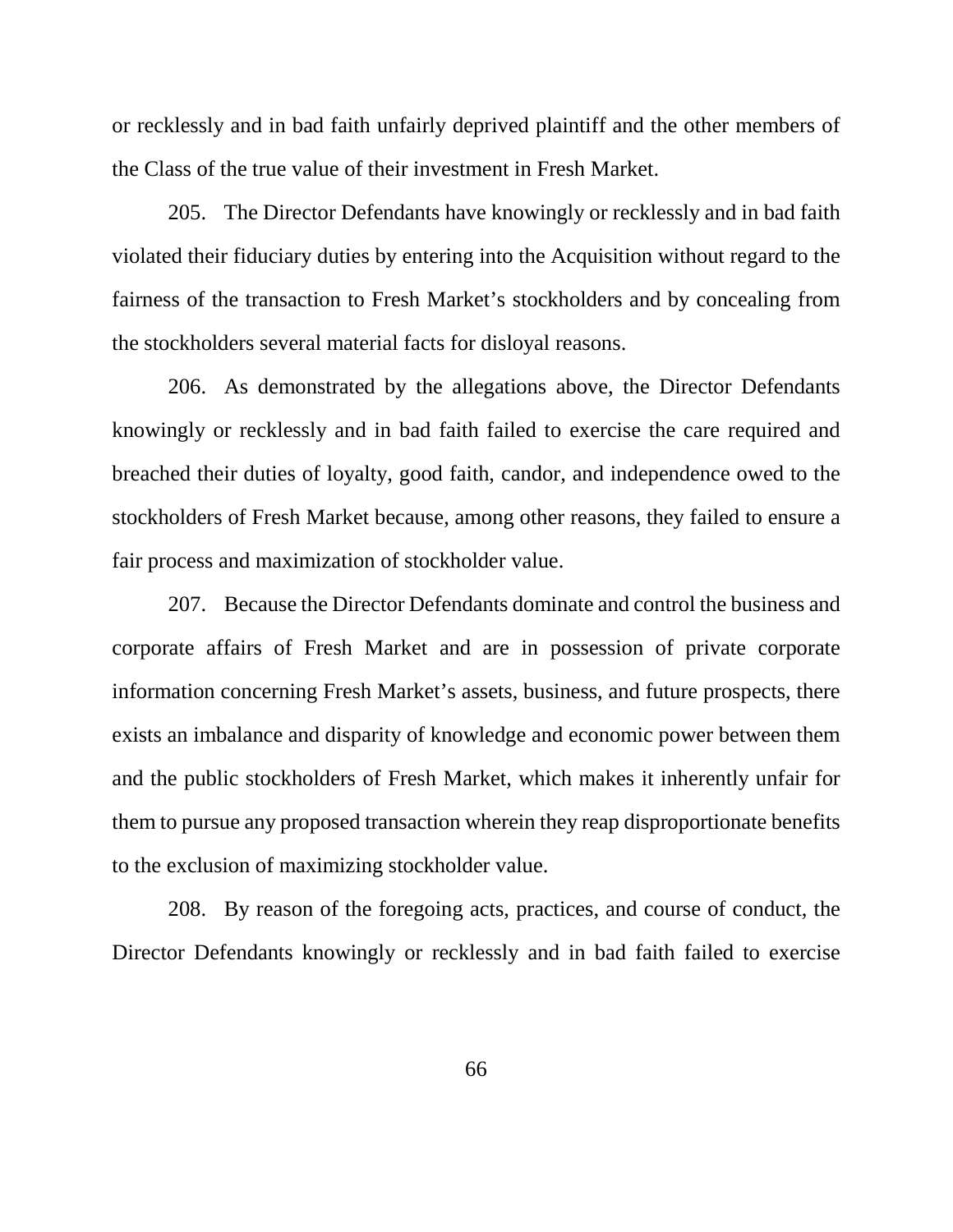or recklessly and in bad faith unfairly deprived plaintiff and the other members of the Class of the true value of their investment in Fresh Market.

205. The Director Defendants have knowingly or recklessly and in bad faith violated their fiduciary duties by entering into the Acquisition without regard to the fairness of the transaction to Fresh Market's stockholders and by concealing from the stockholders several material facts for disloyal reasons.

206. As demonstrated by the allegations above, the Director Defendants knowingly or recklessly and in bad faith failed to exercise the care required and breached their duties of loyalty, good faith, candor, and independence owed to the stockholders of Fresh Market because, among other reasons, they failed to ensure a fair process and maximization of stockholder value.

207. Because the Director Defendants dominate and control the business and corporate affairs of Fresh Market and are in possession of private corporate information concerning Fresh Market's assets, business, and future prospects, there exists an imbalance and disparity of knowledge and economic power between them and the public stockholders of Fresh Market, which makes it inherently unfair for them to pursue any proposed transaction wherein they reap disproportionate benefits to the exclusion of maximizing stockholder value.

208. By reason of the foregoing acts, practices, and course of conduct, the Director Defendants knowingly or recklessly and in bad faith failed to exercise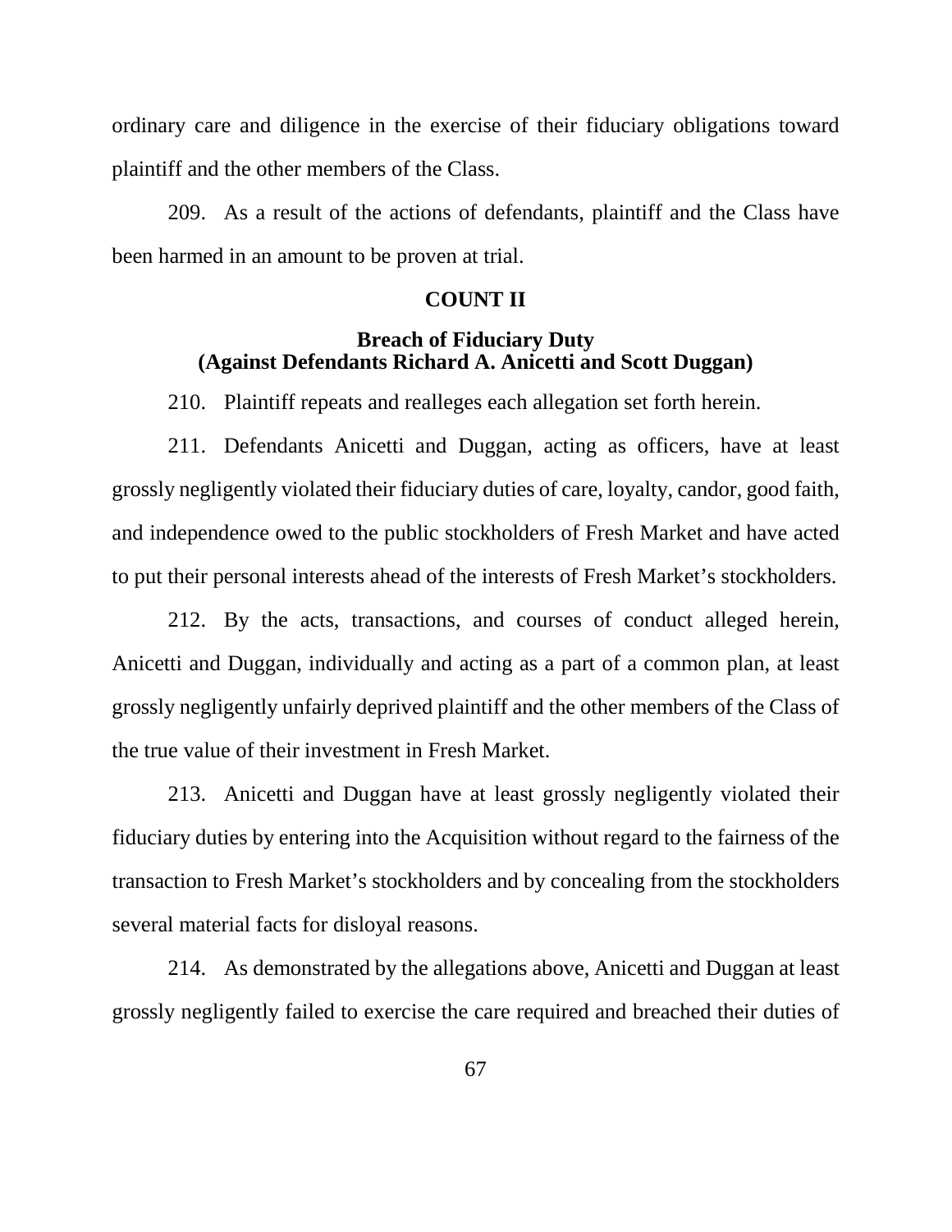ordinary care and diligence in the exercise of their fiduciary obligations toward plaintiff and the other members of the Class.

209. As a result of the actions of defendants, plaintiff and the Class have been harmed in an amount to be proven at trial.

## COUNT II

### Breach of Fiduciary Duty (Against Defendants Richard A. Anicetti and Scott Duggan)

210. Plaintiff repeats and realleges each allegation set forth herein.

211. Defendants Anicetti and Duggan, acting as officers, have at least grossly negligently violated their fiduciary duties of care, loyalty, candor, good faith, and independence owed to the public stockholders of Fresh Market and have acted to put their personal interests ahead of the interests of Fresh Market's stockholders.

212. By the acts, transactions, and courses of conduct alleged herein, Anicetti and Duggan, individually and acting as a part of a common plan, at least grossly negligently unfairly deprived plaintiff and the other members of the Class of the true value of their investment in Fresh Market.

213. Anicetti and Duggan have at least grossly negligently violated their fiduciary duties by entering into the Acquisition without regard to the fairness of the transaction to Fresh Market's stockholders and by concealing from the stockholders several material facts for disloyal reasons.

214. As demonstrated by the allegations above, Anicetti and Duggan at least grossly negligently failed to exercise the care required and breached their duties of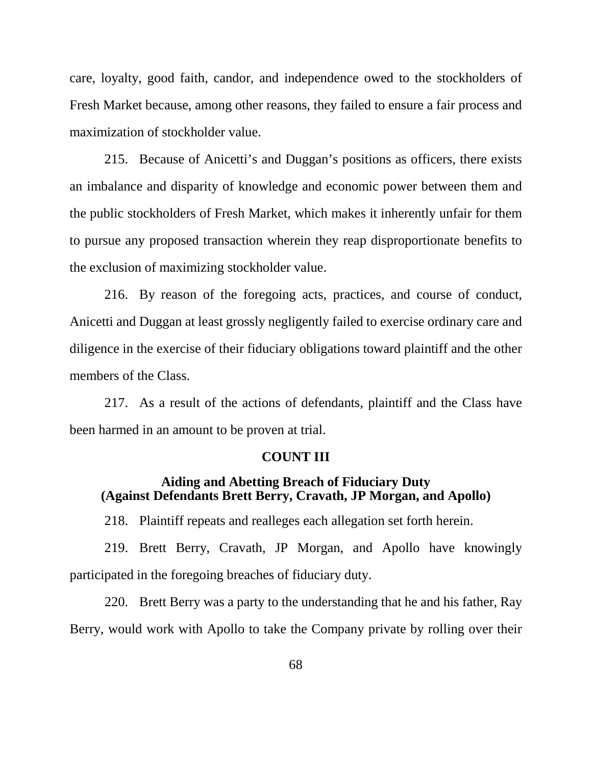care, loyalty, good faith, candor, and independence owed to the stockholders of Fresh Market because, among other reasons, they failed to ensure a fair process and maximization of stockholder value.

215. Because of Anicetti's and Duggan's positions as officers, there exists an imbalance and disparity of knowledge and economic power between them and the public stockholders of Fresh Market, which makes it inherently unfair for them to pursue any proposed transaction wherein they reap disproportionate benefits to the exclusion of maximizing stockholder value.

216. By reason of the foregoing acts, practices, and course of conduct, Anicetti and Duggan at least grossly negligently failed to exercise ordinary care and diligence in the exercise of their fiduciary obligations toward plaintiff and the other members of the Class.

217. As a result of the actions of defendants, plaintiff and the Class have been harmed in an amount to be proven at trial.

**COUNT III**

**Aiding and Abetting Breach of Fiduciary Duty**
**(Against Defendants Brett Berry, Cravath, JP Morgan, and Apollo)**

218. Plaintiff repeats and realleges each allegation set forth herein.

219. Brett Berry, Cravath, JP Morgan, and Apollo have knowingly participated in the foregoing breaches of fiduciary duty.

220. Brett Berry was a party to the understanding that he and his father, Ray Berry, would work with Apollo to take the Company private by rolling over their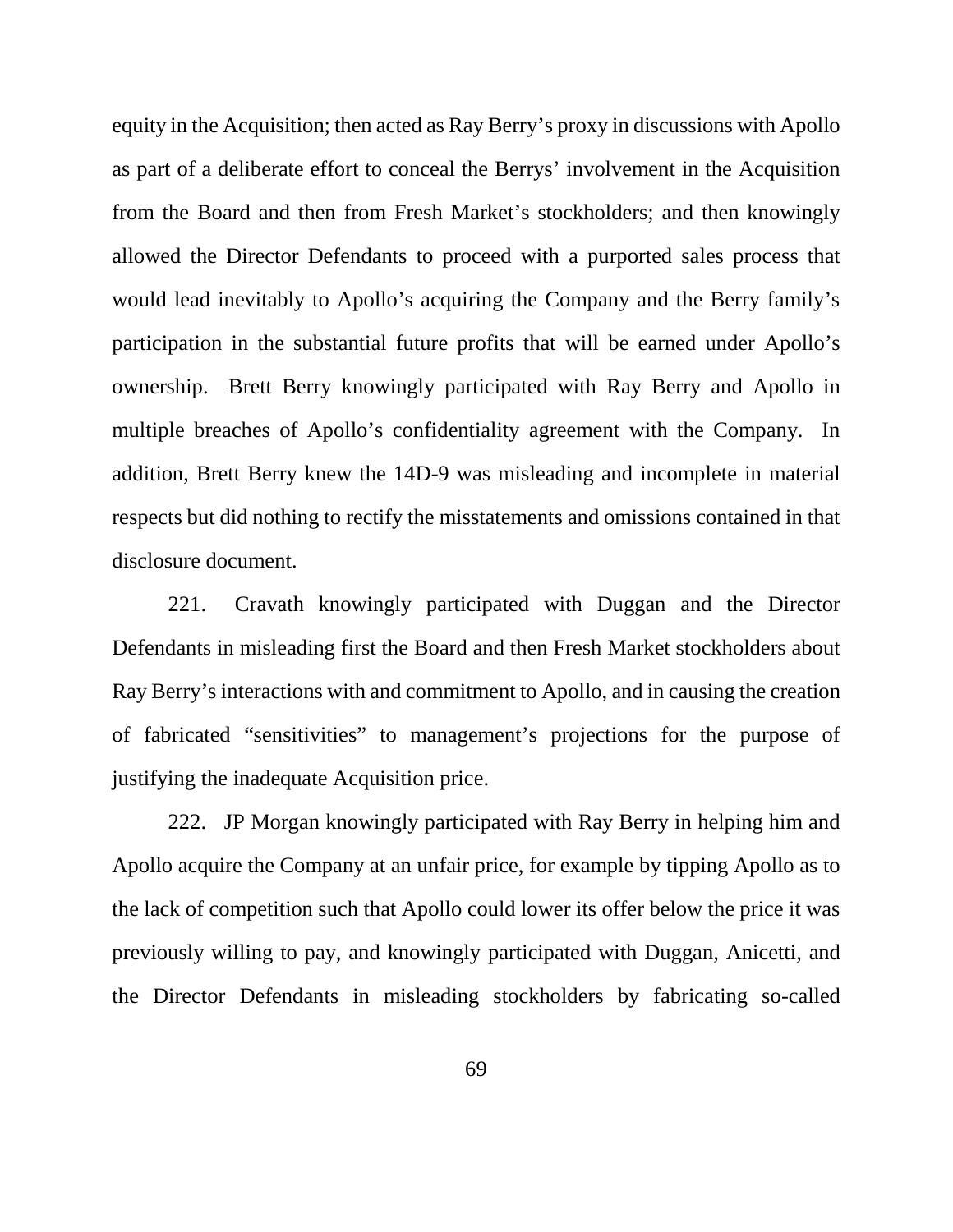equity in the Acquisition; then acted as Ray Berry's proxy in discussions with Apollo as part of a deliberate effort to conceal the Berrys' involvement in the Acquisition from the Board and then from Fresh Market's stockholders; and then knowingly allowed the Director Defendants to proceed with a purported sales process that would lead inevitably to Apollo's acquiring the Company and the Berry family's participation in the substantial future profits that will be earned under Apollo's ownership. Brett Berry knowingly participated with Ray Berry and Apollo in multiple breaches of Apollo's confidentiality agreement with the Company. In addition, Brett Berry knew the 14D-9 was misleading and incomplete in material respects but did nothing to rectify the misstatements and omissions contained in that disclosure document.

221. Cravath knowingly participated with Duggan and the Director Defendants in misleading first the Board and then Fresh Market stockholders about Ray Berry's interactions with and commitment to Apollo, and in causing the creation of fabricated "sensitivities" to management's projections for the purpose of justifying the inadequate Acquisition price.

222. JP Morgan knowingly participated with Ray Berry in helping him and Apollo acquire the Company at an unfair price, for example by tipping Apollo as to the lack of competition such that Apollo could lower its offer below the price it was previously willing to pay, and knowingly participated with Duggan, Anicetti, and the Director Defendants in misleading stockholders by fabricating so-called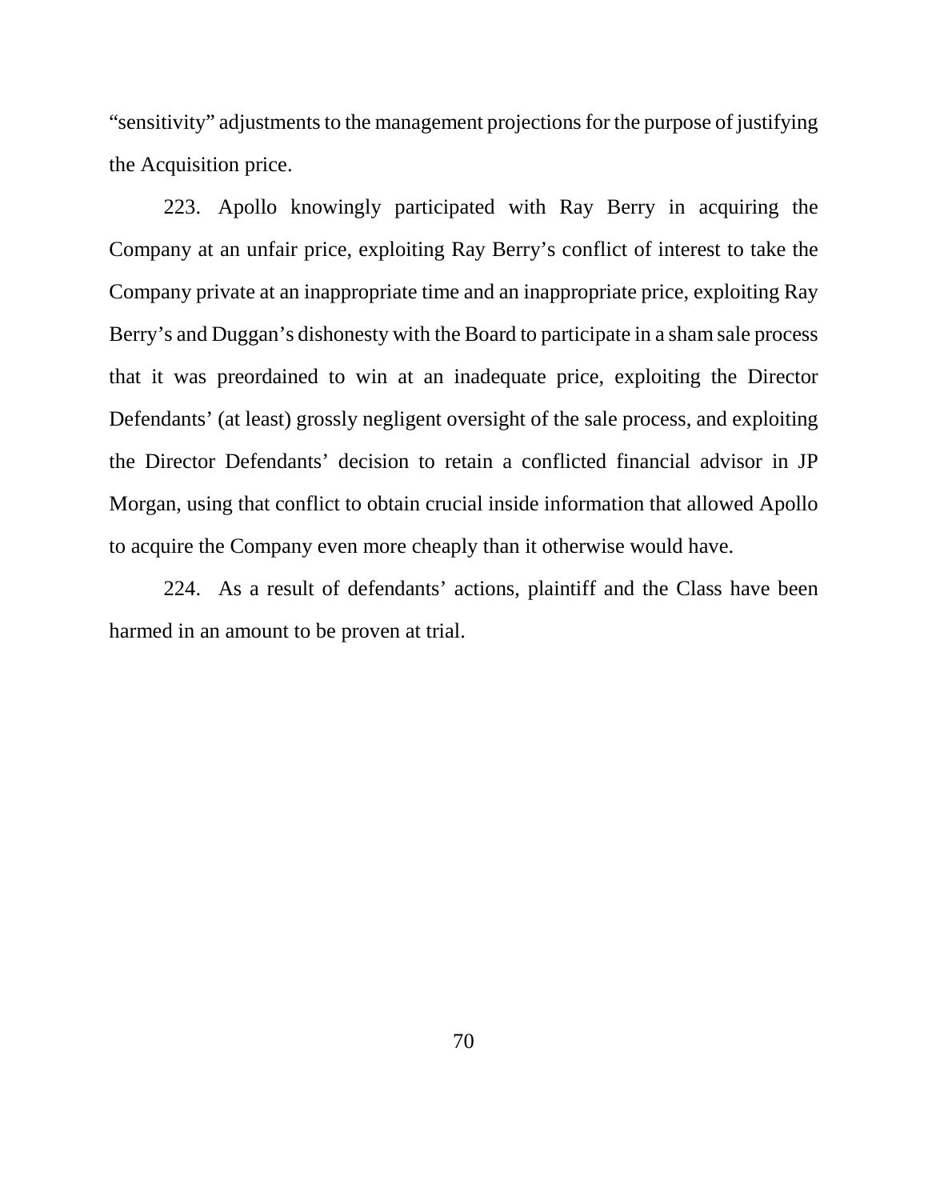“sensitivity” adjustments to the management projections for the purpose of justifying the Acquisition price.

223. Apollo knowingly participated with Ray Berry in acquiring the Company at an unfair price, exploiting Ray Berry’s conflict of interest to take the Company private at an inappropriate time and an inappropriate price, exploiting Ray Berry’s and Duggan’s dishonesty with the Board to participate in a sham sale process that it was preordained to win at an inadequate price, exploiting the Director Defendants’ (at least) grossly negligent oversight of the sale process, and exploiting the Director Defendants’ decision to retain a conflicted financial advisor in JP Morgan, using that conflict to obtain crucial inside information that allowed Apollo to acquire the Company even more cheaply than it otherwise would have.

224. As a result of defendants’ actions, plaintiff and the Class have been harmed in an amount to be proven at trial.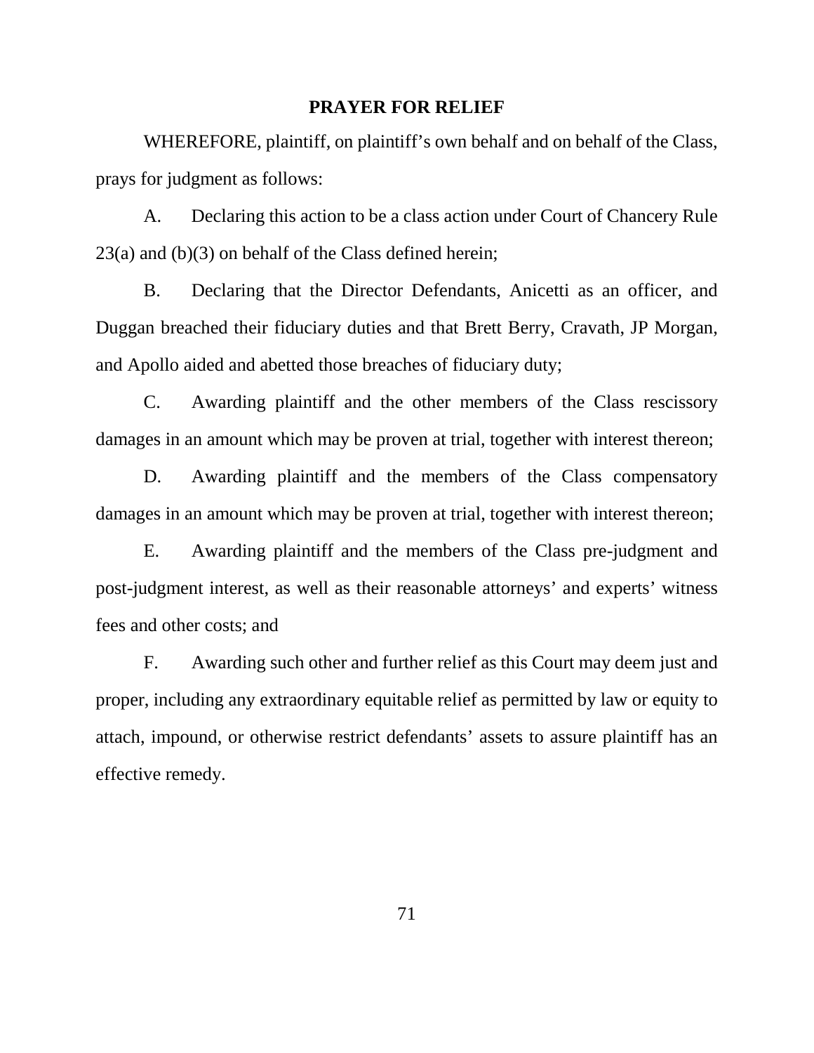## PRAYER FOR RELIEF

WHEREFORE, plaintiff, on plaintiff's own behalf and on behalf of the Class, prays for judgment as follows:

A. Declaring this action to be a class action under Court of Chancery Rule 23(a) and (b)(3) on behalf of the Class defined herein;

B. Declaring that the Director Defendants, Anicetti as an officer, and Duggan breached their fiduciary duties and that Brett Berry, Cravath, JP Morgan, and Apollo aided and abetted those breaches of fiduciary duty;

C. Awarding plaintiff and the other members of the Class rescissory damages in an amount which may be proven at trial, together with interest thereon;

D. Awarding plaintiff and the members of the Class compensatory damages in an amount which may be proven at trial, together with interest thereon;

E. Awarding plaintiff and the members of the Class pre-judgment and post-judgment interest, as well as their reasonable attorneys' and experts' witness fees and other costs; and

F. Awarding such other and further relief as this Court may deem just and proper, including any extraordinary equitable relief as permitted by law or equity to attach, impound, or otherwise restrict defendants' assets to assure plaintiff has an effective remedy.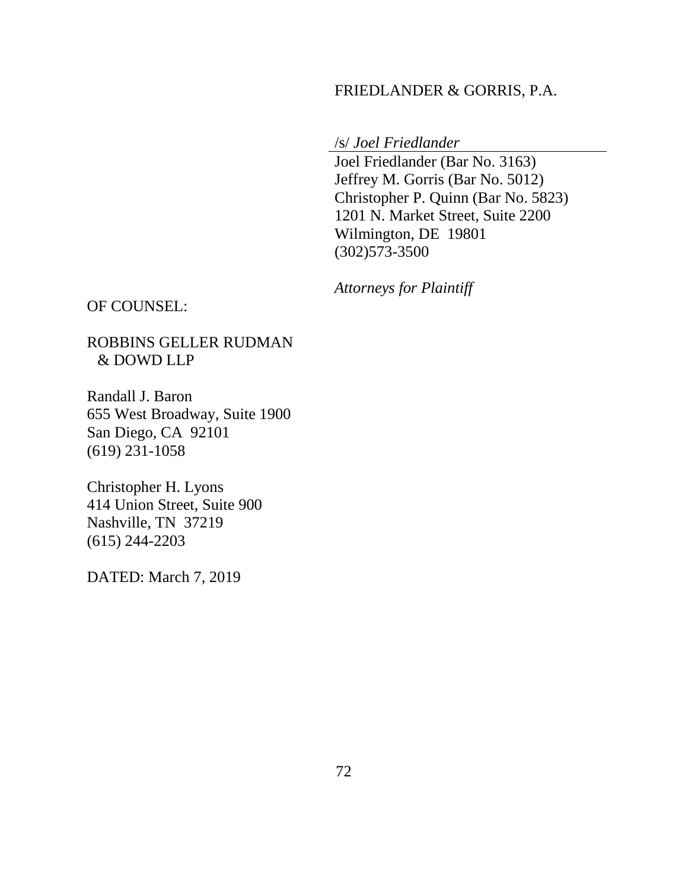FRIEDLANDER & GORRIS, P.A.

/s/ *Joel Friedlander*

Joel Friedlander (Bar No. 3163)
Jeffrey M. Gorris (Bar No. 5012)
Christopher P. Quinn (Bar No. 5823)
1201 N. Market Street, Suite 2200
Wilmington, DE 19801
(302)573-3500

*Attorneys for Plaintiff*

OF COUNSEL:

ROBBINS GELLER RUDMAN
& DOWD LLP

Randall J. Baron
655 West Broadway, Suite 1900
San Diego, CA 92101
(619) 231-1058

Christopher H. Lyons
414 Union Street, Suite 900
Nashville, TN 37219
(615) 244-2203

DATED: March 7, 2019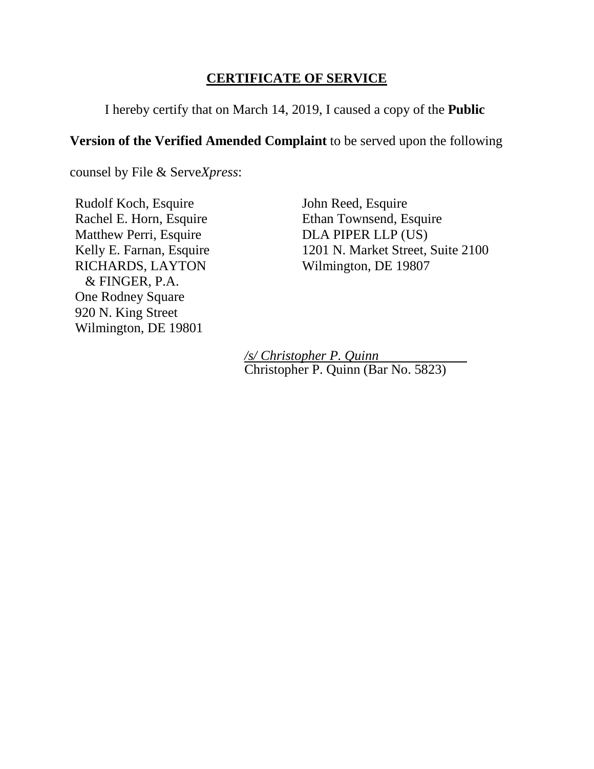## CERTIFICATE OF SERVICE

I hereby certify that on March 14, 2019, I caused a copy of the **Public Version of the Verified Amended Complaint** to be served upon the following counsel by File & Serve*Xpress*:

Rudolf Koch, Esquire
Rachel E. Horn, Esquire
Matthew Perri, Esquire
Kelly E. Farnan, Esquire
RICHARDS, LAYTON & FINGER, P.A.
One Rodney Square
920 N. King Street
Wilmington, DE 19801

John Reed, Esquire
Ethan Townsend, Esquire
DLA PIPER LLP (US)
1201 N. Market Street, Suite 2100
Wilmington, DE 19807

*/s/ Christopher P. Quinn*
Christopher P. Quinn (Bar No. 5823)